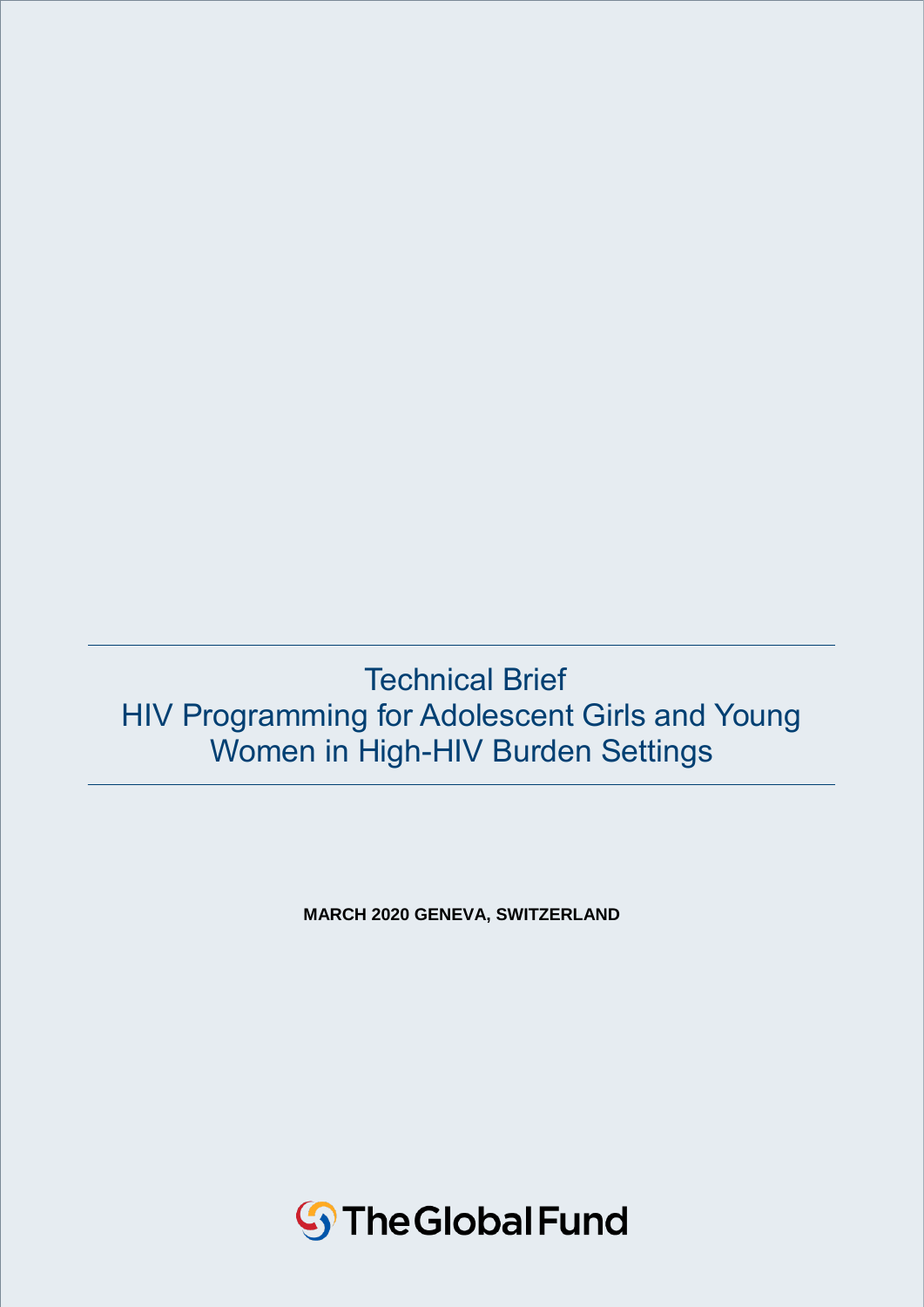# Technical Brief
# HIV Programming for Adolescent Girls and Young Women in High-HIV Burden Settings

**MARCH 2020 GENEVA, SWITZERLAND**

The Global Fund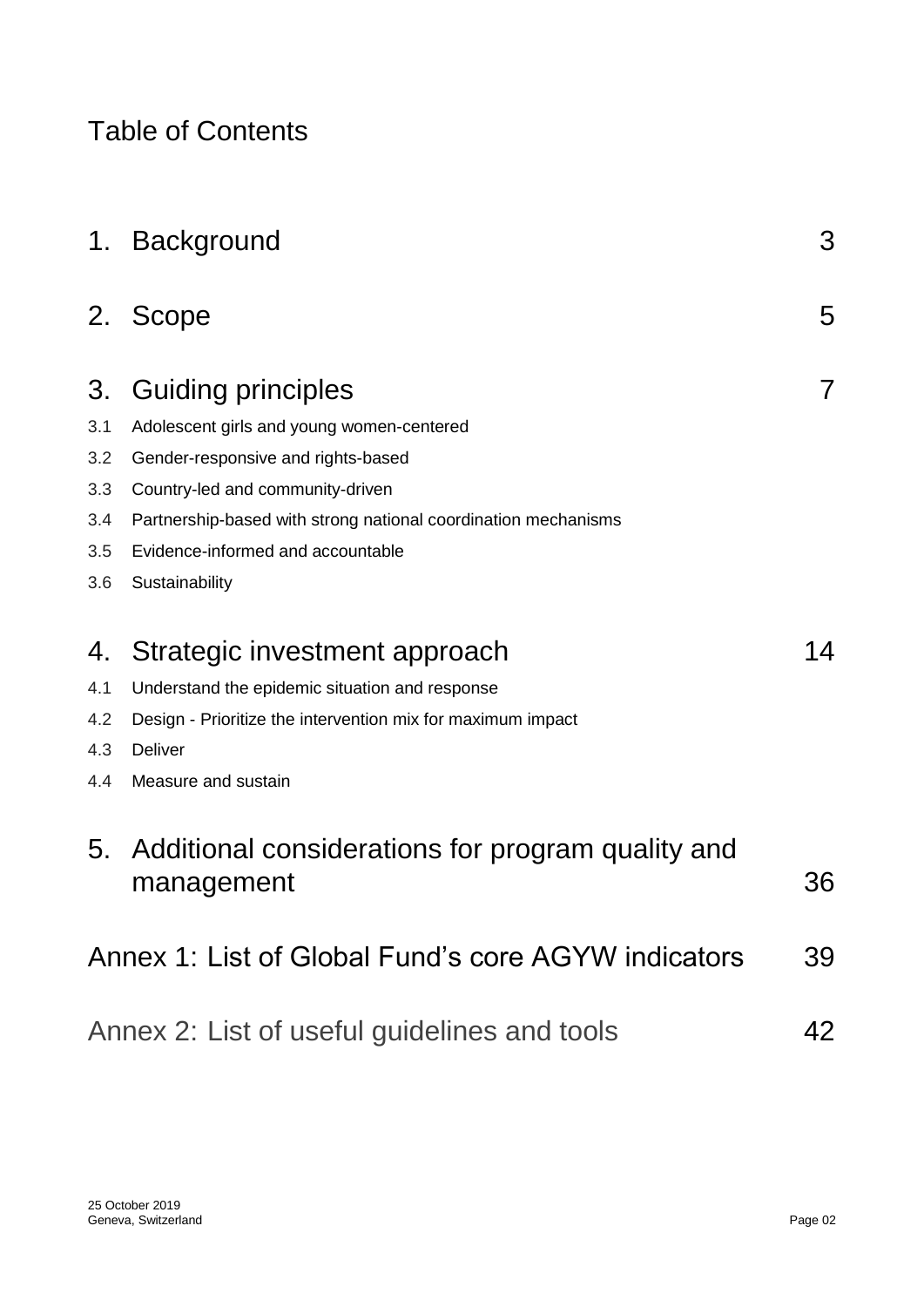# Table of Contents

| | | |
|---|---|---|
| 1. | Background | 3 |
| 2. | Scope | 5 |
| 3. | Guiding principles | 7 |
| 3.1 | Adolescent girls and young women-centered | |
| 3.2 | Gender-responsive and rights-based | |
| 3.3 | Country-led and community-driven | |
| 3.4 | Partnership-based with strong national coordination mechanisms | |
| 3.5 | Evidence-informed and accountable | |
| 3.6 | Sustainability | |
| 4. | Strategic investment approach | 14 |
| 4.1 | Understand the epidemic situation and response | |
| 4.2 | Design - Prioritize the intervention mix for maximum impact | |
| 4.3 | Deliver | |
| 4.4 | Measure and sustain | |
| 5. | Additional considerations for program quality and management | 36 |
| | Annex 1: List of Global Fund's core AGYW indicators | 39 |
| | Annex 2: List of useful guidelines and tools | 42 |

25 October 2019
Geneva, Switzerland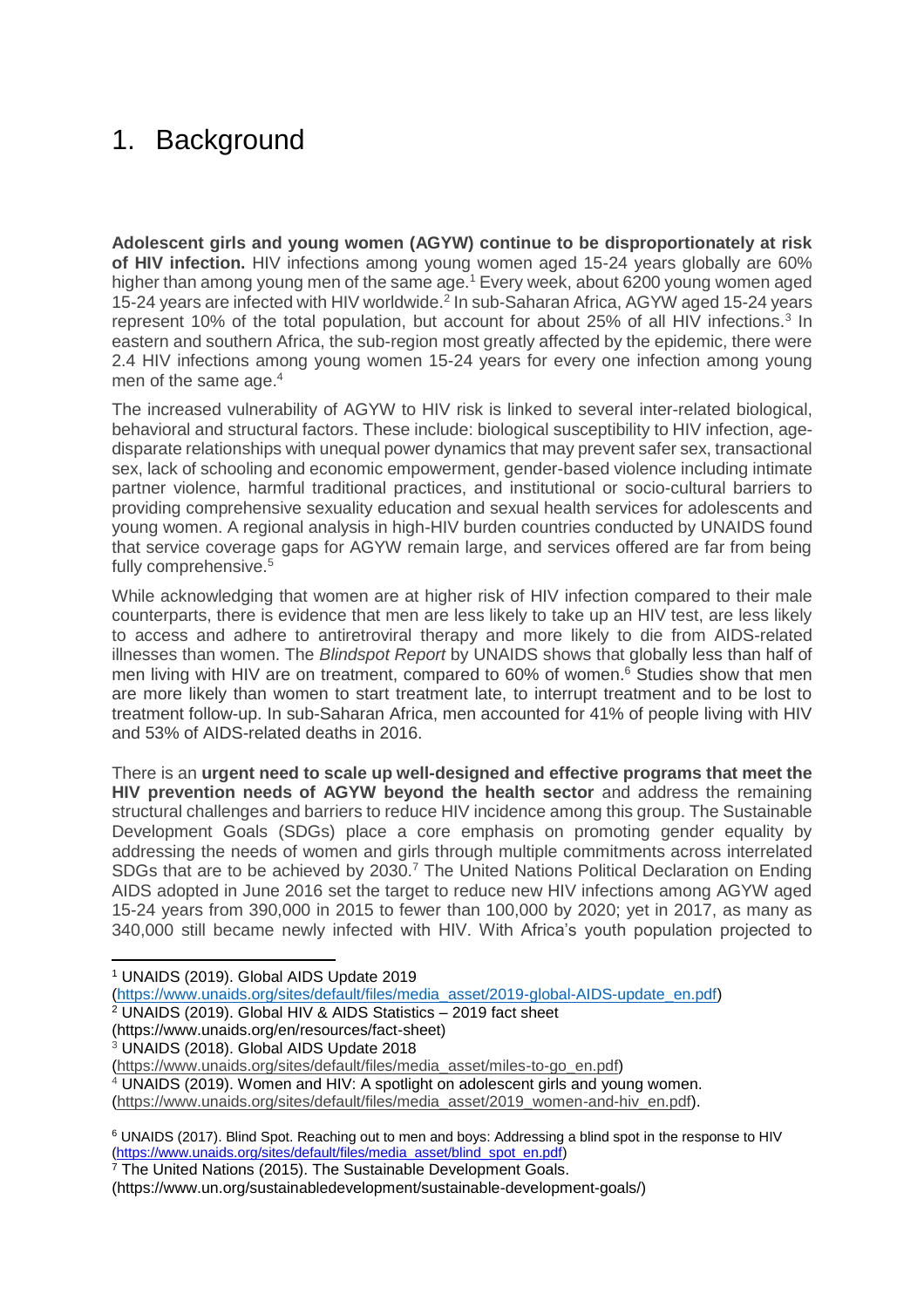# 1. Background

**Adolescent girls and young women (AGYW) continue to be disproportionately at risk of HIV infection.** HIV infections among young women aged 15-24 years globally are 60% higher than among young men of the same age.[1] Every week, about 6200 young women aged 15-24 years are infected with HIV worldwide.[2] In sub-Saharan Africa, AGYW aged 15-24 years represent 10% of the total population, but account for about 25% of all HIV infections.[3] In eastern and southern Africa, the sub-region most greatly affected by the epidemic, there were 2.4 HIV infections among young women 15-24 years for every one infection among young men of the same age.[4]

The increased vulnerability of AGYW to HIV risk is linked to several inter-related biological, behavioral and structural factors. These include: biological susceptibility to HIV infection, age-disparate relationships with unequal power dynamics that may prevent safer sex, transactional sex, lack of schooling and economic empowerment, gender-based violence including intimate partner violence, harmful traditional practices, and institutional or socio-cultural barriers to providing comprehensive sexuality education and sexual health services for adolescents and young women. A regional analysis in high-HIV burden countries conducted by UNAIDS found that service coverage gaps for AGYW remain large, and services offered are far from being fully comprehensive.[5]

While acknowledging that women are at higher risk of HIV infection compared to their male counterparts, there is evidence that men are less likely to take up an HIV test, are less likely to access and adhere to antiretroviral therapy and more likely to die from AIDS-related illnesses than women. The *Blindspot Report* by UNAIDS shows that globally less than half of men living with HIV are on treatment, compared to 60% of women.[6] Studies show that men are more likely than women to start treatment late, to interrupt treatment and to be lost to treatment follow-up. In sub-Saharan Africa, men accounted for 41% of people living with HIV and 53% of AIDS-related deaths in 2016.

There is an **urgent need to scale up well-designed and effective programs that meet the HIV prevention needs of AGYW beyond the health sector** and address the remaining structural challenges and barriers to reduce HIV incidence among this group. The Sustainable Development Goals (SDGs) place a core emphasis on promoting gender equality by addressing the needs of women and girls through multiple commitments across interrelated SDGs that are to be achieved by 2030.[7] The United Nations Political Declaration on Ending AIDS adopted in June 2016 set the target to reduce new HIV infections among AGYW aged 15-24 years from 390,000 in 2015 to fewer than 100,000 by 2020; yet in 2017, as many as 340,000 still became newly infected with HIV. With Africa's youth population projected to

---

[1] UNAIDS (2019). Global AIDS Update 2019 (https://www.unaids.org/sites/default/files/media_asset/2019-global-AIDS-update_en.pdf)

[2] UNAIDS (2019). Global HIV & AIDS Statistics – 2019 fact sheet (https://www.unaids.org/en/resources/fact-sheet)

[3] UNAIDS (2018). Global AIDS Update 2018 (https://www.unaids.org/sites/default/files/media_asset/miles-to-go_en.pdf)

[4] UNAIDS (2019). Women and HIV: A spotlight on adolescent girls and young women. (https://www.unaids.org/sites/default/files/media_asset/2019_women-and-hiv_en.pdf).

[6] UNAIDS (2017). Blind Spot. Reaching out to men and boys: Addressing a blind spot in the response to HIV (https://www.unaids.org/sites/default/files/media_asset/blind_spot_en.pdf)

[7] The United Nations (2015). The Sustainable Development Goals. (https://www.un.org/sustainabledevelopment/sustainable-development-goals/)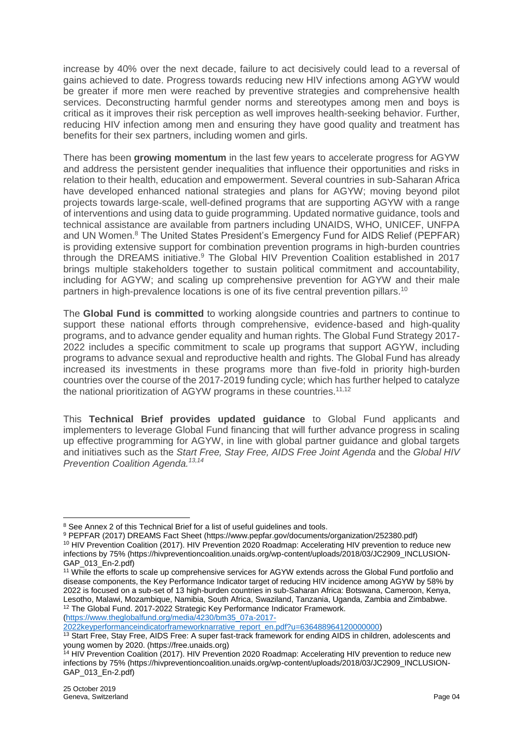increase by 40% over the next decade, failure to act decisively could lead to a reversal of gains achieved to date. Progress towards reducing new HIV infections among AGYW would be greater if more men were reached by preventive strategies and comprehensive health services. Deconstructing harmful gender norms and stereotypes among men and boys is critical as it improves their risk perception as well improves health-seeking behavior. Further, reducing HIV infection among men and ensuring they have good quality and treatment has benefits for their sex partners, including women and girls.

There has been **growing momentum** in the last few years to accelerate progress for AGYW and address the persistent gender inequalities that influence their opportunities and risks in relation to their health, education and empowerment. Several countries in sub-Saharan Africa have developed enhanced national strategies and plans for AGYW; moving beyond pilot projects towards large-scale, well-defined programs that are supporting AGYW with a range of interventions and using data to guide programming. Updated normative guidance, tools and technical assistance are available from partners including UNAIDS, WHO, UNICEF, UNFPA and UN Women.[8] The United States President's Emergency Fund for AIDS Relief (PEPFAR) is providing extensive support for combination prevention programs in high-burden countries through the DREAMS initiative.[9] The Global HIV Prevention Coalition established in 2017 brings multiple stakeholders together to sustain political commitment and accountability, including for AGYW; and scaling up comprehensive prevention for AGYW and their male partners in high-prevalence locations is one of its five central prevention pillars.[10]

The **Global Fund is committed** to working alongside countries and partners to continue to support these national efforts through comprehensive, evidence-based and high-quality programs, and to advance gender equality and human rights. The Global Fund Strategy 2017-2022 includes a specific commitment to scale up programs that support AGYW, including programs to advance sexual and reproductive health and rights. The Global Fund has already increased its investments in these programs more than five-fold in priority high-burden countries over the course of the 2017-2019 funding cycle; which has further helped to catalyze the national prioritization of AGYW programs in these countries.[11,12]

This **Technical Brief provides updated guidance** to Global Fund applicants and implementers to leverage Global Fund financing that will further advance progress in scaling up effective programming for AGYW, in line with global partner guidance and global targets and initiatives such as the *Start Free, Stay Free, AIDS Free Joint Agenda* and the *Global HIV Prevention Coalition Agenda.*[13,14]

---

[8] See Annex 2 of this Technical Brief for a list of useful guidelines and tools.

[9] PEPFAR (2017) DREAMS Fact Sheet (https://www.pepfar.gov/documents/organization/252380.pdf)

[10] HIV Prevention Coalition (2017). HIV Prevention 2020 Roadmap: Accelerating HIV prevention to reduce new infections by 75% (https://hivpreventioncoalition.unaids.org/wp-content/uploads/2018/03/JC2909_INCLUSION-GAP_013_En-2.pdf)

[11] While the efforts to scale up comprehensive services for AGYW extends across the Global Fund portfolio and disease components, the Key Performance Indicator target of reducing HIV incidence among AGYW by 58% by 2022 is focused on a sub-set of 13 high-burden countries in sub-Saharan Africa: Botswana, Cameroon, Kenya, Lesotho, Malawi, Mozambique, Namibia, South Africa, Swaziland, Tanzania, Uganda, Zambia and Zimbabwe.

[12] The Global Fund. 2017-2022 Strategic Key Performance Indicator Framework. (https://www.theglobalfund.org/media/4230/bm35_07a-2017-2022keyperformanceindicatorframeworknarrative_report_en.pdf?u=636488964120000000)

[13] Start Free, Stay Free, AIDS Free: A super fast-track framework for ending AIDS in children, adolescents and young women by 2020. (https://free.unaids.org)

[14] HIV Prevention Coalition (2017). HIV Prevention 2020 Roadmap: Accelerating HIV prevention to reduce new infections by 75% (https://hivpreventioncoalition.unaids.org/wp-content/uploads/2018/03/JC2909_INCLUSION-GAP_013_En-2.pdf)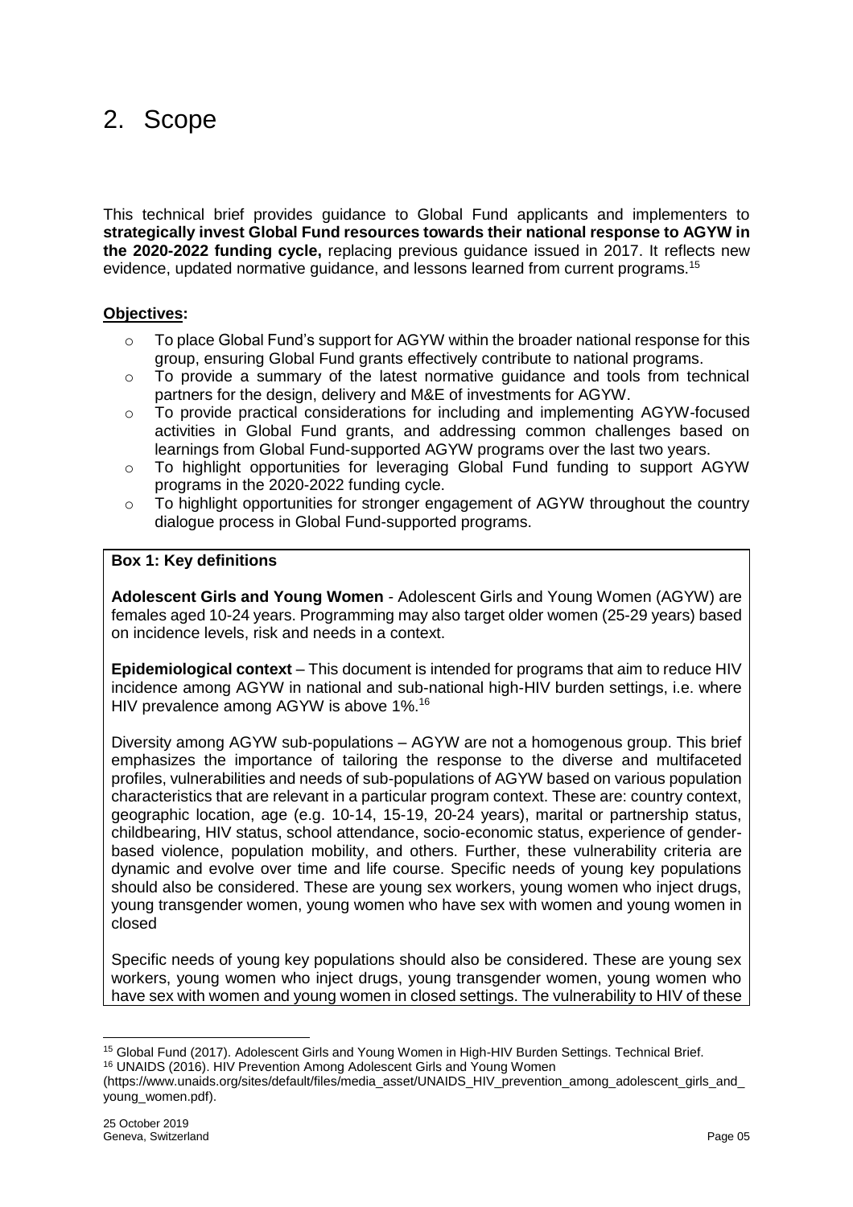# 2. Scope

This technical brief provides guidance to Global Fund applicants and implementers to **strategically invest Global Fund resources towards their national response to AGYW in the 2020-2022 funding cycle,** replacing previous guidance issued in 2017. It reflects new evidence, updated normative guidance, and lessons learned from current programs.[15]

**Objectives:**

- To place Global Fund's support for AGYW within the broader national response for this group, ensuring Global Fund grants effectively contribute to national programs.
- To provide a summary of the latest normative guidance and tools from technical partners for the design, delivery and M&E of investments for AGYW.
- To provide practical considerations for including and implementing AGYW-focused activities in Global Fund grants, and addressing common challenges based on learnings from Global Fund-supported AGYW programs over the last two years.
- To highlight opportunities for leveraging Global Fund funding to support AGYW programs in the 2020-2022 funding cycle.
- To highlight opportunities for stronger engagement of AGYW throughout the country dialogue process in Global Fund-supported programs.

**Box 1: Key definitions**

**Adolescent Girls and Young Women** - Adolescent Girls and Young Women (AGYW) are females aged 10-24 years. Programming may also target older women (25-29 years) based on incidence levels, risk and needs in a context.

**Epidemiological context** – This document is intended for programs that aim to reduce HIV incidence among AGYW in national and sub-national high-HIV burden settings, i.e. where HIV prevalence among AGYW is above 1%.[16]

Diversity among AGYW sub-populations – AGYW are not a homogenous group. This brief emphasizes the importance of tailoring the response to the diverse and multifaceted profiles, vulnerabilities and needs of sub-populations of AGYW based on various population characteristics that are relevant in a particular program context. These are: country context, geographic location, age (e.g. 10-14, 15-19, 20-24 years), marital or partnership status, childbearing, HIV status, school attendance, socio-economic status, experience of gender-based violence, population mobility, and others. Further, these vulnerability criteria are dynamic and evolve over time and life course. Specific needs of young key populations should also be considered. These are young sex workers, young women who inject drugs, young transgender women, young women who have sex with women and young women in closed

Specific needs of young key populations should also be considered. These are young sex workers, young women who inject drugs, young transgender women, young women who have sex with women and young women in closed settings. The vulnerability to HIV of these

---

[15] Global Fund (2017). Adolescent Girls and Young Women in High-HIV Burden Settings. Technical Brief.

[16] UNAIDS (2016). HIV Prevention Among Adolescent Girls and Young Women (https://www.unaids.org/sites/default/files/media_asset/UNAIDS_HIV_prevention_among_adolescent_girls_and_young_women.pdf).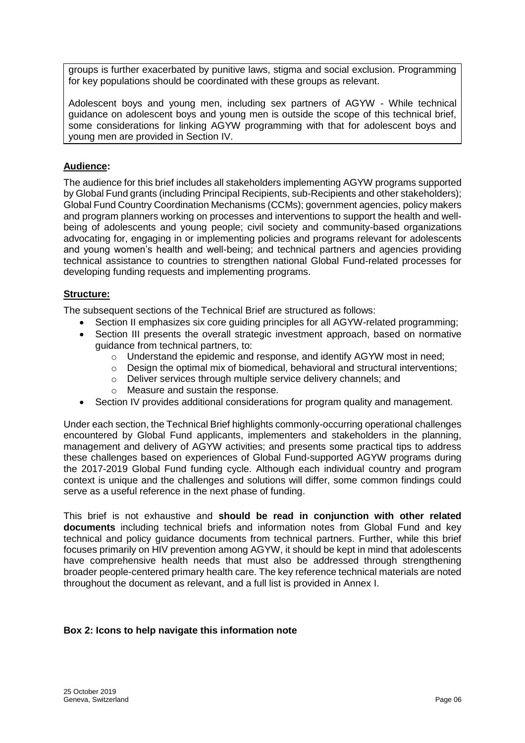groups is further exacerbated by punitive laws, stigma and social exclusion. Programming for key populations should be coordinated with these groups as relevant.

Adolescent boys and young men, including sex partners of AGYW - While technical guidance on adolescent boys and young men is outside the scope of this technical brief, some considerations for linking AGYW programming with that for adolescent boys and young men are provided in Section IV.

## Audience:

The audience for this brief includes all stakeholders implementing AGYW programs supported by Global Fund grants (including Principal Recipients, sub-Recipients and other stakeholders); Global Fund Country Coordination Mechanisms (CCMs); government agencies, policy makers and program planners working on processes and interventions to support the health and well-being of adolescents and young people; civil society and community-based organizations advocating for, engaging in or implementing policies and programs relevant for adolescents and young women's health and well-being; and technical partners and agencies providing technical assistance to countries to strengthen national Global Fund-related processes for developing funding requests and implementing programs.

## Structure:

The subsequent sections of the Technical Brief are structured as follows:

- Section II emphasizes six core guiding principles for all AGYW-related programming;
- Section III presents the overall strategic investment approach, based on normative guidance from technical partners, to:
  - Understand the epidemic and response, and identify AGYW most in need;
  - Design the optimal mix of biomedical, behavioral and structural interventions;
  - Deliver services through multiple service delivery channels; and
  - Measure and sustain the response.
- Section IV provides additional considerations for program quality and management.

Under each section, the Technical Brief highlights commonly-occurring operational challenges encountered by Global Fund applicants, implementers and stakeholders in the planning, management and delivery of AGYW activities; and presents some practical tips to address these challenges based on experiences of Global Fund-supported AGYW programs during the 2017-2019 Global Fund funding cycle. Although each individual country and program context is unique and the challenges and solutions will differ, some common findings could serve as a useful reference in the next phase of funding.

This brief is not exhaustive and **should be read in conjunction with other related documents** including technical briefs and information notes from Global Fund and key technical and policy guidance documents from technical partners. Further, while this brief focuses primarily on HIV prevention among AGYW, it should be kept in mind that adolescents have comprehensive health needs that must also be addressed through strengthening broader people-centered primary health care. The key reference technical materials are noted throughout the document as relevant, and a full list is provided in Annex I.

**Box 2: Icons to help navigate this information note**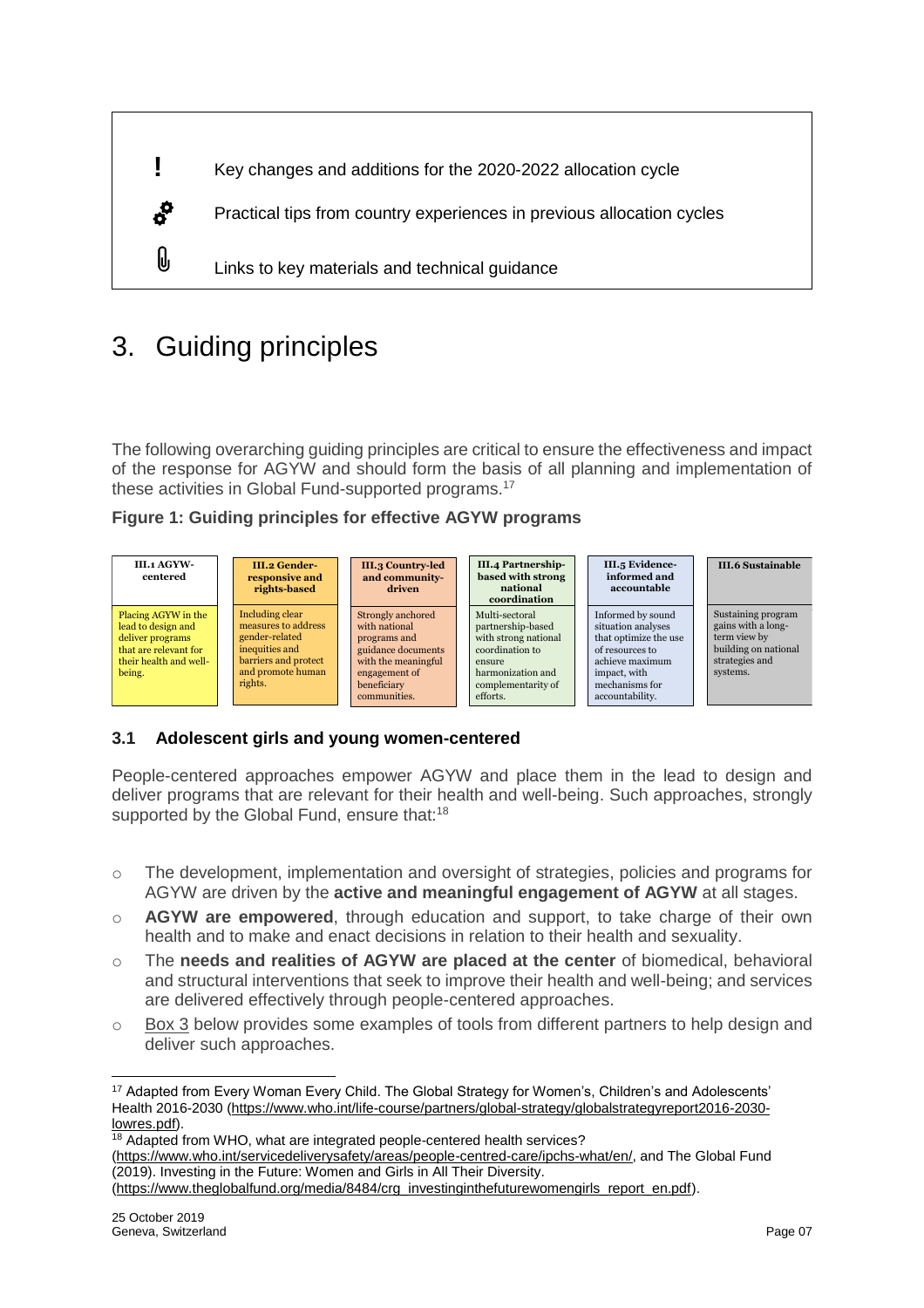| | |
|---|---|
| ! | Key changes and additions for the 2020-2022 allocation cycle |
| ⚙ | Practical tips from country experiences in previous allocation cycles |
| 📎 | Links to key materials and technical guidance |

# 3. Guiding principles

The following overarching guiding principles are critical to ensure the effectiveness and impact of the response for AGYW and should form the basis of all planning and implementation of these activities in Global Fund-supported programs.[17]

**Figure 1: Guiding principles for effective AGYW programs**

| III.1 AGYW-centered | III.2 Gender-responsive and rights-based | III.3 Country-led and community-driven | III.4 Partnership-based with strong national coordination | III.5 Evidence-informed and accountable | III.6 Sustainable |
|---|---|---|---|---|---|
| Placing AGYW in the lead to design and deliver programs that are relevant for their health and well-being. | Including clear measures to address gender-related inequities and barriers and protect and promote human rights. | Strongly anchored with national programs and guidance documents with the meaningful engagement of beneficiary communities. | Multi-sectoral partnership-based with strong national coordination to ensure harmonization and complementarity of efforts. | Informed by sound situation analyses that optimize the use of resources to achieve maximum impact, with mechanisms for accountability. | Sustaining program gains with a long-term view by building on national strategies and systems. |

### 3.1 Adolescent girls and young women-centered

People-centered approaches empower AGYW and place them in the lead to design and deliver programs that are relevant for their health and well-being. Such approaches, strongly supported by the Global Fund, ensure that:[18]

- The development, implementation and oversight of strategies, policies and programs for AGYW are driven by the **active and meaningful engagement of AGYW** at all stages.
- **AGYW are empowered**, through education and support, to take charge of their own health and to make and enact decisions in relation to their health and sexuality.
- The **needs and realities of AGYW are placed at the center** of biomedical, behavioral and structural interventions that seek to improve their health and well-being; and services are delivered effectively through people-centered approaches.
- Box 3 below provides some examples of tools from different partners to help design and deliver such approaches.

---

[17] Adapted from Every Woman Every Child. The Global Strategy for Women's, Children's and Adolescents' Health 2016-2030 (https://www.who.int/life-course/partners/global-strategy/globalstrategyreport2016-2030-lowres.pdf).

[18] Adapted from WHO, what are integrated people-centered health services? (https://www.who.int/servicedeliverysafety/areas/people-centred-care/ipchs-what/en/, and The Global Fund (2019). Investing in the Future: Women and Girls in All Their Diversity. (https://www.theglobalfund.org/media/8484/crg_investinginthefuturewomengirls_report_en.pdf).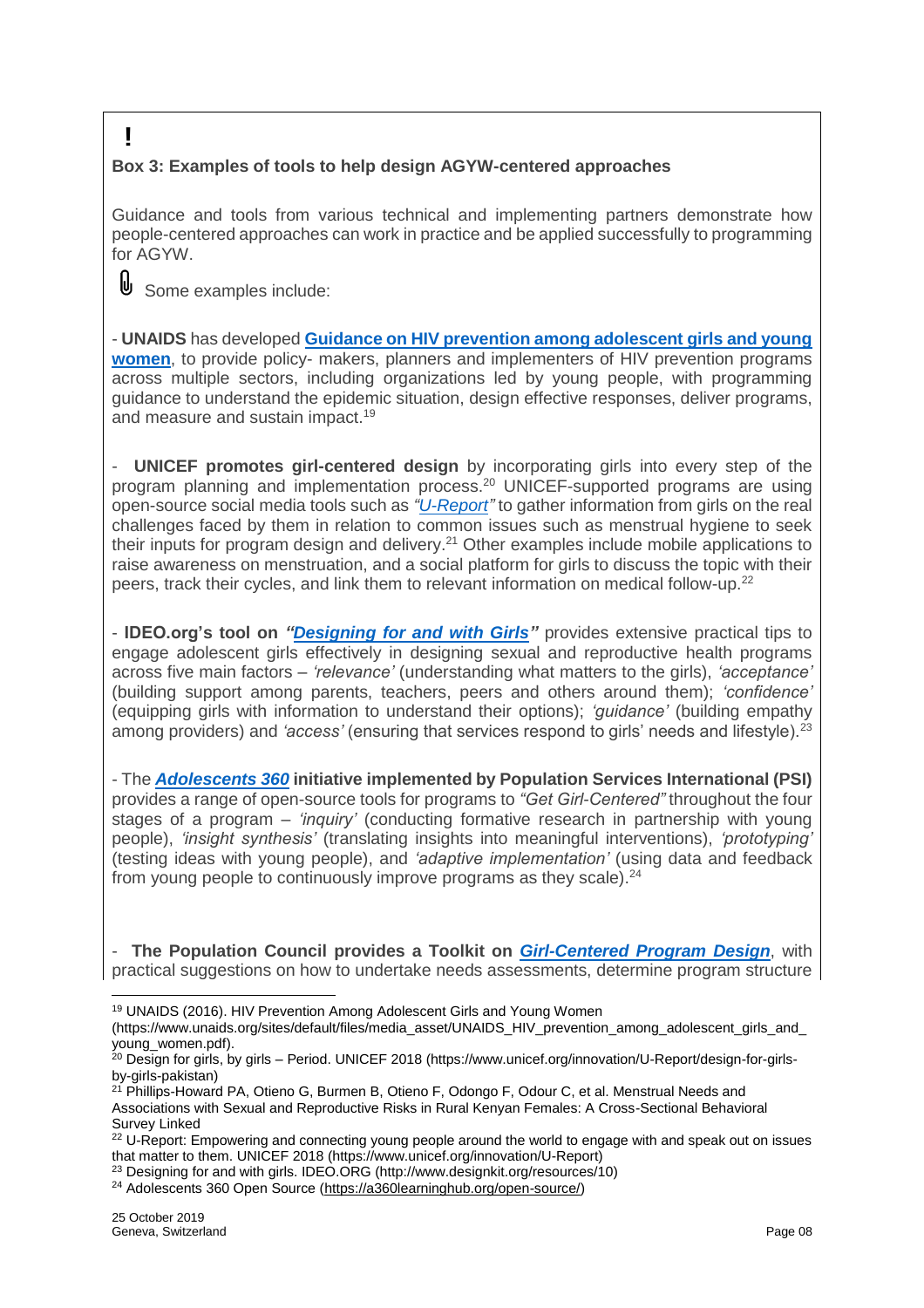!

**Box 3: Examples of tools to help design AGYW-centered approaches**

Guidance and tools from various technical and implementing partners demonstrate how people-centered approaches can work in practice and be applied successfully to programming for AGYW.

Some examples include:

- **UNAIDS** has developed **Guidance on HIV prevention among adolescent girls and young women**, to provide policy- makers, planners and implementers of HIV prevention programs across multiple sectors, including organizations led by young people, with programming guidance to understand the epidemic situation, design effective responses, deliver programs, and measure and sustain impact.[19]

- **UNICEF promotes girl-centered design** by incorporating girls into every step of the program planning and implementation process.[20] UNICEF-supported programs are using open-source social media tools such as *"U-Report"* to gather information from girls on the real challenges faced by them in relation to common issues such as menstrual hygiene to seek their inputs for program design and delivery.[21] Other examples include mobile applications to raise awareness on menstruation, and a social platform for girls to discuss the topic with their peers, track their cycles, and link them to relevant information on medical follow-up.[22]

- **IDEO.org's tool on *"Designing for and with Girls"*** provides extensive practical tips to engage adolescent girls effectively in designing sexual and reproductive health programs across five main factors – *'relevance'* (understanding what matters to the girls), *'acceptance'* (building support among parents, teachers, peers and others around them); *'confidence'* (equipping girls with information to understand their options); *'guidance'* (building empathy among providers) and *'access'* (ensuring that services respond to girls' needs and lifestyle).[23]

- The ***Adolescents 360*** **initiative implemented by Population Services International (PSI)** provides a range of open-source tools for programs to *"Get Girl-Centered"* throughout the four stages of a program – *'inquiry'* (conducting formative research in partnership with young people), *'insight synthesis'* (translating insights into meaningful interventions), *'prototyping'* (testing ideas with young people), and *'adaptive implementation'* (using data and feedback from young people to continuously improve programs as they scale).[24]

- **The Population Council provides a Toolkit on *Girl-Centered Program Design***, with practical suggestions on how to undertake needs assessments, determine program structure

---

[19] UNAIDS (2016). HIV Prevention Among Adolescent Girls and Young Women (https://www.unaids.org/sites/default/files/media_asset/UNAIDS_HIV_prevention_among_adolescent_girls_and_young_women.pdf).

[20] Design for girls, by girls – Period. UNICEF 2018 (https://www.unicef.org/innovation/U-Report/design-for-girls-by-girls-pakistan)

[21] Phillips-Howard PA, Otieno G, Burmen B, Otieno F, Odongo F, Odour C, et al. Menstrual Needs and Associations with Sexual and Reproductive Risks in Rural Kenyan Females: A Cross-Sectional Behavioral Survey Linked

[22] U-Report: Empowering and connecting young people around the world to engage with and speak out on issues that matter to them. UNICEF 2018 (https://www.unicef.org/innovation/U-Report)

[23] Designing for and with girls. IDEO.ORG (http://www.designkit.org/resources/10)

[24] Adolescents 360 Open Source (https://a360learninghub.org/open-source/)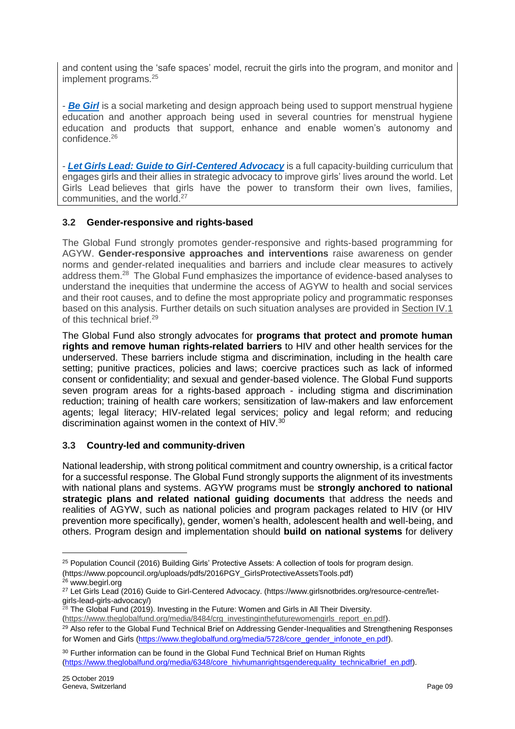and content using the 'safe spaces' model, recruit the girls into the program, and monitor and implement programs.[25]

- ***Be Girl*** is a social marketing and design approach being used to support menstrual hygiene education and another approach being used in several countries for menstrual hygiene education and products that support, enhance and enable women's autonomy and confidence.[26]

- ***Let Girls Lead: Guide to Girl-Centered Advocacy*** is a full capacity-building curriculum that engages girls and their allies in strategic advocacy to improve girls' lives around the world. Let Girls Lead believes that girls have the power to transform their own lives, families, communities, and the world.[27]

### 3.2 Gender-responsive and rights-based

The Global Fund strongly promotes gender-responsive and rights-based programming for AGYW. **Gender-responsive approaches and interventions** raise awareness on gender norms and gender-related inequalities and barriers and include clear measures to actively address them.[28] The Global Fund emphasizes the importance of evidence-based analyses to understand the inequities that undermine the access of AGYW to health and social services and their root causes, and to define the most appropriate policy and programmatic responses based on this analysis. Further details on such situation analyses are provided in Section IV.1 of this technical brief.[29]

The Global Fund also strongly advocates for **programs that protect and promote human rights and remove human rights-related barriers** to HIV and other health services for the underserved. These barriers include stigma and discrimination, including in the health care setting; punitive practices, policies and laws; coercive practices such as lack of informed consent or confidentiality; and sexual and gender-based violence. The Global Fund supports seven program areas for a rights-based approach - including stigma and discrimination reduction; training of health care workers; sensitization of law-makers and law enforcement agents; legal literacy; HIV-related legal services; policy and legal reform; and reducing discrimination against women in the context of HIV.[30]

### 3.3 Country-led and community-driven

National leadership, with strong political commitment and country ownership, is a critical factor for a successful response. The Global Fund strongly supports the alignment of its investments with national plans and systems. AGYW programs must be **strongly anchored to national strategic plans and related national guiding documents** that address the needs and realities of AGYW, such as national policies and program packages related to HIV (or HIV prevention more specifically), gender, women's health, adolescent health and well-being, and others. Program design and implementation should **build on national systems** for delivery

---

[25] Population Council (2016) Building Girls' Protective Assets: A collection of tools for program design. (https://www.popcouncil.org/uploads/pdfs/2016PGY_GirlsProtectiveAssetsTools.pdf)

[26] www.begirl.org

[27] Let Girls Lead (2016) Guide to Girl-Centered Advocacy. (https://www.girlsnotbrides.org/resource-centre/let-girls-lead-girls-advocacy/)

[28] The Global Fund (2019). Investing in the Future: Women and Girls in All Their Diversity. (https://www.theglobalfund.org/media/8484/crg_investinginthefuturewomengirls_report_en.pdf).

[29] Also refer to the Global Fund Technical Brief on Addressing Gender-Inequalities and Strengthening Responses for Women and Girls (https://www.theglobalfund.org/media/5728/core_gender_infonote_en.pdf).

[30] Further information can be found in the Global Fund Technical Brief on Human Rights (https://www.theglobalfund.org/media/6348/core_hivhumanrightsgenderequality_technicalbrief_en.pdf).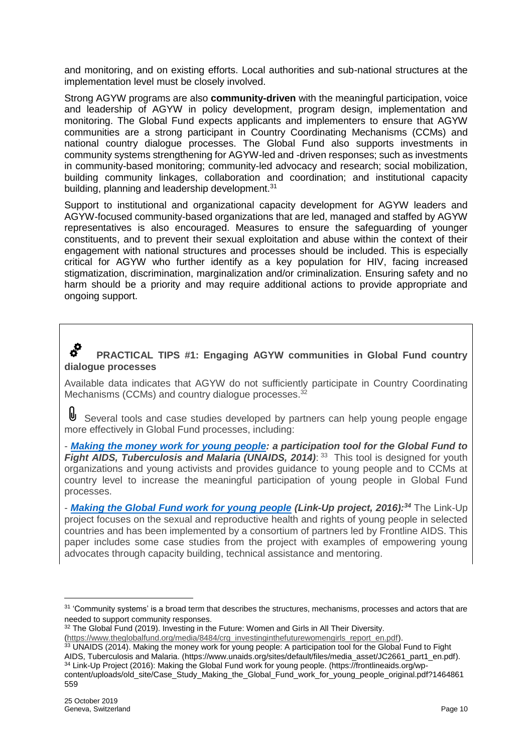and monitoring, and on existing efforts. Local authorities and sub-national structures at the implementation level must be closely involved.

Strong AGYW programs are also **community-driven** with the meaningful participation, voice and leadership of AGYW in policy development, program design, implementation and monitoring. The Global Fund expects applicants and implementers to ensure that AGYW communities are a strong participant in Country Coordinating Mechanisms (CCMs) and national country dialogue processes. The Global Fund also supports investments in community systems strengthening for AGYW-led and -driven responses; such as investments in community-based monitoring; community-led advocacy and research; social mobilization, building community linkages, collaboration and coordination; and institutional capacity building, planning and leadership development.[31]

Support to institutional and organizational capacity development for AGYW leaders and AGYW-focused community-based organizations that are led, managed and staffed by AGYW representatives is also encouraged. Measures to ensure the safeguarding of younger constituents, and to prevent their sexual exploitation and abuse within the context of their engagement with national structures and processes should be included. This is especially critical for AGYW who further identify as a key population for HIV, facing increased stigmatization, discrimination, marginalization and/or criminalization. Ensuring safety and no harm should be a priority and may require additional actions to provide appropriate and ongoing support.

### PRACTICAL TIPS #1: Engaging AGYW communities in Global Fund country dialogue processes

Available data indicates that AGYW do not sufficiently participate in Country Coordinating Mechanisms (CCMs) and country dialogue processes.[32]

Several tools and case studies developed by partners can help young people engage more effectively in Global Fund processes, including:

- ***Making the money work for young people*: a participation tool for the Global Fund to Fight AIDS, Tuberculosis and Malaria (UNAIDS, 2014)**:[33] This tool is designed for youth organizations and young activists and provides guidance to young people and to CCMs at country level to increase the meaningful participation of young people in Global Fund processes.

- ***Making the Global Fund work for young people* (Link-Up project, 2016)**:[34] The Link-Up project focuses on the sexual and reproductive health and rights of young people in selected countries and has been implemented by a consortium of partners led by Frontline AIDS. This paper includes some case studies from the project with examples of empowering young advocates through capacity building, technical assistance and mentoring.

---

[31] 'Community systems' is a broad term that describes the structures, mechanisms, processes and actors that are needed to support community responses.

[32] The Global Fund (2019). Investing in the Future: Women and Girls in All Their Diversity. (https://www.theglobalfund.org/media/8484/crg_investinginthefuturewomengirls_report_en.pdf).

[33] UNAIDS (2014). Making the money work for young people: A participation tool for the Global Fund to Fight AIDS, Tuberculosis and Malaria. (https://www.unaids.org/sites/default/files/media_asset/JC2661_part1_en.pdf).

[34] Link-Up Project (2016): Making the Global Fund work for young people. (https://frontlineaids.org/wp-content/uploads/old_site/Case_Study_Making_the_Global_Fund_work_for_young_people_original.pdf?1464861559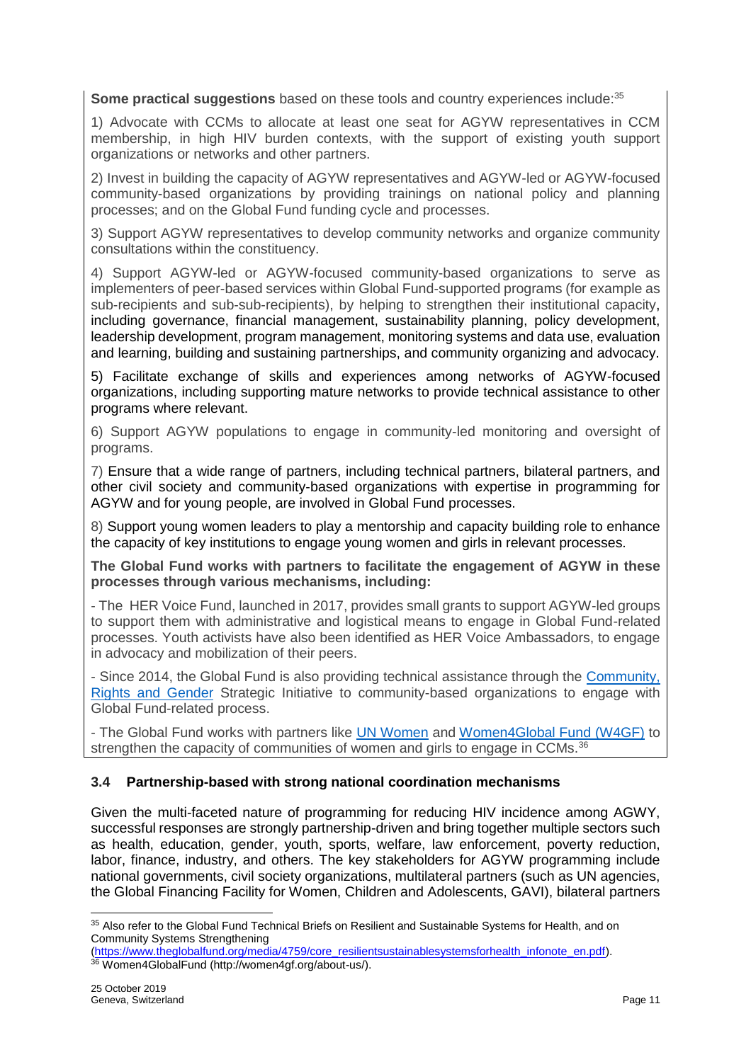**Some practical suggestions** based on these tools and country experiences include:[35]

1) Advocate with CCMs to allocate at least one seat for AGYW representatives in CCM membership, in high HIV burden contexts, with the support of existing youth support organizations or networks and other partners.

2) Invest in building the capacity of AGYW representatives and AGYW-led or AGYW-focused community-based organizations by providing trainings on national policy and planning processes; and on the Global Fund funding cycle and processes.

3) Support AGYW representatives to develop community networks and organize community consultations within the constituency.

4) Support AGYW-led or AGYW-focused community-based organizations to serve as implementers of peer-based services within Global Fund-supported programs (for example as sub-recipients and sub-sub-recipients), by helping to strengthen their institutional capacity, including governance, financial management, sustainability planning, policy development, leadership development, program management, monitoring systems and data use, evaluation and learning, building and sustaining partnerships, and community organizing and advocacy.

5) Facilitate exchange of skills and experiences among networks of AGYW-focused organizations, including supporting mature networks to provide technical assistance to other programs where relevant.

6) Support AGYW populations to engage in community-led monitoring and oversight of programs.

7) Ensure that a wide range of partners, including technical partners, bilateral partners, and other civil society and community-based organizations with expertise in programming for AGYW and for young people, are involved in Global Fund processes.

8) Support young women leaders to play a mentorship and capacity building role to enhance the capacity of key institutions to engage young women and girls in relevant processes.

**The Global Fund works with partners to facilitate the engagement of AGYW in these processes through various mechanisms, including:**

- The HER Voice Fund, launched in 2017, provides small grants to support AGYW-led groups to support them with administrative and logistical means to engage in Global Fund-related processes. Youth activists have also been identified as HER Voice Ambassadors, to engage in advocacy and mobilization of their peers.

- Since 2014, the Global Fund is also providing technical assistance through the Community, Rights and Gender Strategic Initiative to community-based organizations to engage with Global Fund-related process.

- The Global Fund works with partners like UN Women and Women4Global Fund (W4GF) to strengthen the capacity of communities of women and girls to engage in CCMs.[36]

### 3.4 Partnership-based with strong national coordination mechanisms

Given the multi-faceted nature of programming for reducing HIV incidence among AGWY, successful responses are strongly partnership-driven and bring together multiple sectors such as health, education, gender, youth, sports, welfare, law enforcement, poverty reduction, labor, finance, industry, and others. The key stakeholders for AGYW programming include national governments, civil society organizations, multilateral partners (such as UN agencies, the Global Financing Facility for Women, Children and Adolescents, GAVI), bilateral partners

---

[35] Also refer to the Global Fund Technical Briefs on Resilient and Sustainable Systems for Health, and on Community Systems Strengthening (https://www.theglobalfund.org/media/4759/core_resilientsustainablesystemsforhealth_infonote_en.pdf).

[36] Women4GlobalFund (http://women4gf.org/about-us/).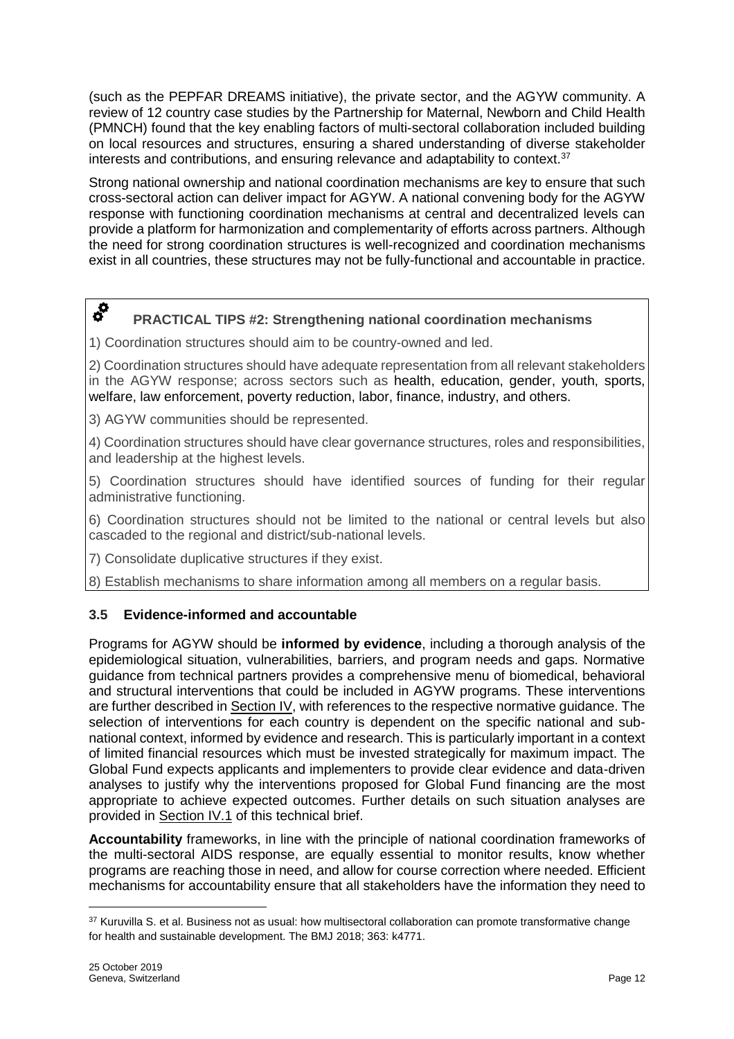(such as the PEPFAR DREAMS initiative), the private sector, and the AGYW community. A review of 12 country case studies by the Partnership for Maternal, Newborn and Child Health (PMNCH) found that the key enabling factors of multi-sectoral collaboration included building on local resources and structures, ensuring a shared understanding of diverse stakeholder interests and contributions, and ensuring relevance and adaptability to context.[37]

Strong national ownership and national coordination mechanisms are key to ensure that such cross-sectoral action can deliver impact for AGYW. A national convening body for the AGYW response with functioning coordination mechanisms at central and decentralized levels can provide a platform for harmonization and complementarity of efforts across partners. Although the need for strong coordination structures is well-recognized and coordination mechanisms exist in all countries, these structures may not be fully-functional and accountable in practice.

> **PRACTICAL TIPS #2: Strengthening national coordination mechanisms**
>
> 1) Coordination structures should aim to be country-owned and led.
>
> 2) Coordination structures should have adequate representation from all relevant stakeholders in the AGYW response; across sectors such as health, education, gender, youth, sports, welfare, law enforcement, poverty reduction, labor, finance, industry, and others.
>
> 3) AGYW communities should be represented.
>
> 4) Coordination structures should have clear governance structures, roles and responsibilities, and leadership at the highest levels.
>
> 5) Coordination structures should have identified sources of funding for their regular administrative functioning.
>
> 6) Coordination structures should not be limited to the national or central levels but also cascaded to the regional and district/sub-national levels.
>
> 7) Consolidate duplicative structures if they exist.
>
> 8) Establish mechanisms to share information among all members on a regular basis.

### 3.5 Evidence-informed and accountable

Programs for AGYW should be **informed by evidence**, including a thorough analysis of the epidemiological situation, vulnerabilities, barriers, and program needs and gaps. Normative guidance from technical partners provides a comprehensive menu of biomedical, behavioral and structural interventions that could be included in AGYW programs. These interventions are further described in Section IV, with references to the respective normative guidance. The selection of interventions for each country is dependent on the specific national and sub-national context, informed by evidence and research. This is particularly important in a context of limited financial resources which must be invested strategically for maximum impact. The Global Fund expects applicants and implementers to provide clear evidence and data-driven analyses to justify why the interventions proposed for Global Fund financing are the most appropriate to achieve expected outcomes. Further details on such situation analyses are provided in Section IV.1 of this technical brief.

**Accountability** frameworks, in line with the principle of national coordination frameworks of the multi-sectoral AIDS response, are equally essential to monitor results, know whether programs are reaching those in need, and allow for course correction where needed. Efficient mechanisms for accountability ensure that all stakeholders have the information they need to

[37] Kuruvilla S. et al. Business not as usual: how multisectoral collaboration can promote transformative change for health and sustainable development. The BMJ 2018; 363: k4771.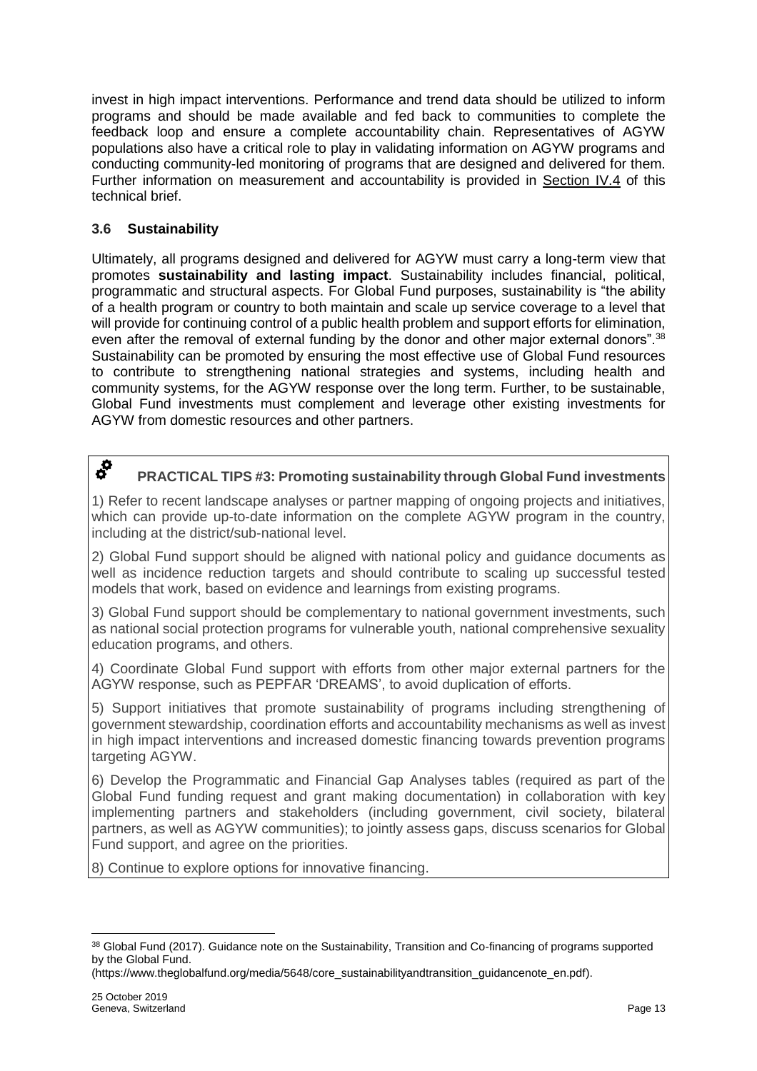invest in high impact interventions. Performance and trend data should be utilized to inform programs and should be made available and fed back to communities to complete the feedback loop and ensure a complete accountability chain. Representatives of AGYW populations also have a critical role to play in validating information on AGYW programs and conducting community-led monitoring of programs that are designed and delivered for them. Further information on measurement and accountability is provided in Section IV.4 of this technical brief.

### 3.6 Sustainability

Ultimately, all programs designed and delivered for AGYW must carry a long-term view that promotes **sustainability and lasting impact**. Sustainability includes financial, political, programmatic and structural aspects. For Global Fund purposes, sustainability is "the ability of a health program or country to both maintain and scale up service coverage to a level that will provide for continuing control of a public health problem and support efforts for elimination, even after the removal of external funding by the donor and other major external donors".[38] Sustainability can be promoted by ensuring the most effective use of Global Fund resources to contribute to strengthening national strategies and systems, including health and community systems, for the AGYW response over the long term. Further, to be sustainable, Global Fund investments must complement and leverage other existing investments for AGYW from domestic resources and other partners.

**PRACTICAL TIPS #3: Promoting sustainability through Global Fund investments**

1) Refer to recent landscape analyses or partner mapping of ongoing projects and initiatives, which can provide up-to-date information on the complete AGYW program in the country, including at the district/sub-national level.

2) Global Fund support should be aligned with national policy and guidance documents as well as incidence reduction targets and should contribute to scaling up successful tested models that work, based on evidence and learnings from existing programs.

3) Global Fund support should be complementary to national government investments, such as national social protection programs for vulnerable youth, national comprehensive sexuality education programs, and others.

4) Coordinate Global Fund support with efforts from other major external partners for the AGYW response, such as PEPFAR 'DREAMS', to avoid duplication of efforts.

5) Support initiatives that promote sustainability of programs including strengthening of government stewardship, coordination efforts and accountability mechanisms as well as invest in high impact interventions and increased domestic financing towards prevention programs targeting AGYW.

6) Develop the Programmatic and Financial Gap Analyses tables (required as part of the Global Fund funding request and grant making documentation) in collaboration with key implementing partners and stakeholders (including government, civil society, bilateral partners, as well as AGYW communities); to jointly assess gaps, discuss scenarios for Global Fund support, and agree on the priorities.

8) Continue to explore options for innovative financing.

---

[38] Global Fund (2017). Guidance note on the Sustainability, Transition and Co-financing of programs supported by the Global Fund. (https://www.theglobalfund.org/media/5648/core_sustainabilityandtransition_guidancenote_en.pdf).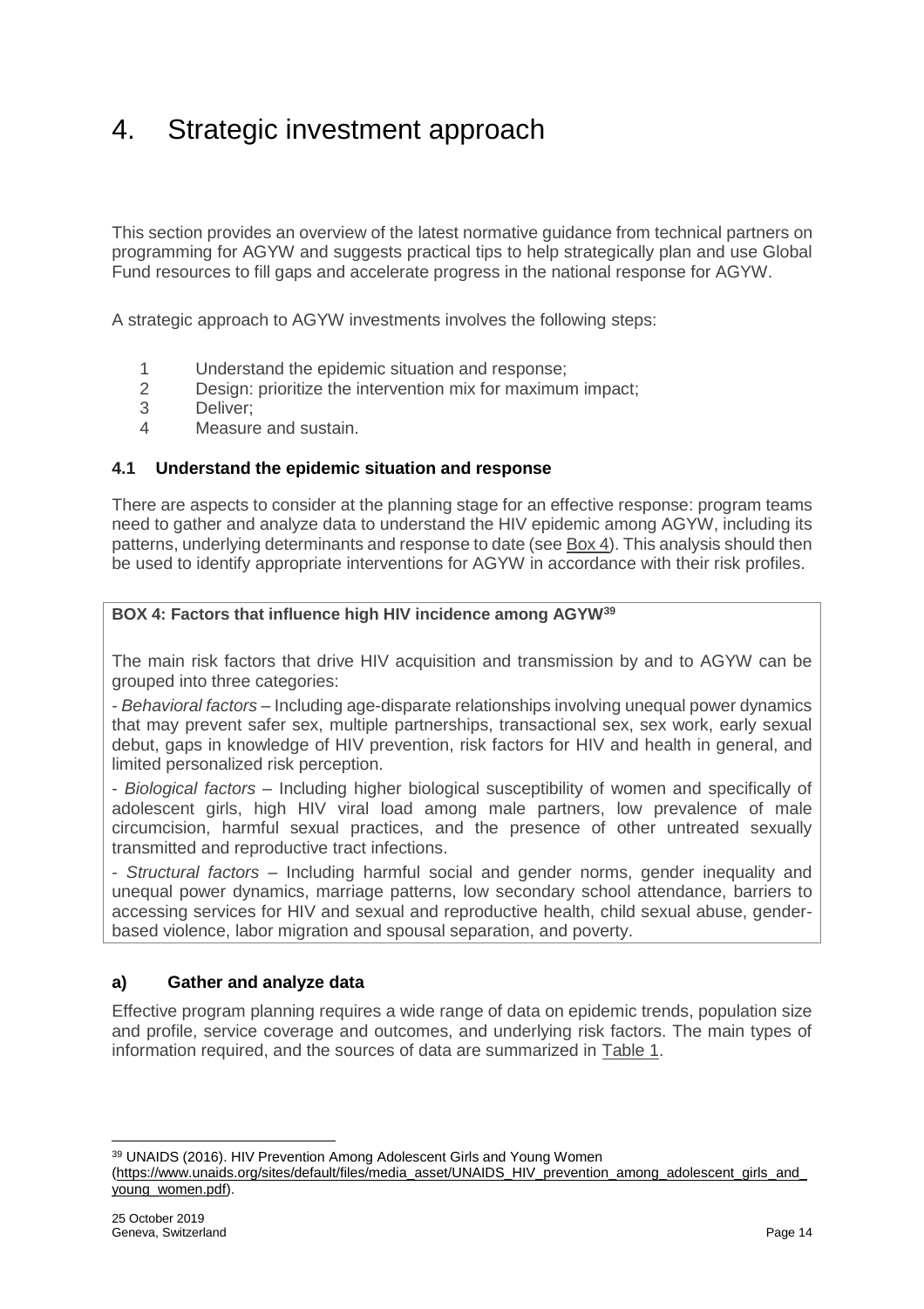# 4. Strategic investment approach

This section provides an overview of the latest normative guidance from technical partners on programming for AGYW and suggests practical tips to help strategically plan and use Global Fund resources to fill gaps and accelerate progress in the national response for AGYW.

A strategic approach to AGYW investments involves the following steps:

1. Understand the epidemic situation and response;
2. Design: prioritize the intervention mix for maximum impact;
3. Deliver;
4. Measure and sustain.

### 4.1 Understand the epidemic situation and response

There are aspects to consider at the planning stage for an effective response: program teams need to gather and analyze data to understand the HIV epidemic among AGYW, including its patterns, underlying determinants and response to date (see Box 4). This analysis should then be used to identify appropriate interventions for AGYW in accordance with their risk profiles.

**BOX 4: Factors that influence high HIV incidence among AGYW[39]**

The main risk factors that drive HIV acquisition and transmission by and to AGYW can be grouped into three categories:

- *Behavioral factors* – Including age-disparate relationships involving unequal power dynamics that may prevent safer sex, multiple partnerships, transactional sex, sex work, early sexual debut, gaps in knowledge of HIV prevention, risk factors for HIV and health in general, and limited personalized risk perception.
- *Biological factors* – Including higher biological susceptibility of women and specifically of adolescent girls, high HIV viral load among male partners, low prevalence of male circumcision, harmful sexual practices, and the presence of other untreated sexually transmitted and reproductive tract infections.
- *Structural factors* – Including harmful social and gender norms, gender inequality and unequal power dynamics, marriage patterns, low secondary school attendance, barriers to accessing services for HIV and sexual and reproductive health, child sexual abuse, gender-based violence, labor migration and spousal separation, and poverty.

#### a) Gather and analyze data

Effective program planning requires a wide range of data on epidemic trends, population size and profile, service coverage and outcomes, and underlying risk factors. The main types of information required, and the sources of data are summarized in Table 1.

[39] UNAIDS (2016). HIV Prevention Among Adolescent Girls and Young Women (https://www.unaids.org/sites/default/files/media_asset/UNAIDS_HIV_prevention_among_adolescent_girls_and_young_women.pdf).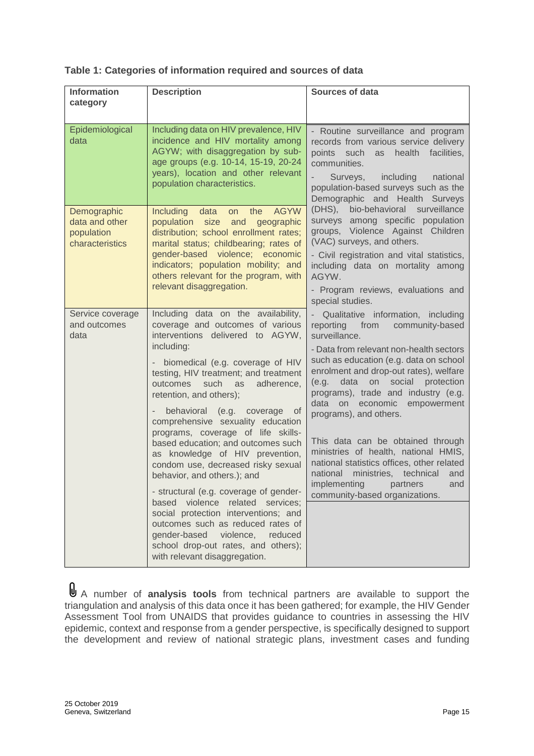**Table 1: Categories of information required and sources of data**

| Information category | Description | Sources of data |
|---|---|---|
| Epidemiological data | Including data on HIV prevalence, HIV incidence and HIV mortality among AGYW; with disaggregation by sub-age groups (e.g. 10-14, 15-19, 20-24 years), location and other relevant population characteristics. | - Routine surveillance and program records from various service delivery points such as health facilities, communities.<br>- Surveys, including national population-based surveys such as the Demographic and Health Surveys (DHS), bio-behavioral surveillance surveys among specific population groups, Violence Against Children (VAC) surveys, and others.<br>- Civil registration and vital statistics, including data on mortality among AGYW.<br>- Program reviews, evaluations and special studies.<br>- Qualitative information, including reporting from community-based surveillance.<br>- Data from relevant non-health sectors such as education (e.g. data on school enrolment and drop-out rates), welfare (e.g. data on social protection programs), trade and industry (e.g. data on economic empowerment programs), and others.<br><br>This data can be obtained through ministries of health, national HMIS, national statistics offices, other related national ministries, technical and implementing partners and community-based organizations. |
| Demographic data and other population characteristics | Including data on the AGYW population size and geographic distribution; school enrollment rates; marital status; childbearing; rates of gender-based violence; economic indicators; population mobility; and others relevant for the program, with relevant disaggregation. | |
| Service coverage and outcomes data | Including data on the availability, coverage and outcomes of various interventions delivered to AGYW, including:<br>- biomedical (e.g. coverage of HIV testing, HIV treatment; and treatment outcomes such as adherence, retention, and others);<br>- behavioral (e.g. coverage of comprehensive sexuality education programs, coverage of life skills-based education; and outcomes such as knowledge of HIV prevention, condom use, decreased risky sexual behavior, and others.); and<br>- structural (e.g. coverage of gender-based violence related services; social protection interventions; and outcomes such as reduced rates of gender-based violence, reduced school drop-out rates, and others); with relevant disaggregation. | |

A number of **analysis tools** from technical partners are available to support the triangulation and analysis of this data once it has been gathered; for example, the HIV Gender Assessment Tool from UNAIDS that provides guidance to countries in assessing the HIV epidemic, context and response from a gender perspective, is specifically designed to support the development and review of national strategic plans, investment cases and funding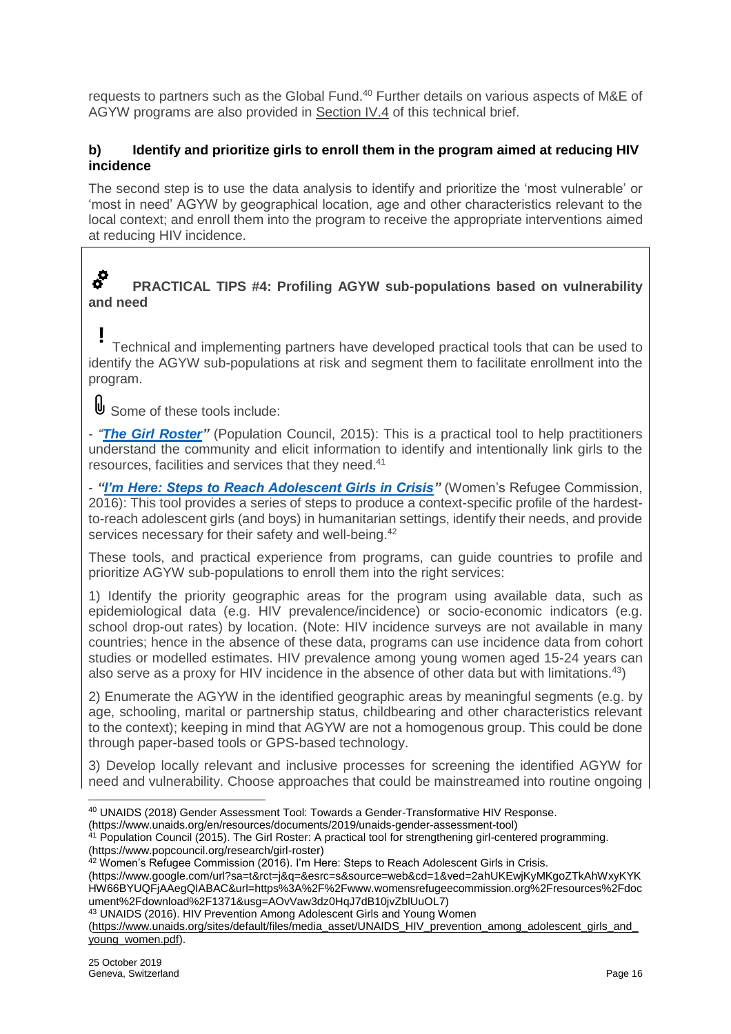requests to partners such as the Global Fund.[40] Further details on various aspects of M&E of AGYW programs are also provided in Section IV.4 of this technical brief.

### b) Identify and prioritize girls to enroll them in the program aimed at reducing HIV incidence

The second step is to use the data analysis to identify and prioritize the 'most vulnerable' or 'most in need' AGYW by geographical location, age and other characteristics relevant to the local context; and enroll them into the program to receive the appropriate interventions aimed at reducing HIV incidence.

**PRACTICAL TIPS #4: Profiling AGYW sub-populations based on vulnerability and need**

! Technical and implementing partners have developed practical tools that can be used to identify the AGYW sub-populations at risk and segment them to facilitate enrollment into the program.

Some of these tools include:

- *"**The Girl Roster**"* (Population Council, 2015): This is a practical tool to help practitioners understand the community and elicit information to identify and intentionally link girls to the resources, facilities and services that they need.[41]

- ***"I'm Here: Steps to Reach Adolescent Girls in Crisis"*** (Women's Refugee Commission, 2016): This tool provides a series of steps to produce a context-specific profile of the hardest-to-reach adolescent girls (and boys) in humanitarian settings, identify their needs, and provide services necessary for their safety and well-being.[42]

These tools, and practical experience from programs, can guide countries to profile and prioritize AGYW sub-populations to enroll them into the right services:

1) Identify the priority geographic areas for the program using available data, such as epidemiological data (e.g. HIV prevalence/incidence) or socio-economic indicators (e.g. school drop-out rates) by location. (Note: HIV incidence surveys are not available in many countries; hence in the absence of these data, programs can use incidence data from cohort studies or modelled estimates. HIV prevalence among young women aged 15-24 years can also serve as a proxy for HIV incidence in the absence of other data but with limitations.[43])

2) Enumerate the AGYW in the identified geographic areas by meaningful segments (e.g. by age, schooling, marital or partnership status, childbearing and other characteristics relevant to the context); keeping in mind that AGYW are not a homogenous group. This could be done through paper-based tools or GPS-based technology.

3) Develop locally relevant and inclusive processes for screening the identified AGYW for need and vulnerability. Choose approaches that could be mainstreamed into routine ongoing

---

[40] UNAIDS (2018) Gender Assessment Tool: Towards a Gender-Transformative HIV Response. (https://www.unaids.org/en/resources/documents/2019/unaids-gender-assessment-tool)

[41] Population Council (2015). The Girl Roster: A practical tool for strengthening girl-centered programming. (https://www.popcouncil.org/research/girl-roster)

[42] Women's Refugee Commission (2016). I'm Here: Steps to Reach Adolescent Girls in Crisis. (https://www.google.com/url?sa=t&rct=j&q=&esrc=s&source=web&cd=1&ved=2ahUKEwjKyMKgoZTkAhWxyKYKHW66BYUQFjAAegQIABAC&url=https%3A%2F%2Fwww.womensrefugeecommission.org%2Fresources%2Fdocument%2Fdownload%2F1371&usg=AOvVaw3dz0HqJ7dB10jvZblUuOL7)

[43] UNAIDS (2016). HIV Prevention Among Adolescent Girls and Young Women (https://www.unaids.org/sites/default/files/media_asset/UNAIDS_HIV_prevention_among_adolescent_girls_and_young_women.pdf).

25 October 2019
Geneva, Switzerland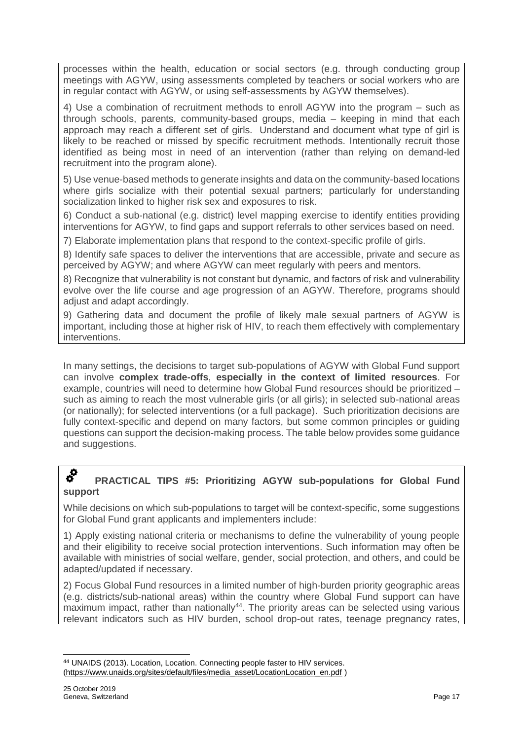processes within the health, education or social sectors (e.g. through conducting group meetings with AGYW, using assessments completed by teachers or social workers who are in regular contact with AGYW, or using self-assessments by AGYW themselves).

4) Use a combination of recruitment methods to enroll AGYW into the program – such as through schools, parents, community-based groups, media – keeping in mind that each approach may reach a different set of girls. Understand and document what type of girl is likely to be reached or missed by specific recruitment methods. Intentionally recruit those identified as being most in need of an intervention (rather than relying on demand-led recruitment into the program alone).

5) Use venue-based methods to generate insights and data on the community-based locations where girls socialize with their potential sexual partners; particularly for understanding socialization linked to higher risk sex and exposures to risk.

6) Conduct a sub-national (e.g. district) level mapping exercise to identify entities providing interventions for AGYW, to find gaps and support referrals to other services based on need.

7) Elaborate implementation plans that respond to the context-specific profile of girls.

8) Identify safe spaces to deliver the interventions that are accessible, private and secure as perceived by AGYW; and where AGYW can meet regularly with peers and mentors.

8) Recognize that vulnerability is not constant but dynamic, and factors of risk and vulnerability evolve over the life course and age progression of an AGYW. Therefore, programs should adjust and adapt accordingly.

9) Gathering data and document the profile of likely male sexual partners of AGYW is important, including those at higher risk of HIV, to reach them effectively with complementary interventions.

In many settings, the decisions to target sub-populations of AGYW with Global Fund support can involve **complex trade-offs**, **especially in the context of limited resources**. For example, countries will need to determine how Global Fund resources should be prioritized – such as aiming to reach the most vulnerable girls (or all girls); in selected sub-national areas (or nationally); for selected interventions (or a full package). Such prioritization decisions are fully context-specific and depend on many factors, but some common principles or guiding questions can support the decision-making process. The table below provides some guidance and suggestions.

### PRACTICAL TIPS #5: Prioritizing AGYW sub-populations for Global Fund support

While decisions on which sub-populations to target will be context-specific, some suggestions for Global Fund grant applicants and implementers include:

1) Apply existing national criteria or mechanisms to define the vulnerability of young people and their eligibility to receive social protection interventions. Such information may often be available with ministries of social welfare, gender, social protection, and others, and could be adapted/updated if necessary.

2) Focus Global Fund resources in a limited number of high-burden priority geographic areas (e.g. districts/sub-national areas) within the country where Global Fund support can have maximum impact, rather than nationally[44]. The priority areas can be selected using various relevant indicators such as HIV burden, school drop-out rates, teenage pregnancy rates,

[44] UNAIDS (2013). Location, Location. Connecting people faster to HIV services. (https://www.unaids.org/sites/default/files/media_asset/LocationLocation_en.pdf )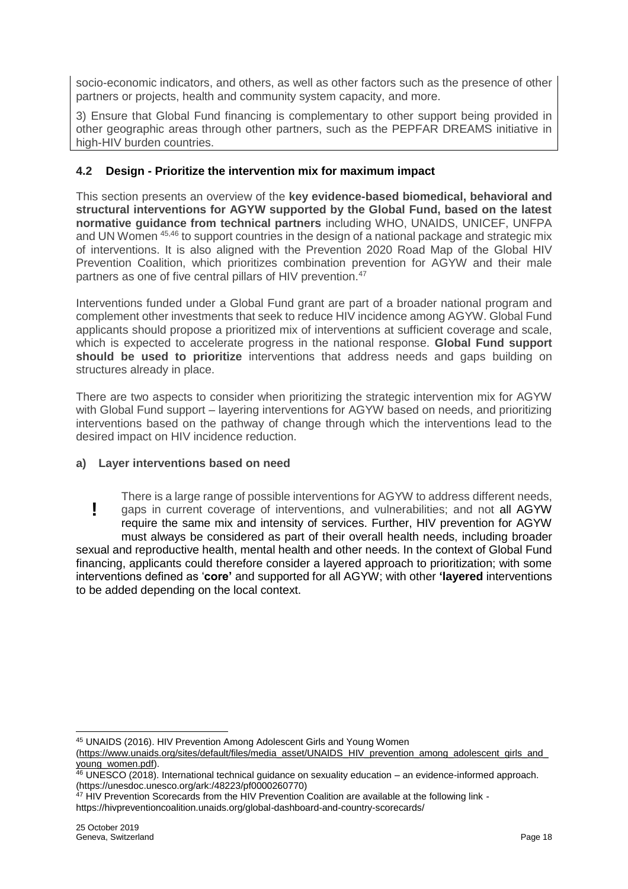socio-economic indicators, and others, as well as other factors such as the presence of other partners or projects, health and community system capacity, and more.

3) Ensure that Global Fund financing is complementary to other support being provided in other geographic areas through other partners, such as the PEPFAR DREAMS initiative in high-HIV burden countries.

### 4.2 Design - Prioritize the intervention mix for maximum impact

This section presents an overview of the **key evidence-based biomedical, behavioral and structural interventions for AGYW supported by the Global Fund, based on the latest normative guidance from technical partners** including WHO, UNAIDS, UNICEF, UNFPA and UN Women [45,46] to support countries in the design of a national package and strategic mix of interventions. It is also aligned with the Prevention 2020 Road Map of the Global HIV Prevention Coalition, which prioritizes combination prevention for AGYW and their male partners as one of five central pillars of HIV prevention.[47]

Interventions funded under a Global Fund grant are part of a broader national program and complement other investments that seek to reduce HIV incidence among AGYW. Global Fund applicants should propose a prioritized mix of interventions at sufficient coverage and scale, which is expected to accelerate progress in the national response. **Global Fund support should be used to prioritize** interventions that address needs and gaps building on structures already in place.

There are two aspects to consider when prioritizing the strategic intervention mix for AGYW with Global Fund support – layering interventions for AGYW based on needs, and prioritizing interventions based on the pathway of change through which the interventions lead to the desired impact on HIV incidence reduction.

#### a) Layer interventions based on need

**!** There is a large range of possible interventions for AGYW to address different needs, gaps in current coverage of interventions, and vulnerabilities; and not all AGYW require the same mix and intensity of services. Further, HIV prevention for AGYW must always be considered as part of their overall health needs, including broader sexual and reproductive health, mental health and other needs. In the context of Global Fund financing, applicants could therefore consider a layered approach to prioritization; with some interventions defined as '**core'** and supported for all AGYW; with other **'layered** interventions to be added depending on the local context.

---

[45] UNAIDS (2016). HIV Prevention Among Adolescent Girls and Young Women (https://www.unaids.org/sites/default/files/media_asset/UNAIDS_HIV_prevention_among_adolescent_girls_and_young_women.pdf).

[46] UNESCO (2018). International technical guidance on sexuality education – an evidence-informed approach. (https://unesdoc.unesco.org/ark:/48223/pf0000260770)

[47] HIV Prevention Scorecards from the HIV Prevention Coalition are available at the following link - https://hivpreventioncoalition.unaids.org/global-dashboard-and-country-scorecards/

25 October 2019
Geneva, Switzerland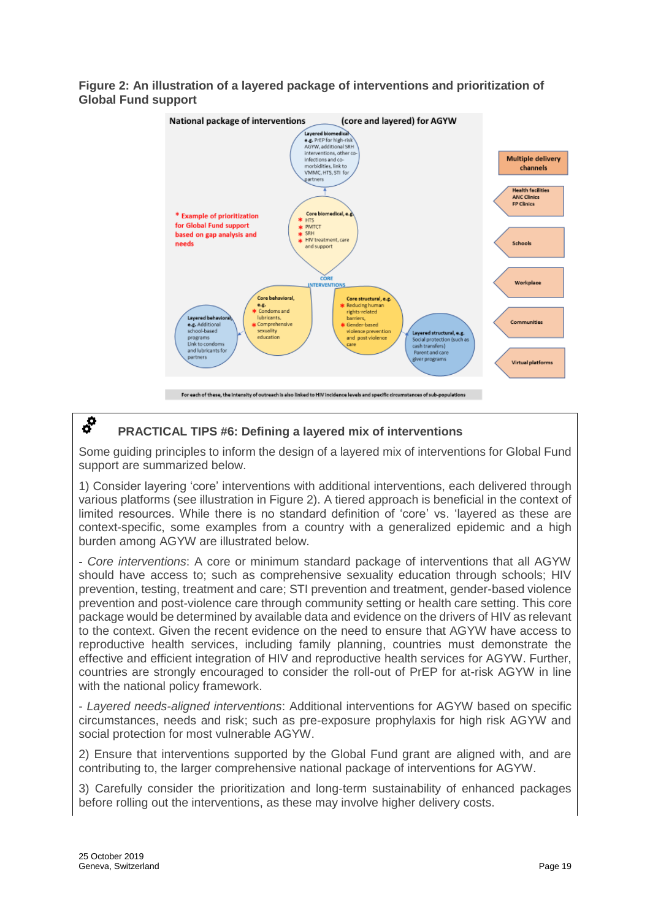**Figure 2: An illustration of a layered package of interventions and prioritization of Global Fund support**

National package of interventions (core and layered) for AGYW

Layered biomedical e.g. PrEP for high-risk AGYW, additional SRH interventions, other co-infections and co-morbidities, link to VMMC, HTS, STI for partners

Core biomedical, e.g.
* HTS
* PMTCT
* SRH
* HIV treatment, care and support

CORE INTERVENTIONS

Core behavioral, e.g.
* Condoms and lubricants,
* Comprehensive sexuality education

Core structural, e.g.
* Reducing human rights-related barriers,
* Gender-based violence prevention and post violence care

Layered behavioral, e.g. Additional school-based programs Link to condoms and lubricants for partners

Layered structural, e.g. Social protection (such as cash transfers) Parent and care giver programs

* Example of prioritization for Global Fund support based on gap analysis and needs

Multiple delivery channels
- Health facilities ANC Clinics FP Clinics
- Schools
- Workplace
- Communities
- Virtual platforms

For each of these, the intensity of outreach is also linked to HIV incidence levels and specific circumstances of sub-populations

## PRACTICAL TIPS #6: Defining a layered mix of interventions

Some guiding principles to inform the design of a layered mix of interventions for Global Fund support are summarized below.

1) Consider layering 'core' interventions with additional interventions, each delivered through various platforms (see illustration in Figure 2). A tiered approach is beneficial in the context of limited resources. While there is no standard definition of 'core' vs. 'layered as these are context-specific, some examples from a country with a generalized epidemic and a high burden among AGYW are illustrated below.

- *Core interventions*: A core or minimum standard package of interventions that all AGYW should have access to; such as comprehensive sexuality education through schools; HIV prevention, testing, treatment and care; STI prevention and treatment, gender-based violence prevention and post-violence care through community setting or health care setting. This core package would be determined by available data and evidence on the drivers of HIV as relevant to the context. Given the recent evidence on the need to ensure that AGYW have access to reproductive health services, including family planning, countries must demonstrate the effective and efficient integration of HIV and reproductive health services for AGYW. Further, countries are strongly encouraged to consider the roll-out of PrEP for at-risk AGYW in line with the national policy framework.

- *Layered needs-aligned interventions*: Additional interventions for AGYW based on specific circumstances, needs and risk; such as pre-exposure prophylaxis for high risk AGYW and social protection for most vulnerable AGYW.

2) Ensure that interventions supported by the Global Fund grant are aligned with, and are contributing to, the larger comprehensive national package of interventions for AGYW.

3) Carefully consider the prioritization and long-term sustainability of enhanced packages before rolling out the interventions, as these may involve higher delivery costs.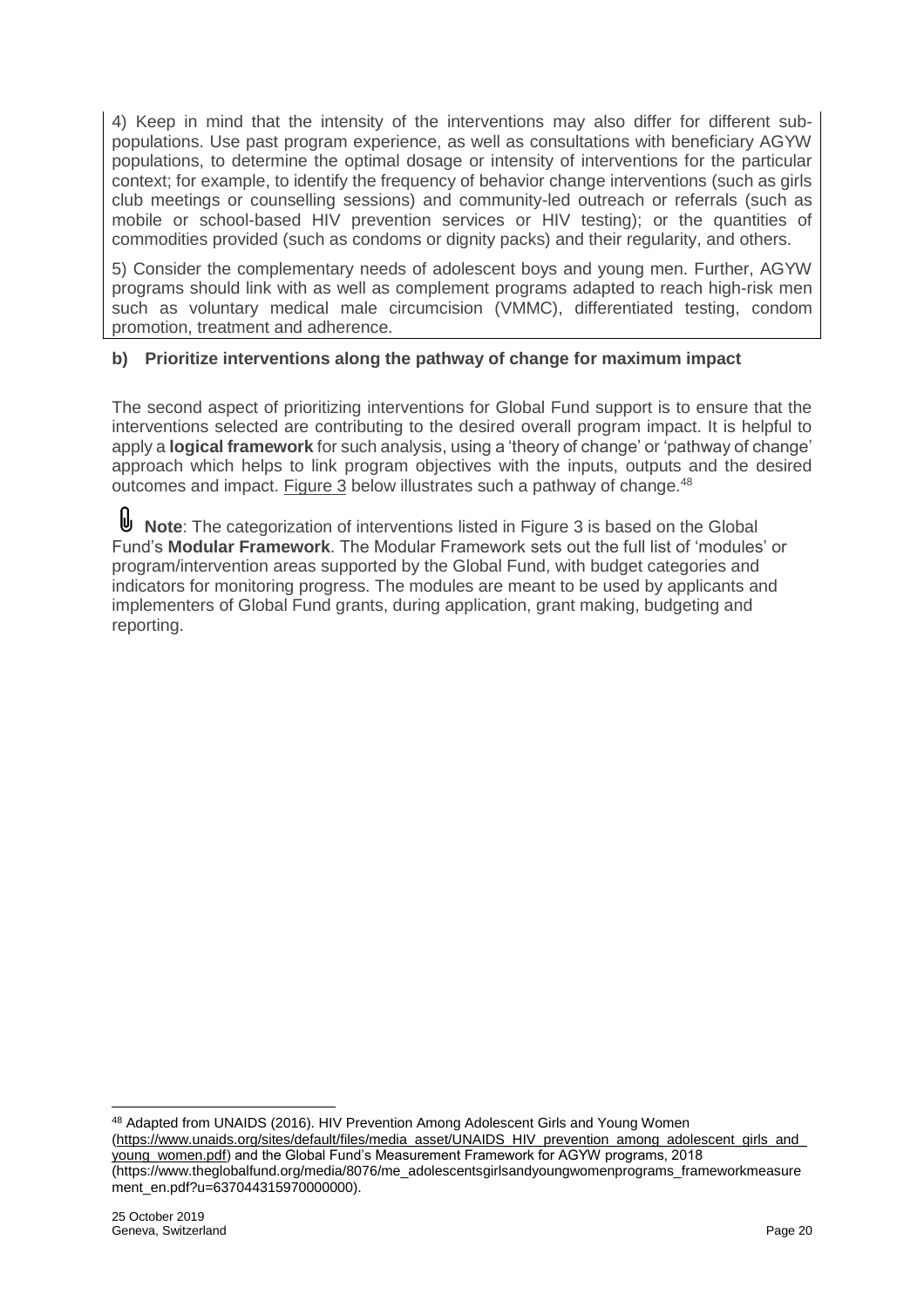4) Keep in mind that the intensity of the interventions may also differ for different sub-populations. Use past program experience, as well as consultations with beneficiary AGYW populations, to determine the optimal dosage or intensity of interventions for the particular context; for example, to identify the frequency of behavior change interventions (such as girls club meetings or counselling sessions) and community-led outreach or referrals (such as mobile or school-based HIV prevention services or HIV testing); or the quantities of commodities provided (such as condoms or dignity packs) and their regularity, and others.

5) Consider the complementary needs of adolescent boys and young men. Further, AGYW programs should link with as well as complement programs adapted to reach high-risk men such as voluntary medical male circumcision (VMMC), differentiated testing, condom promotion, treatment and adherence.

### b) Prioritize interventions along the pathway of change for maximum impact

The second aspect of prioritizing interventions for Global Fund support is to ensure that the interventions selected are contributing to the desired overall program impact. It is helpful to apply a **logical framework** for such analysis, using a 'theory of change' or 'pathway of change' approach which helps to link program objectives with the inputs, outputs and the desired outcomes and impact. Figure 3 below illustrates such a pathway of change.[48]

**Note**: The categorization of interventions listed in Figure 3 is based on the Global Fund's **Modular Framework**. The Modular Framework sets out the full list of 'modules' or program/intervention areas supported by the Global Fund, with budget categories and indicators for monitoring progress. The modules are meant to be used by applicants and implementers of Global Fund grants, during application, grant making, budgeting and reporting.

---

[48] Adapted from UNAIDS (2016). HIV Prevention Among Adolescent Girls and Young Women (https://www.unaids.org/sites/default/files/media_asset/UNAIDS_HIV_prevention_among_adolescent_girls_and_young_women.pdf) and the Global Fund's Measurement Framework for AGYW programs, 2018 (https://www.theglobalfund.org/media/8076/me_adolescentsgirlsandyoungwomenprograms_frameworkmeasurement_en.pdf?u=637044315970000000).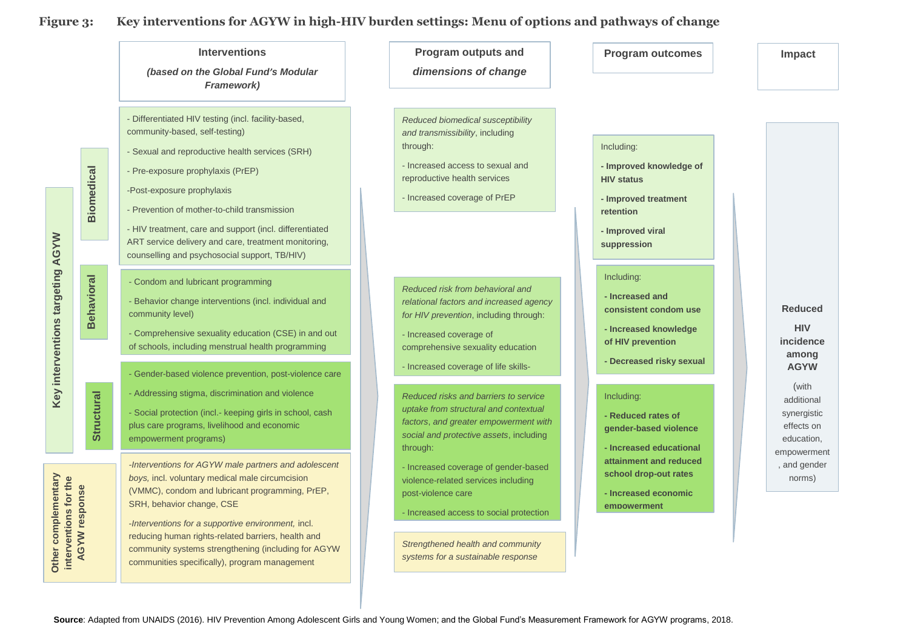**Figure 3: Key interventions for AGYW in high-HIV burden settings: Menu of options and pathways of change**

| | | Interventions (*based on the Global Fund's Modular Framework*) | Program outputs and *dimensions of change* | Program outcomes | Impact |
|---|---|---|---|---|---|
| Key interventions targeting AGYW | Biomedical | - Differentiated HIV testing (incl. facility-based, community-based, self-testing)<br>- Sexual and reproductive health services (SRH)<br>- Pre-exposure prophylaxis (PrEP)<br>-Post-exposure prophylaxis<br>- Prevention of mother-to-child transmission<br>- HIV treatment, care and support (incl. differentiated ART service delivery and care, treatment monitoring, counselling and psychosocial support, TB/HIV) | *Reduced biomedical susceptibility and transmissibility*, including through:<br>- Increased access to sexual and reproductive health services<br>- Increased coverage of PrEP | Including:<br>**- Improved knowledge of HIV status**<br>**- Improved treatment retention**<br>**- Improved viral suppression** | **Reduced HIV incidence among AGYW** (with additional synergistic effects on education, empowerment, and gender norms) |
| | Behavioral | - Condom and lubricant programming<br>- Behavior change interventions (incl. individual and community level)<br>- Comprehensive sexuality education (CSE) in and out of schools, including menstrual health programming | *Reduced risk from behavioral and relational factors and increased agency for HIV prevention*, including through:<br>- Increased coverage of comprehensive sexuality education<br>- Increased coverage of life skills- | Including:<br>**- Increased and consistent condom use**<br>**- Increased knowledge of HIV prevention**<br>**- Decreased risky sexual** | |
| | Structural | - Gender-based violence prevention, post-violence care<br>- Addressing stigma, discrimination and violence<br>- Social protection (incl.- keeping girls in school, cash plus care programs, livelihood and economic empowerment programs) | *Reduced risks and barriers to service uptake from structural and contextual factors, and greater empowerment with social and protective assets*, including through:<br>- Increased coverage of gender-based violence-related services including post-violence care<br>- Increased access to social protection | Including:<br>**- Reduced rates of gender-based violence**<br>**- Increased educational attainment and reduced school drop-out rates**<br>**- Increased economic empowerment** | |
| Other complementary interventions for the AGYW response | | -*Interventions for AGYW male partners and adolescent boys,* incl. voluntary medical male circumcision (VMMC), condom and lubricant programming, PrEP, SRH, behavior change, CSE<br>-*Interventions for a supportive environment,* incl. reducing human rights-related barriers, health and community systems strengthening (including for AGYW communities specifically), program management | *Strengthened health and community systems for a sustainable response* | | |

**Source**: Adapted from UNAIDS (2016). HIV Prevention Among Adolescent Girls and Young Women; and the Global Fund's Measurement Framework for AGYW programs, 2018.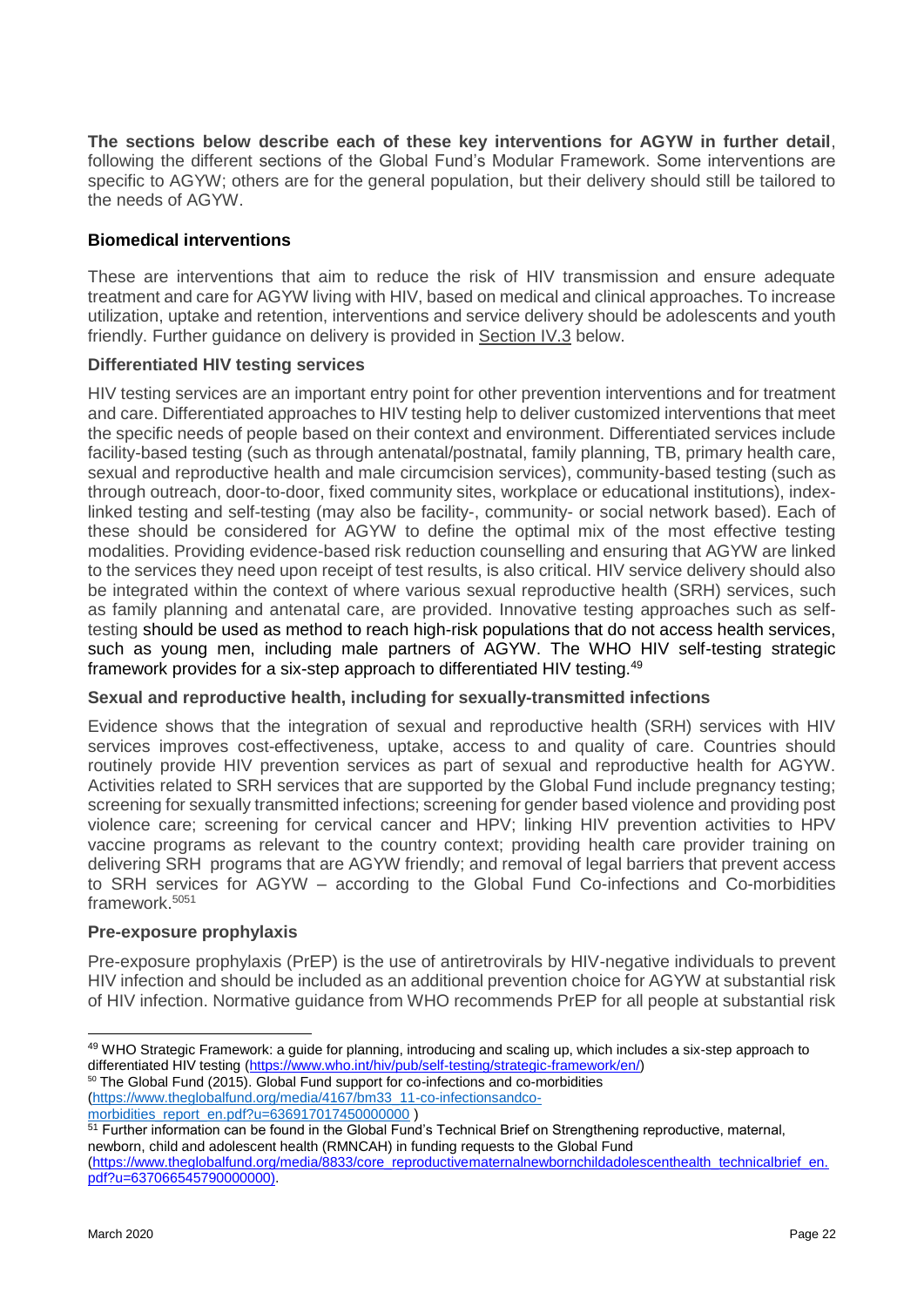**The sections below describe each of these key interventions for AGYW in further detail**, following the different sections of the Global Fund's Modular Framework. Some interventions are specific to AGYW; others are for the general population, but their delivery should still be tailored to the needs of AGYW.

### Biomedical interventions

These are interventions that aim to reduce the risk of HIV transmission and ensure adequate treatment and care for AGYW living with HIV, based on medical and clinical approaches. To increase utilization, uptake and retention, interventions and service delivery should be adolescents and youth friendly. Further guidance on delivery is provided in Section IV.3 below.

#### Differentiated HIV testing services

HIV testing services are an important entry point for other prevention interventions and for treatment and care. Differentiated approaches to HIV testing help to deliver customized interventions that meet the specific needs of people based on their context and environment. Differentiated services include facility-based testing (such as through antenatal/postnatal, family planning, TB, primary health care, sexual and reproductive health and male circumcision services), community-based testing (such as through outreach, door-to-door, fixed community sites, workplace or educational institutions), index-linked testing and self-testing (may also be facility-, community- or social network based). Each of these should be considered for AGYW to define the optimal mix of the most effective testing modalities. Providing evidence-based risk reduction counselling and ensuring that AGYW are linked to the services they need upon receipt of test results, is also critical. HIV service delivery should also be integrated within the context of where various sexual reproductive health (SRH) services, such as family planning and antenatal care, are provided. Innovative testing approaches such as self-testing should be used as method to reach high-risk populations that do not access health services, such as young men, including male partners of AGYW. The WHO HIV self-testing strategic framework provides for a six-step approach to differentiated HIV testing.[49]

#### Sexual and reproductive health, including for sexually-transmitted infections

Evidence shows that the integration of sexual and reproductive health (SRH) services with HIV services improves cost-effectiveness, uptake, access to and quality of care. Countries should routinely provide HIV prevention services as part of sexual and reproductive health for AGYW. Activities related to SRH services that are supported by the Global Fund include pregnancy testing; screening for sexually transmitted infections; screening for gender based violence and providing post violence care; screening for cervical cancer and HPV; linking HIV prevention activities to HPV vaccine programs as relevant to the country context; providing health care provider training on delivering SRH programs that are AGYW friendly; and removal of legal barriers that prevent access to SRH services for AGYW – according to the Global Fund Co-infections and Co-morbidities framework.[50][51]

#### Pre-exposure prophylaxis

Pre-exposure prophylaxis (PrEP) is the use of antiretrovirals by HIV-negative individuals to prevent HIV infection and should be included as an additional prevention choice for AGYW at substantial risk of HIV infection. Normative guidance from WHO recommends PrEP for all people at substantial risk

---

[49] WHO Strategic Framework: a guide for planning, introducing and scaling up, which includes a six-step approach to differentiated HIV testing (https://www.who.int/hiv/pub/self-testing/strategic-framework/en/)

[50] The Global Fund (2015). Global Fund support for co-infections and co-morbidities (https://www.theglobalfund.org/media/4167/bm33_11-co-infectionsandco-morbidities_report_en.pdf?u=636917017450000000 )

[51] Further information can be found in the Global Fund's Technical Brief on Strengthening reproductive, maternal, newborn, child and adolescent health (RMNCAH) in funding requests to the Global Fund (https://www.theglobalfund.org/media/8833/core_reproductivematernalnewbornchildadolescenthealth_technicalbrief_en.pdf?u=637066545790000000).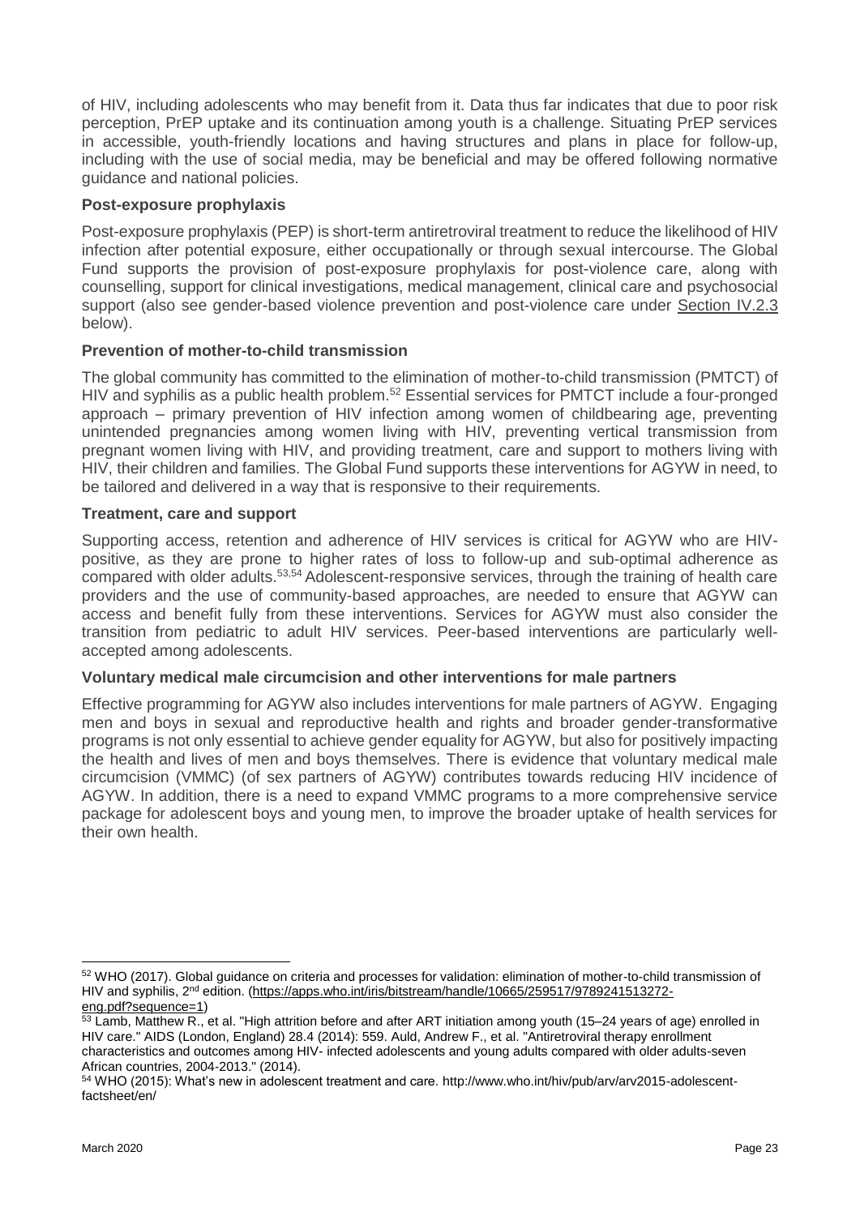of HIV, including adolescents who may benefit from it. Data thus far indicates that due to poor risk perception, PrEP uptake and its continuation among youth is a challenge. Situating PrEP services in accessible, youth-friendly locations and having structures and plans in place for follow-up, including with the use of social media, may be beneficial and may be offered following normative guidance and national policies.

**Post-exposure prophylaxis**

Post-exposure prophylaxis (PEP) is short-term antiretroviral treatment to reduce the likelihood of HIV infection after potential exposure, either occupationally or through sexual intercourse. The Global Fund supports the provision of post-exposure prophylaxis for post-violence care, along with counselling, support for clinical investigations, medical management, clinical care and psychosocial support (also see gender-based violence prevention and post-violence care under Section IV.2.3 below).

**Prevention of mother-to-child transmission**

The global community has committed to the elimination of mother-to-child transmission (PMTCT) of HIV and syphilis as a public health problem.[52] Essential services for PMTCT include a four-pronged approach – primary prevention of HIV infection among women of childbearing age, preventing unintended pregnancies among women living with HIV, preventing vertical transmission from pregnant women living with HIV, and providing treatment, care and support to mothers living with HIV, their children and families. The Global Fund supports these interventions for AGYW in need, to be tailored and delivered in a way that is responsive to their requirements.

**Treatment, care and support**

Supporting access, retention and adherence of HIV services is critical for AGYW who are HIV-positive, as they are prone to higher rates of loss to follow-up and sub-optimal adherence as compared with older adults.[53,54] Adolescent-responsive services, through the training of health care providers and the use of community-based approaches, are needed to ensure that AGYW can access and benefit fully from these interventions. Services for AGYW must also consider the transition from pediatric to adult HIV services. Peer-based interventions are particularly well-accepted among adolescents.

**Voluntary medical male circumcision and other interventions for male partners**

Effective programming for AGYW also includes interventions for male partners of AGYW. Engaging men and boys in sexual and reproductive health and rights and broader gender-transformative programs is not only essential to achieve gender equality for AGYW, but also for positively impacting the health and lives of men and boys themselves. There is evidence that voluntary medical male circumcision (VMMC) (of sex partners of AGYW) contributes towards reducing HIV incidence of AGYW. In addition, there is a need to expand VMMC programs to a more comprehensive service package for adolescent boys and young men, to improve the broader uptake of health services for their own health.

---

[52] WHO (2017). Global guidance on criteria and processes for validation: elimination of mother-to-child transmission of HIV and syphilis, 2nd edition. (https://apps.who.int/iris/bitstream/handle/10665/259517/9789241513272-eng.pdf?sequence=1)

[53] Lamb, Matthew R., et al. "High attrition before and after ART initiation among youth (15–24 years of age) enrolled in HIV care." AIDS (London, England) 28.4 (2014): 559. Auld, Andrew F., et al. "Antiretroviral therapy enrollment characteristics and outcomes among HIV- infected adolescents and young adults compared with older adults-seven African countries, 2004-2013." (2014).

[54] WHO (2015): What's new in adolescent treatment and care. http://www.who.int/hiv/pub/arv/arv2015-adolescent-factsheet/en/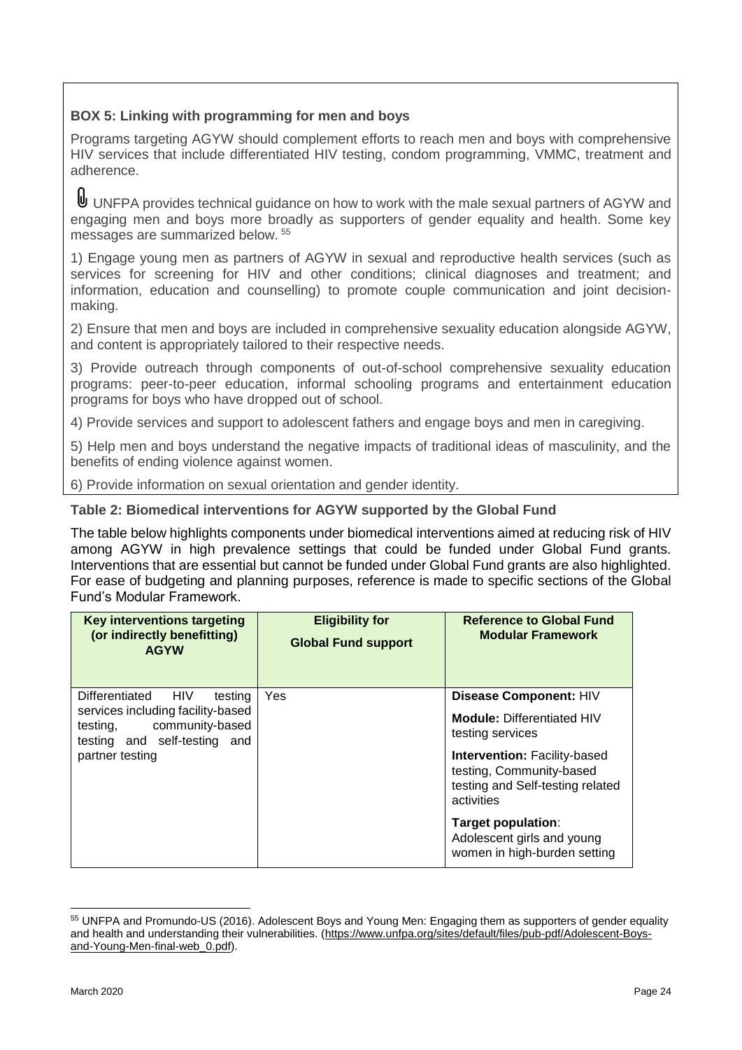**BOX 5: Linking with programming for men and boys**

Programs targeting AGYW should complement efforts to reach men and boys with comprehensive HIV services that include differentiated HIV testing, condom programming, VMMC, treatment and adherence.

UNFPA provides technical guidance on how to work with the male sexual partners of AGYW and engaging men and boys more broadly as supporters of gender equality and health. Some key messages are summarized below. [55]

1) Engage young men as partners of AGYW in sexual and reproductive health services (such as services for screening for HIV and other conditions; clinical diagnoses and treatment; and information, education and counselling) to promote couple communication and joint decision-making.

2) Ensure that men and boys are included in comprehensive sexuality education alongside AGYW, and content is appropriately tailored to their respective needs.

3) Provide outreach through components of out-of-school comprehensive sexuality education programs: peer-to-peer education, informal schooling programs and entertainment education programs for boys who have dropped out of school.

4) Provide services and support to adolescent fathers and engage boys and men in caregiving.

5) Help men and boys understand the negative impacts of traditional ideas of masculinity, and the benefits of ending violence against women.

6) Provide information on sexual orientation and gender identity.

**Table 2: Biomedical interventions for AGYW supported by the Global Fund**

The table below highlights components under biomedical interventions aimed at reducing risk of HIV among AGYW in high prevalence settings that could be funded under Global Fund grants. Interventions that are essential but cannot be funded under Global Fund grants are also highlighted. For ease of budgeting and planning purposes, reference is made to specific sections of the Global Fund's Modular Framework.

| Key interventions targeting (or indirectly benefitting) AGYW | Eligibility for Global Fund support | Reference to Global Fund Modular Framework |
|---|---|---|
| Differentiated HIV testing services including facility-based testing, community-based testing and self-testing and partner testing | Yes | **Disease Component:** HIV<br><br>**Module:** Differentiated HIV testing services<br><br>**Intervention:** Facility-based testing, Community-based testing and Self-testing related activities<br><br>**Target population:** Adolescent girls and young women in high-burden setting |

[55] UNFPA and Promundo-US (2016). Adolescent Boys and Young Men: Engaging them as supporters of gender equality and health and understanding their vulnerabilities. (https://www.unfpa.org/sites/default/files/pub-pdf/Adolescent-Boys-and-Young-Men-final-web_0.pdf).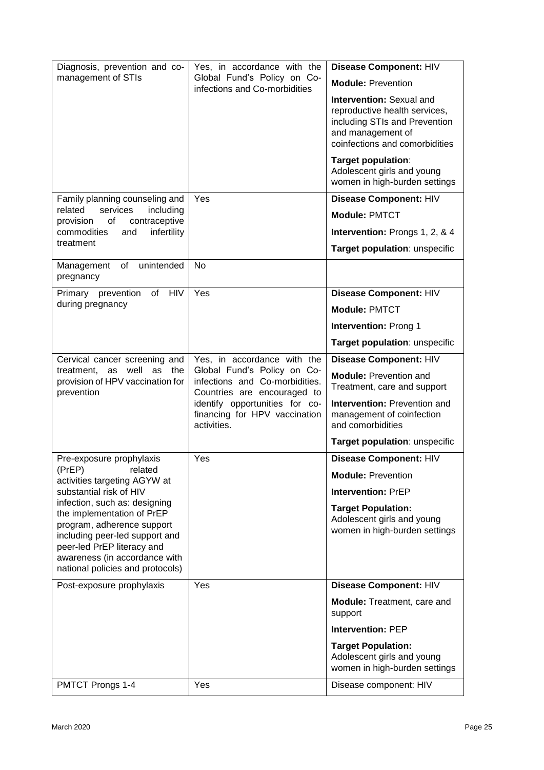| | | |
|---|---|---|
| Diagnosis, prevention and co-management of STIs | Yes, in accordance with the Global Fund's Policy on Co-infections and Co-morbidities | **Disease Component:** HIV<br>**Module:** Prevention<br>**Intervention:** Sexual and reproductive health services, including STIs and Prevention and management of coinfections and comorbidities<br>**Target population**: Adolescent girls and young women in high-burden settings |
| Family planning counseling and related services including provision of contraceptive commodities and infertility treatment | Yes | **Disease Component:** HIV<br>**Module:** PMTCT<br>**Intervention:** Prongs 1, 2, & 4<br>**Target population**: unspecific |
| Management of unintended pregnancy | No | |
| Primary prevention of HIV during pregnancy | Yes | **Disease Component:** HIV<br>**Module:** PMTCT<br>**Intervention:** Prong 1<br>**Target population**: unspecific |
| Cervical cancer screening and treatment, as well as the provision of HPV vaccination for prevention | Yes, in accordance with the Global Fund's Policy on Co-infections and Co-morbidities. Countries are encouraged to identify opportunities for co-financing for HPV vaccination activities. | **Disease Component:** HIV<br>**Module:** Prevention and Treatment, care and support<br>**Intervention:** Prevention and management of coinfection and comorbidities<br>**Target population**: unspecific |
| Pre-exposure prophylaxis (PrEP) related activities targeting AGYW at substantial risk of HIV infection, such as: designing the implementation of PrEP program, adherence support including peer-led support and peer-led PrEP literacy and awareness (in accordance with national policies and protocols) | Yes | **Disease Component:** HIV<br>**Module:** Prevention<br>**Intervention:** PrEP<br>**Target Population:** Adolescent girls and young women in high-burden settings |
| Post-exposure prophylaxis | Yes | **Disease Component:** HIV<br>**Module:** Treatment, care and support<br>**Intervention:** PEP<br>**Target Population:** Adolescent girls and young women in high-burden settings |
| PMTCT Prongs 1-4 | Yes | Disease component: HIV |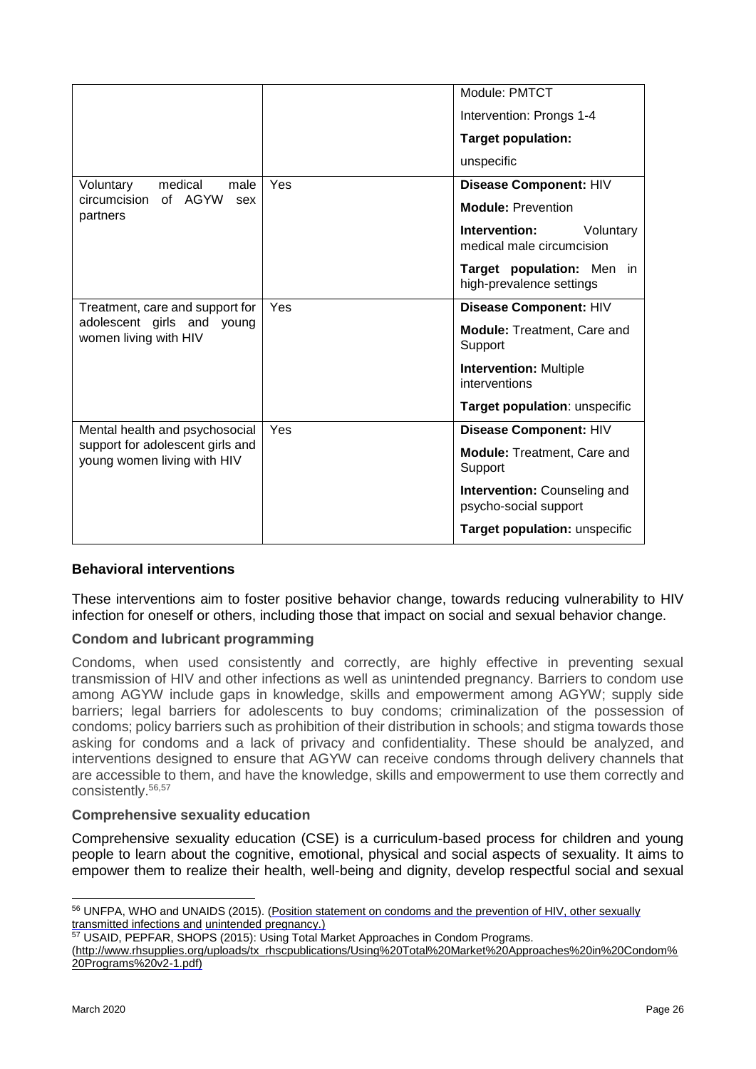| | | |
|---|---|---|
| | | Module: PMTCT<br><br>Intervention: Prongs 1-4<br><br>**Target population:**<br><br>unspecific |
| Voluntary medical male circumcision of AGYW sex partners | Yes | **Disease Component:** HIV<br><br>**Module:** Prevention<br><br>**Intervention:** Voluntary medical male circumcision<br><br>**Target population:** Men in high-prevalence settings |
| Treatment, care and support for adolescent girls and young women living with HIV | Yes | **Disease Component:** HIV<br><br>**Module:** Treatment, Care and Support<br><br>**Intervention:** Multiple interventions<br><br>**Target population**: unspecific |
| Mental health and psychosocial support for adolescent girls and young women living with HIV | Yes | **Disease Component:** HIV<br><br>**Module:** Treatment, Care and Support<br><br>**Intervention:** Counseling and psycho-social support<br><br>**Target population:** unspecific |

### Behavioral interventions

These interventions aim to foster positive behavior change, towards reducing vulnerability to HIV infection for oneself or others, including those that impact on social and sexual behavior change.

#### Condom and lubricant programming

Condoms, when used consistently and correctly, are highly effective in preventing sexual transmission of HIV and other infections as well as unintended pregnancy. Barriers to condom use among AGYW include gaps in knowledge, skills and empowerment among AGYW; supply side barriers; legal barriers for adolescents to buy condoms; criminalization of the possession of condoms; policy barriers such as prohibition of their distribution in schools; and stigma towards those asking for condoms and a lack of privacy and confidentiality. These should be analyzed, and interventions designed to ensure that AGYW can receive condoms through delivery channels that are accessible to them, and have the knowledge, skills and empowerment to use them correctly and consistently.[56,57]

#### Comprehensive sexuality education

Comprehensive sexuality education (CSE) is a curriculum-based process for children and young people to learn about the cognitive, emotional, physical and social aspects of sexuality. It aims to empower them to realize their health, well-being and dignity, develop respectful social and sexual

---

[56] UNFPA, WHO and UNAIDS (2015). (Position statement on condoms and the prevention of HIV, other sexually transmitted infections and unintended pregnancy.)

[57] USAID, PEPFAR, SHOPS (2015): Using Total Market Approaches in Condom Programs. (http://www.rhsupplies.org/uploads/tx_rhscpublications/Using%20Total%20Market%20Approaches%20in%20Condom%20Programs%20v2-1.pdf)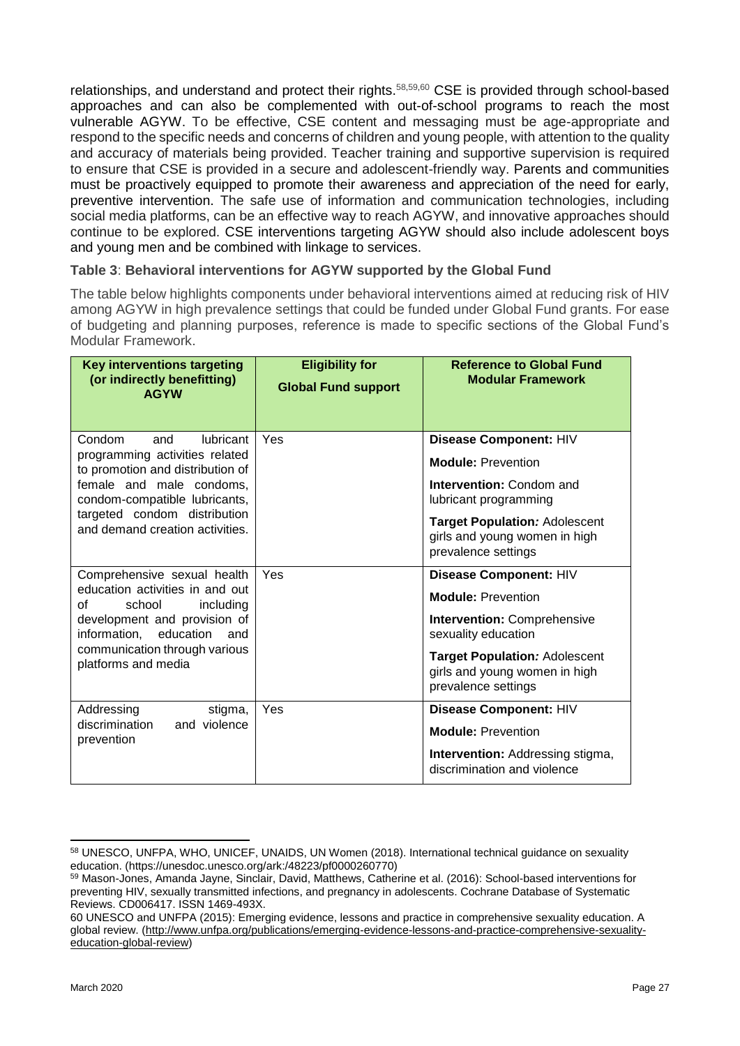relationships, and understand and protect their rights.[58,59,60] CSE is provided through school-based approaches and can also be complemented with out-of-school programs to reach the most vulnerable AGYW. To be effective, CSE content and messaging must be age-appropriate and respond to the specific needs and concerns of children and young people, with attention to the quality and accuracy of materials being provided. Teacher training and supportive supervision is required to ensure that CSE is provided in a secure and adolescent-friendly way. Parents and communities must be proactively equipped to promote their awareness and appreciation of the need for early, preventive intervention. The safe use of information and communication technologies, including social media platforms, can be an effective way to reach AGYW, and innovative approaches should continue to be explored. CSE interventions targeting AGYW should also include adolescent boys and young men and be combined with linkage to services.

**Table 3**: **Behavioral interventions for AGYW supported by the Global Fund**

The table below highlights components under behavioral interventions aimed at reducing risk of HIV among AGYW in high prevalence settings that could be funded under Global Fund grants. For ease of budgeting and planning purposes, reference is made to specific sections of the Global Fund's Modular Framework.

| Key interventions targeting (or indirectly benefitting) AGYW | Eligibility for Global Fund support | Reference to Global Fund Modular Framework |
|---|---|---|
| Condom and lubricant programming activities related to promotion and distribution of female and male condoms, condom-compatible lubricants, targeted condom distribution and demand creation activities. | Yes | **Disease Component:** HIV<br>**Module:** Prevention<br>**Intervention:** Condom and lubricant programming<br>**Target Population:** Adolescent girls and young women in high prevalence settings |
| Comprehensive sexual health education activities in and out of school including development and provision of information, education and communication through various platforms and media | Yes | **Disease Component:** HIV<br>**Module:** Prevention<br>**Intervention:** Comprehensive sexuality education<br>**Target Population:** Adolescent girls and young women in high prevalence settings |
| Addressing stigma, discrimination and violence prevention | Yes | **Disease Component:** HIV<br>**Module:** Prevention<br>**Intervention:** Addressing stigma, discrimination and violence |

[58] UNESCO, UNFPA, WHO, UNICEF, UNAIDS, UN Women (2018). International technical guidance on sexuality education. (https://unesdoc.unesco.org/ark:/48223/pf0000260770)

[59] Mason-Jones, Amanda Jayne, Sinclair, David, Matthews, Catherine et al. (2016): School-based interventions for preventing HIV, sexually transmitted infections, and pregnancy in adolescents. Cochrane Database of Systematic Reviews. CD006417. ISSN 1469-493X.

60 UNESCO and UNFPA (2015): Emerging evidence, lessons and practice in comprehensive sexuality education. A global review. (http://www.unfpa.org/publications/emerging-evidence-lessons-and-practice-comprehensive-sexuality-education-global-review)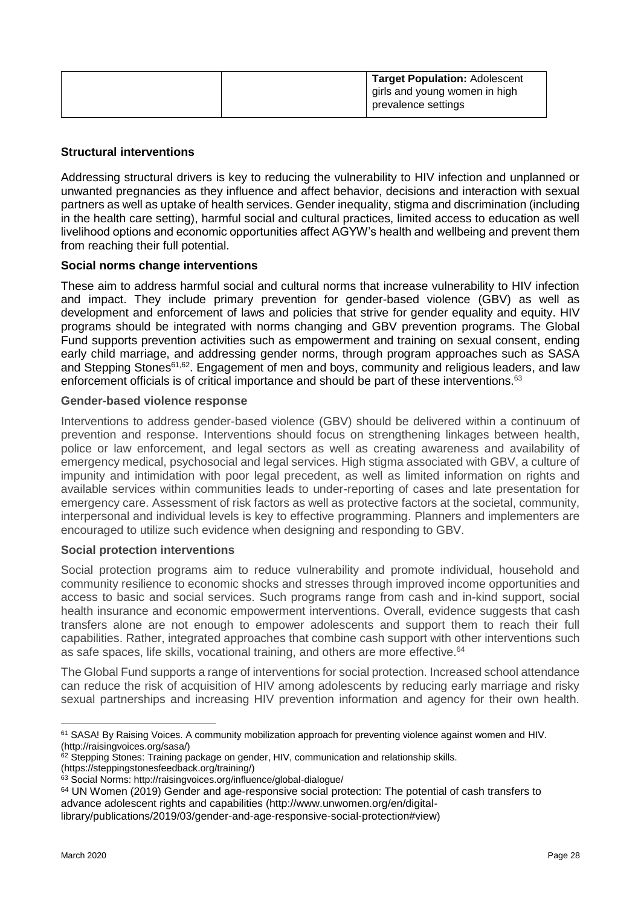| | | **Target Population:** Adolescent girls and young women in high prevalence settings |
|---|---|---|

**Structural interventions**

Addressing structural drivers is key to reducing the vulnerability to HIV infection and unplanned or unwanted pregnancies as they influence and affect behavior, decisions and interaction with sexual partners as well as uptake of health services. Gender inequality, stigma and discrimination (including in the health care setting), harmful social and cultural practices, limited access to education as well livelihood options and economic opportunities affect AGYW's health and wellbeing and prevent them from reaching their full potential.

**Social norms change interventions**

These aim to address harmful social and cultural norms that increase vulnerability to HIV infection and impact. They include primary prevention for gender-based violence (GBV) as well as development and enforcement of laws and policies that strive for gender equality and equity. HIV programs should be integrated with norms changing and GBV prevention programs. The Global Fund supports prevention activities such as empowerment and training on sexual consent, ending early child marriage, and addressing gender norms, through program approaches such as SASA and Stepping Stones[61,62]. Engagement of men and boys, community and religious leaders, and law enforcement officials is of critical importance and should be part of these interventions.[63]

**Gender-based violence response**

Interventions to address gender-based violence (GBV) should be delivered within a continuum of prevention and response. Interventions should focus on strengthening linkages between health, police or law enforcement, and legal sectors as well as creating awareness and availability of emergency medical, psychosocial and legal services. High stigma associated with GBV, a culture of impunity and intimidation with poor legal precedent, as well as limited information on rights and available services within communities leads to under-reporting of cases and late presentation for emergency care. Assessment of risk factors as well as protective factors at the societal, community, interpersonal and individual levels is key to effective programming. Planners and implementers are encouraged to utilize such evidence when designing and responding to GBV.

**Social protection interventions**

Social protection programs aim to reduce vulnerability and promote individual, household and community resilience to economic shocks and stresses through improved income opportunities and access to basic and social services. Such programs range from cash and in-kind support, social health insurance and economic empowerment interventions. Overall, evidence suggests that cash transfers alone are not enough to empower adolescents and support them to reach their full capabilities. Rather, integrated approaches that combine cash support with other interventions such as safe spaces, life skills, vocational training, and others are more effective.[64]

The Global Fund supports a range of interventions for social protection. Increased school attendance can reduce the risk of acquisition of HIV among adolescents by reducing early marriage and risky sexual partnerships and increasing HIV prevention information and agency for their own health.

---

[61] SASA! By Raising Voices. A community mobilization approach for preventing violence against women and HIV. (http://raisingvoices.org/sasa/)

[62] Stepping Stones: Training package on gender, HIV, communication and relationship skills. (https://steppingstonesfeedback.org/training/)

[63] Social Norms: http://raisingvoices.org/influence/global-dialogue/

[64] UN Women (2019) Gender and age-responsive social protection: The potential of cash transfers to advance adolescent rights and capabilities (http://www.unwomen.org/en/digital-library/publications/2019/03/gender-and-age-responsive-social-protection#view)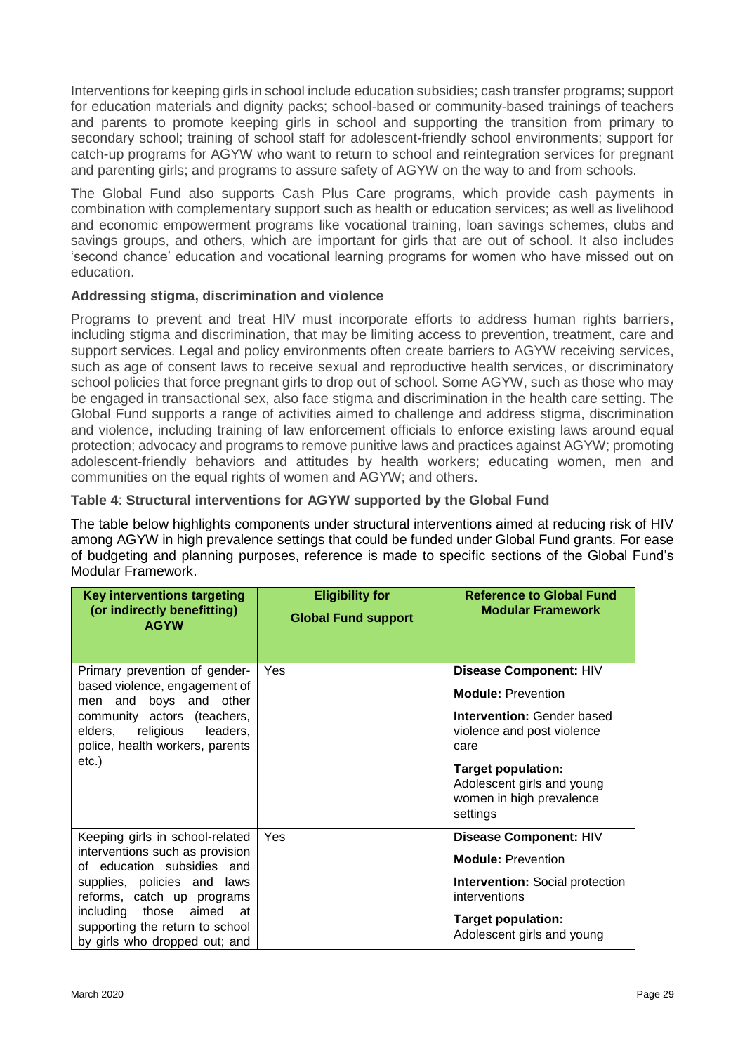Interventions for keeping girls in school include education subsidies; cash transfer programs; support for education materials and dignity packs; school-based or community-based trainings of teachers and parents to promote keeping girls in school and supporting the transition from primary to secondary school; training of school staff for adolescent-friendly school environments; support for catch-up programs for AGYW who want to return to school and reintegration services for pregnant and parenting girls; and programs to assure safety of AGYW on the way to and from schools.

The Global Fund also supports Cash Plus Care programs, which provide cash payments in combination with complementary support such as health or education services; as well as livelihood and economic empowerment programs like vocational training, loan savings schemes, clubs and savings groups, and others, which are important for girls that are out of school. It also includes 'second chance' education and vocational learning programs for women who have missed out on education.

#### Addressing stigma, discrimination and violence

Programs to prevent and treat HIV must incorporate efforts to address human rights barriers, including stigma and discrimination, that may be limiting access to prevention, treatment, care and support services. Legal and policy environments often create barriers to AGYW receiving services, such as age of consent laws to receive sexual and reproductive health services, or discriminatory school policies that force pregnant girls to drop out of school. Some AGYW, such as those who may be engaged in transactional sex, also face stigma and discrimination in the health care setting. The Global Fund supports a range of activities aimed to challenge and address stigma, discrimination and violence, including training of law enforcement officials to enforce existing laws around equal protection; advocacy and programs to remove punitive laws and practices against AGYW; promoting adolescent-friendly behaviors and attitudes by health workers; educating women, men and communities on the equal rights of women and AGYW; and others.

**Table 4**: **Structural interventions for AGYW supported by the Global Fund**

The table below highlights components under structural interventions aimed at reducing risk of HIV among AGYW in high prevalence settings that could be funded under Global Fund grants. For ease of budgeting and planning purposes, reference is made to specific sections of the Global Fund's Modular Framework.

| Key interventions targeting (or indirectly benefitting) AGYW | Eligibility for Global Fund support | Reference to Global Fund Modular Framework |
|---|---|---|
| Primary prevention of gender-based violence, engagement of men and boys and other community actors (teachers, elders, religious leaders, police, health workers, parents etc.) | Yes | **Disease Component:** HIV<br>**Module:** Prevention<br>**Intervention:** Gender based violence and post violence care<br>**Target population:** Adolescent girls and young women in high prevalence settings |
| Keeping girls in school-related interventions such as provision of education subsidies and supplies, policies and laws reforms, catch up programs including those aimed at supporting the return to school by girls who dropped out; and | Yes | **Disease Component:** HIV<br>**Module:** Prevention<br>**Intervention:** Social protection interventions<br>**Target population:** Adolescent girls and young |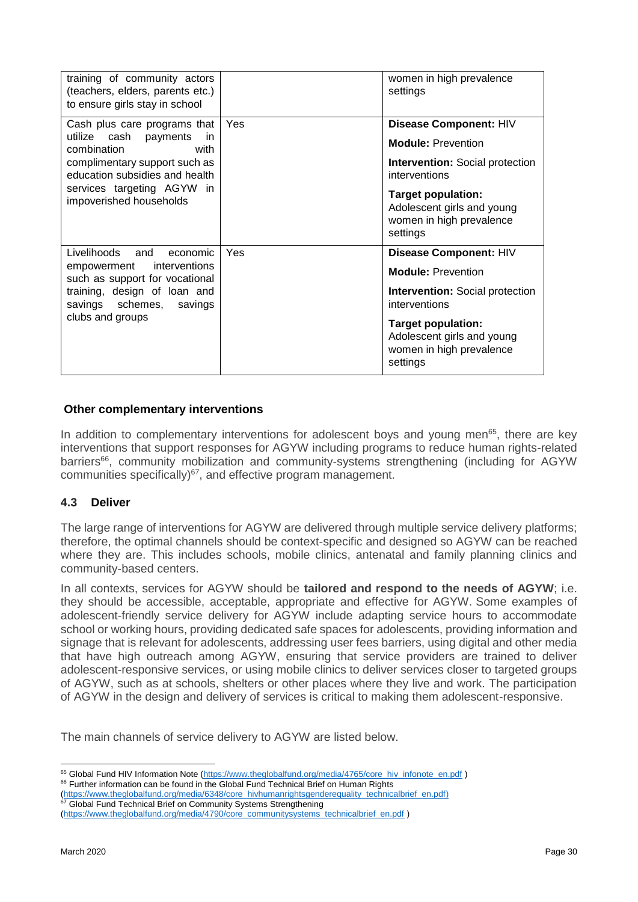| | | |
|---|---|---|
| training of community actors (teachers, elders, parents etc.) to ensure girls stay in school | | women in high prevalence settings |
| Cash plus care programs that utilize cash payments in combination with complimentary support such as education subsidies and health services targeting AGYW in impoverished households | Yes | **Disease Component:** HIV<br>**Module:** Prevention<br>**Intervention:** Social protection interventions<br>**Target population:** Adolescent girls and young women in high prevalence settings |
| Livelihoods and economic empowerment interventions such as support for vocational training, design of loan and savings schemes, savings clubs and groups | Yes | **Disease Component:** HIV<br>**Module:** Prevention<br>**Intervention:** Social protection interventions<br>**Target population:** Adolescent girls and young women in high prevalence settings |

**Other complementary interventions**

In addition to complementary interventions for adolescent boys and young men[65], there are key interventions that support responses for AGYW including programs to reduce human rights-related barriers[66], community mobilization and community-systems strengthening (including for AGYW communities specifically)[67], and effective program management.

### 4.3 Deliver

The large range of interventions for AGYW are delivered through multiple service delivery platforms; therefore, the optimal channels should be context-specific and designed so AGYW can be reached where they are. This includes schools, mobile clinics, antenatal and family planning clinics and community-based centers.

In all contexts, services for AGYW should be **tailored and respond to the needs of AGYW**; i.e. they should be accessible, acceptable, appropriate and effective for AGYW. Some examples of adolescent-friendly service delivery for AGYW include adapting service hours to accommodate school or working hours, providing dedicated safe spaces for adolescents, providing information and signage that is relevant for adolescents, addressing user fees barriers, using digital and other media that have high outreach among AGYW, ensuring that service providers are trained to deliver adolescent-responsive services, or using mobile clinics to deliver services closer to targeted groups of AGYW, such as at schools, shelters or other places where they live and work. The participation of AGYW in the design and delivery of services is critical to making them adolescent-responsive.

The main channels of service delivery to AGYW are listed below.

---

[65] Global Fund HIV Information Note (https://www.theglobalfund.org/media/4765/core_hiv_infonote_en.pdf )

[66] Further information can be found in the Global Fund Technical Brief on Human Rights (https://www.theglobalfund.org/media/6348/core_hivhumanrightsgenderequality_technicalbrief_en.pdf)

[67] Global Fund Technical Brief on Community Systems Strengthening (https://www.theglobalfund.org/media/4790/core_communitysystems_technicalbrief_en.pdf )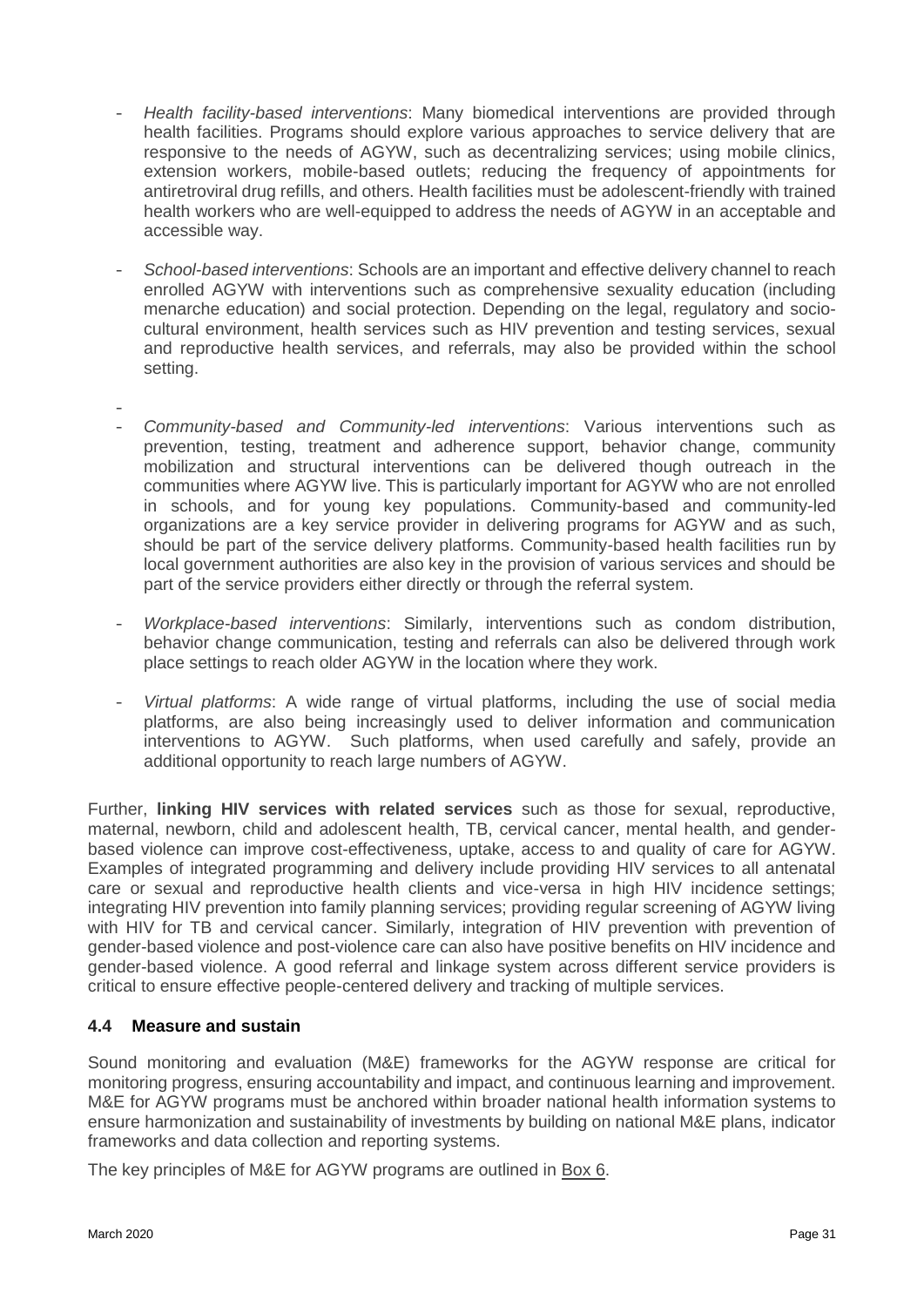- *Health facility-based interventions*: Many biomedical interventions are provided through health facilities. Programs should explore various approaches to service delivery that are responsive to the needs of AGYW, such as decentralizing services; using mobile clinics, extension workers, mobile-based outlets; reducing the frequency of appointments for antiretroviral drug refills, and others. Health facilities must be adolescent-friendly with trained health workers who are well-equipped to address the needs of AGYW in an acceptable and accessible way.

- *School-based interventions*: Schools are an important and effective delivery channel to reach enrolled AGYW with interventions such as comprehensive sexuality education (including menarche education) and social protection. Depending on the legal, regulatory and socio-cultural environment, health services such as HIV prevention and testing services, sexual and reproductive health services, and referrals, may also be provided within the school setting.

- *Community-based and Community-led interventions*: Various interventions such as prevention, testing, treatment and adherence support, behavior change, community mobilization and structural interventions can be delivered though outreach in the communities where AGYW live. This is particularly important for AGYW who are not enrolled in schools, and for young key populations. Community-based and community-led organizations are a key service provider in delivering programs for AGYW and as such, should be part of the service delivery platforms. Community-based health facilities run by local government authorities are also key in the provision of various services and should be part of the service providers either directly or through the referral system.

- *Workplace-based interventions*: Similarly, interventions such as condom distribution, behavior change communication, testing and referrals can also be delivered through work place settings to reach older AGYW in the location where they work.

- *Virtual platforms*: A wide range of virtual platforms, including the use of social media platforms, are also being increasingly used to deliver information and communication interventions to AGYW. Such platforms, when used carefully and safely, provide an additional opportunity to reach large numbers of AGYW.

Further, **linking HIV services with related services** such as those for sexual, reproductive, maternal, newborn, child and adolescent health, TB, cervical cancer, mental health, and gender-based violence can improve cost-effectiveness, uptake, access to and quality of care for AGYW. Examples of integrated programming and delivery include providing HIV services to all antenatal care or sexual and reproductive health clients and vice-versa in high HIV incidence settings; integrating HIV prevention into family planning services; providing regular screening of AGYW living with HIV for TB and cervical cancer. Similarly, integration of HIV prevention with prevention of gender-based violence and post-violence care can also have positive benefits on HIV incidence and gender-based violence. A good referral and linkage system across different service providers is critical to ensure effective people-centered delivery and tracking of multiple services.

### 4.4 Measure and sustain

Sound monitoring and evaluation (M&E) frameworks for the AGYW response are critical for monitoring progress, ensuring accountability and impact, and continuous learning and improvement. M&E for AGYW programs must be anchored within broader national health information systems to ensure harmonization and sustainability of investments by building on national M&E plans, indicator frameworks and data collection and reporting systems.

The key principles of M&E for AGYW programs are outlined in Box 6.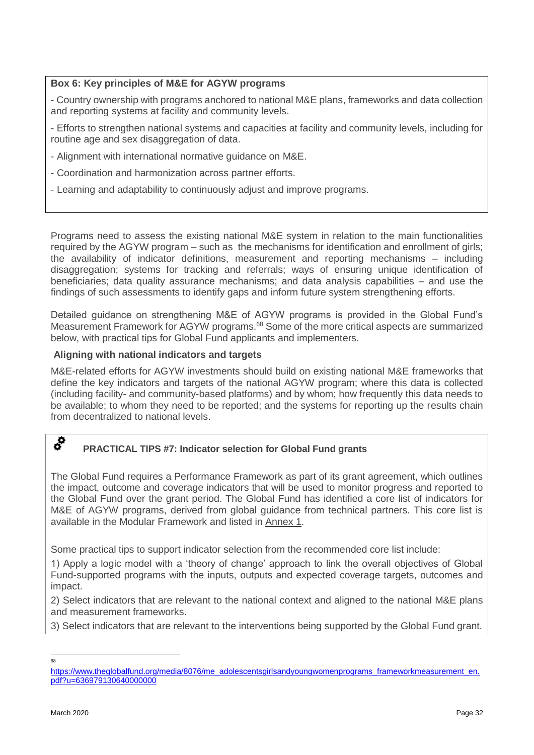**Box 6: Key principles of M&E for AGYW programs**

- Country ownership with programs anchored to national M&E plans, frameworks and data collection and reporting systems at facility and community levels.
- Efforts to strengthen national systems and capacities at facility and community levels, including for routine age and sex disaggregation of data.
- Alignment with international normative guidance on M&E.
- Coordination and harmonization across partner efforts.
- Learning and adaptability to continuously adjust and improve programs.

Programs need to assess the existing national M&E system in relation to the main functionalities required by the AGYW program – such as the mechanisms for identification and enrollment of girls; the availability of indicator definitions, measurement and reporting mechanisms – including disaggregation; systems for tracking and referrals; ways of ensuring unique identification of beneficiaries; data quality assurance mechanisms; and data analysis capabilities – and use the findings of such assessments to identify gaps and inform future system strengthening efforts.

Detailed guidance on strengthening M&E of AGYW programs is provided in the Global Fund's Measurement Framework for AGYW programs.[68] Some of the more critical aspects are summarized below, with practical tips for Global Fund applicants and implementers.

### Aligning with national indicators and targets

M&E-related efforts for AGYW investments should build on existing national M&E frameworks that define the key indicators and targets of the national AGYW program; where this data is collected (including facility- and community-based platforms) and by whom; how frequently this data needs to be available; to whom they need to be reported; and the systems for reporting up the results chain from decentralized to national levels.

**PRACTICAL TIPS #7: Indicator selection for Global Fund grants**

The Global Fund requires a Performance Framework as part of its grant agreement, which outlines the impact, outcome and coverage indicators that will be used to monitor progress and reported to the Global Fund over the grant period. The Global Fund has identified a core list of indicators for M&E of AGYW programs, derived from global guidance from technical partners. This core list is available in the Modular Framework and listed in Annex 1.

Some practical tips to support indicator selection from the recommended core list include:

1) Apply a logic model with a 'theory of change' approach to link the overall objectives of Global Fund-supported programs with the inputs, outputs and expected coverage targets, outcomes and impact.

2) Select indicators that are relevant to the national context and aligned to the national M&E plans and measurement frameworks.

3) Select indicators that are relevant to the interventions being supported by the Global Fund grant.

---

[68] https://www.theglobalfund.org/media/8076/me_adolescentsgirlsandyoungwomenprograms_frameworkmeasurement_en.pdf?u=636979130640000000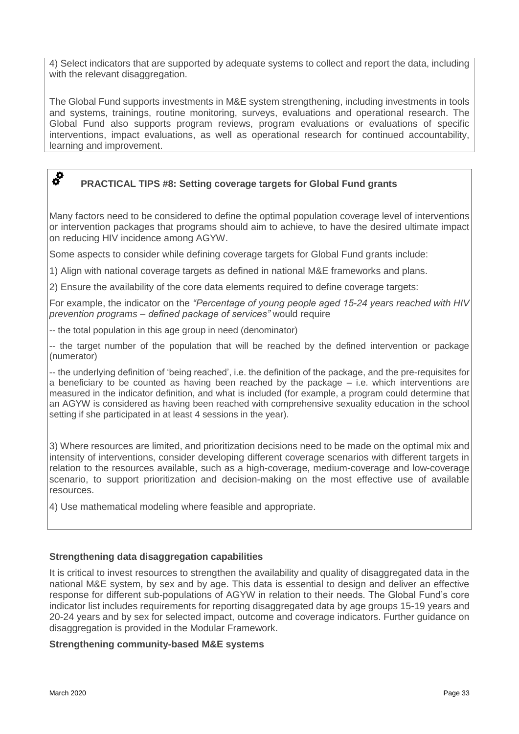4) Select indicators that are supported by adequate systems to collect and report the data, including with the relevant disaggregation.

The Global Fund supports investments in M&E system strengthening, including investments in tools and systems, trainings, routine monitoring, surveys, evaluations and operational research. The Global Fund also supports program reviews, program evaluations or evaluations of specific interventions, impact evaluations, as well as operational research for continued accountability, learning and improvement.

**PRACTICAL TIPS #8: Setting coverage targets for Global Fund grants**

Many factors need to be considered to define the optimal population coverage level of interventions or intervention packages that programs should aim to achieve, to have the desired ultimate impact on reducing HIV incidence among AGYW.

Some aspects to consider while defining coverage targets for Global Fund grants include:

1) Align with national coverage targets as defined in national M&E frameworks and plans.

2) Ensure the availability of the core data elements required to define coverage targets:

For example, the indicator on the *"Percentage of young people aged 15-24 years reached with HIV prevention programs – defined package of services"* would require

-- the total population in this age group in need (denominator)

-- the target number of the population that will be reached by the defined intervention or package (numerator)

-- the underlying definition of 'being reached', i.e. the definition of the package, and the pre-requisites for a beneficiary to be counted as having been reached by the package – i.e. which interventions are measured in the indicator definition, and what is included (for example, a program could determine that an AGYW is considered as having been reached with comprehensive sexuality education in the school setting if she participated in at least 4 sessions in the year).

3) Where resources are limited, and prioritization decisions need to be made on the optimal mix and intensity of interventions, consider developing different coverage scenarios with different targets in relation to the resources available, such as a high-coverage, medium-coverage and low-coverage scenario, to support prioritization and decision-making on the most effective use of available resources.

4) Use mathematical modeling where feasible and appropriate.

**Strengthening data disaggregation capabilities**

It is critical to invest resources to strengthen the availability and quality of disaggregated data in the national M&E system, by sex and by age. This data is essential to design and deliver an effective response for different sub-populations of AGYW in relation to their needs. The Global Fund's core indicator list includes requirements for reporting disaggregated data by age groups 15-19 years and 20-24 years and by sex for selected impact, outcome and coverage indicators. Further guidance on disaggregation is provided in the Modular Framework.

**Strengthening community-based M&E systems**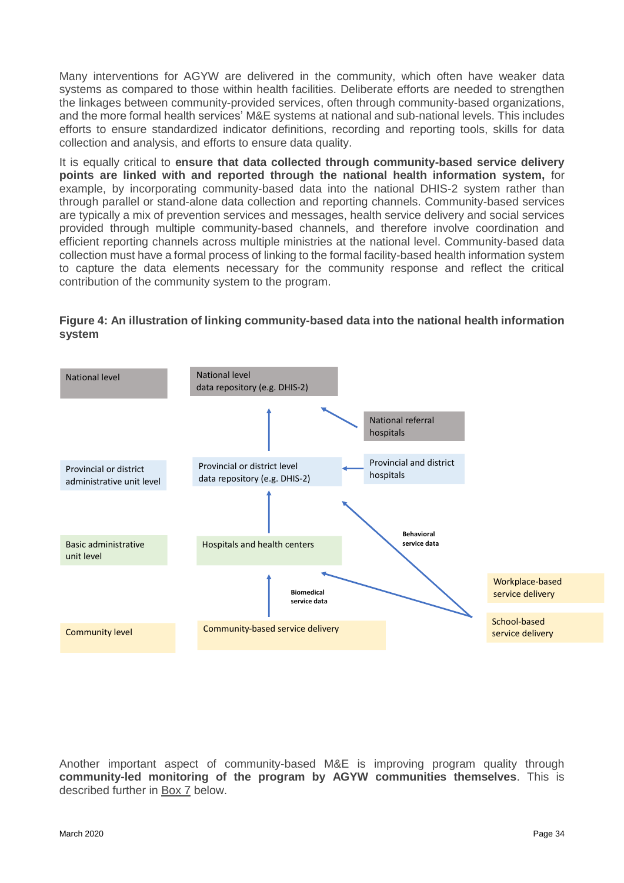Many interventions for AGYW are delivered in the community, which often have weaker data systems as compared to those within health facilities. Deliberate efforts are needed to strengthen the linkages between community-provided services, often through community-based organizations, and the more formal health services' M&E systems at national and sub-national levels. This includes efforts to ensure standardized indicator definitions, recording and reporting tools, skills for data collection and analysis, and efforts to ensure data quality.

It is equally critical to **ensure that data collected through community-based service delivery points are linked with and reported through the national health information system,** for example, by incorporating community-based data into the national DHIS-2 system rather than through parallel or stand-alone data collection and reporting channels. Community-based services are typically a mix of prevention services and messages, health service delivery and social services provided through multiple community-based channels, and therefore involve coordination and efficient reporting channels across multiple ministries at the national level. Community-based data collection must have a formal process of linking to the formal facility-based health information system to capture the data elements necessary for the community response and reflect the critical contribution of the community system to the program.

**Figure 4: An illustration of linking community-based data into the national health information system**

| Level | Data flow | Other sources |
| --- | --- | --- |
| National level | National level data repository (e.g. DHIS-2) | National referral hospitals |
| Provincial or district administrative unit level | Provincial or district level data repository (e.g. DHIS-2) | Provincial and district hospitals |
| Basic administrative unit level | Hospitals and health centers | |
| Community level | Community-based service delivery | Workplace-based service delivery; School-based service delivery |

Arrows: Community-based service delivery → Hospitals and health centers → Provincial or district level data repository → National level data repository. National referral hospitals → National level data repository. Provincial and district hospitals → Provincial or district level data repository. Workplace-based and School-based service delivery → Hospitals and health centers (Biomedical service data) and → Provincial or district level data repository (Behavioral service data).

Another important aspect of community-based M&E is improving program quality through **community-led monitoring of the program by AGYW communities themselves**. This is described further in Box 7 below.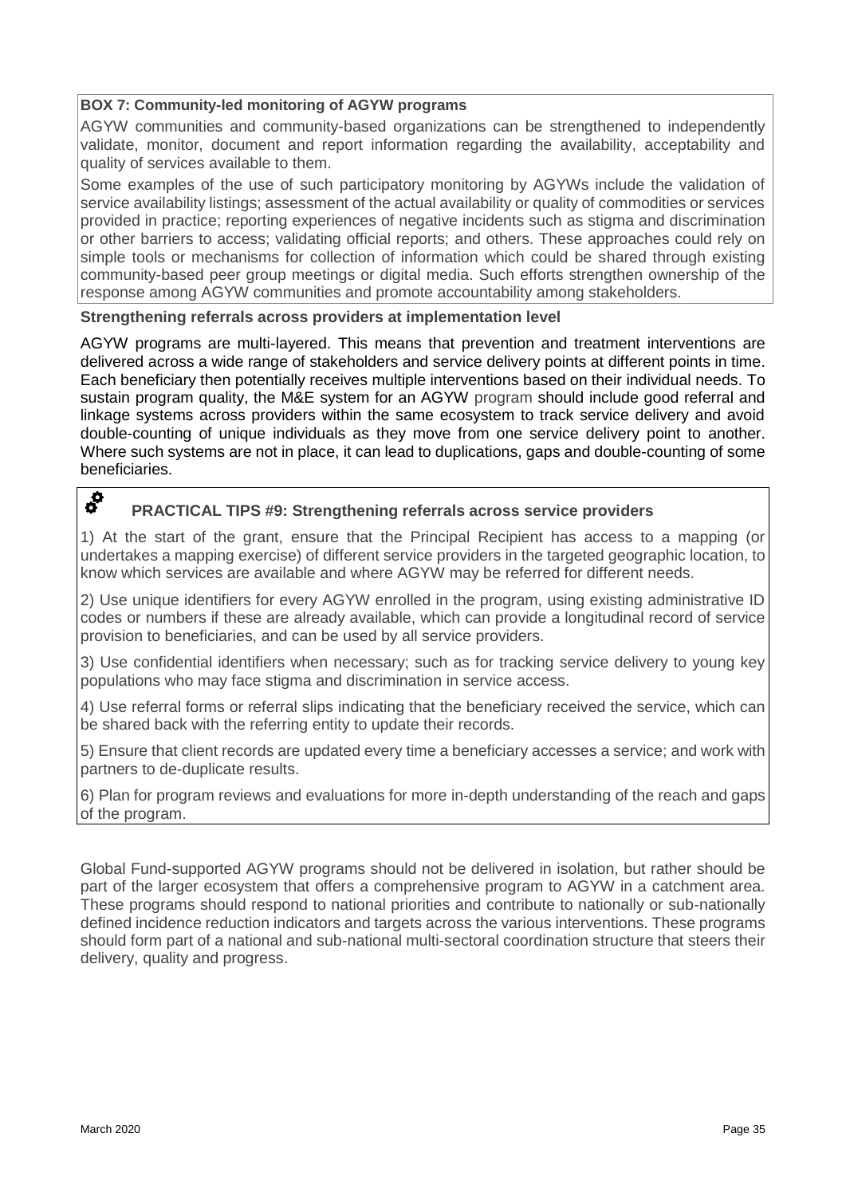**BOX 7: Community-led monitoring of AGYW programs**

AGYW communities and community-based organizations can be strengthened to independently validate, monitor, document and report information regarding the availability, acceptability and quality of services available to them.

Some examples of the use of such participatory monitoring by AGYWs include the validation of service availability listings; assessment of the actual availability or quality of commodities or services provided in practice; reporting experiences of negative incidents such as stigma and discrimination or other barriers to access; validating official reports; and others. These approaches could rely on simple tools or mechanisms for collection of information which could be shared through existing community-based peer group meetings or digital media. Such efforts strengthen ownership of the response among AGYW communities and promote accountability among stakeholders.

**Strengthening referrals across providers at implementation level**

AGYW programs are multi-layered. This means that prevention and treatment interventions are delivered across a wide range of stakeholders and service delivery points at different points in time. Each beneficiary then potentially receives multiple interventions based on their individual needs. To sustain program quality, the M&E system for an AGYW program should include good referral and linkage systems across providers within the same ecosystem to track service delivery and avoid double-counting of unique individuals as they move from one service delivery point to another. Where such systems are not in place, it can lead to duplications, gaps and double-counting of some beneficiaries.

**PRACTICAL TIPS #9: Strengthening referrals across service providers**

1) At the start of the grant, ensure that the Principal Recipient has access to a mapping (or undertakes a mapping exercise) of different service providers in the targeted geographic location, to know which services are available and where AGYW may be referred for different needs.

2) Use unique identifiers for every AGYW enrolled in the program, using existing administrative ID codes or numbers if these are already available, which can provide a longitudinal record of service provision to beneficiaries, and can be used by all service providers.

3) Use confidential identifiers when necessary; such as for tracking service delivery to young key populations who may face stigma and discrimination in service access.

4) Use referral forms or referral slips indicating that the beneficiary received the service, which can be shared back with the referring entity to update their records.

5) Ensure that client records are updated every time a beneficiary accesses a service; and work with partners to de-duplicate results.

6) Plan for program reviews and evaluations for more in-depth understanding of the reach and gaps of the program.

Global Fund-supported AGYW programs should not be delivered in isolation, but rather should be part of the larger ecosystem that offers a comprehensive program to AGYW in a catchment area. These programs should respond to national priorities and contribute to nationally or sub-nationally defined incidence reduction indicators and targets across the various interventions. These programs should form part of a national and sub-national multi-sectoral coordination structure that steers their delivery, quality and progress.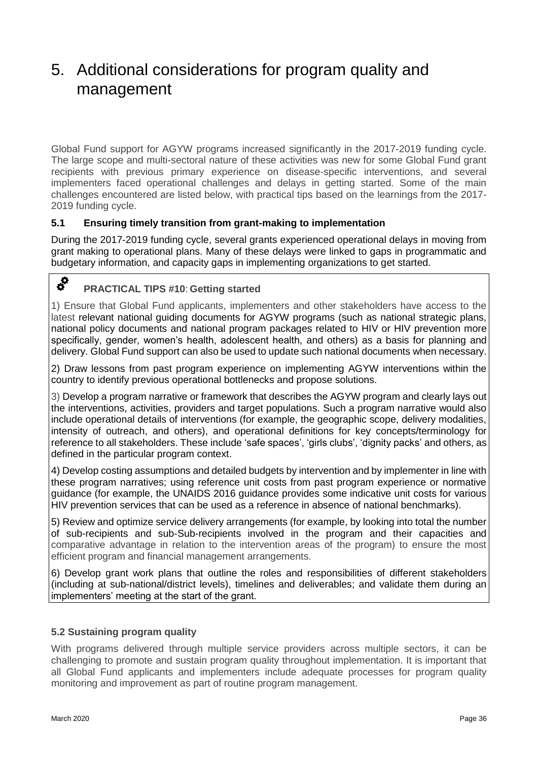# 5. Additional considerations for program quality and management

Global Fund support for AGYW programs increased significantly in the 2017-2019 funding cycle. The large scope and multi-sectoral nature of these activities was new for some Global Fund grant recipients with previous primary experience on disease-specific interventions, and several implementers faced operational challenges and delays in getting started. Some of the main challenges encountered are listed below, with practical tips based on the learnings from the 2017-2019 funding cycle.

### 5.1 Ensuring timely transition from grant-making to implementation

During the 2017-2019 funding cycle, several grants experienced operational delays in moving from grant making to operational plans. Many of these delays were linked to gaps in programmatic and budgetary information, and capacity gaps in implementing organizations to get started.

**PRACTICAL TIPS #10: Getting started**

1) Ensure that Global Fund applicants, implementers and other stakeholders have access to the latest relevant national guiding documents for AGYW programs (such as national strategic plans, national policy documents and national program packages related to HIV or HIV prevention more specifically, gender, women's health, adolescent health, and others) as a basis for planning and delivery. Global Fund support can also be used to update such national documents when necessary.

2) Draw lessons from past program experience on implementing AGYW interventions within the country to identify previous operational bottlenecks and propose solutions.

3) Develop a program narrative or framework that describes the AGYW program and clearly lays out the interventions, activities, providers and target populations. Such a program narrative would also include operational details of interventions (for example, the geographic scope, delivery modalities, intensity of outreach, and others), and operational definitions for key concepts/terminology for reference to all stakeholders. These include 'safe spaces', 'girls clubs', 'dignity packs' and others, as defined in the particular program context.

4) Develop costing assumptions and detailed budgets by intervention and by implementer in line with these program narratives; using reference unit costs from past program experience or normative guidance (for example, the UNAIDS 2016 guidance provides some indicative unit costs for various HIV prevention services that can be used as a reference in absence of national benchmarks).

5) Review and optimize service delivery arrangements (for example, by looking into total the number of sub-recipients and sub-Sub-recipients involved in the program and their capacities and comparative advantage in relation to the intervention areas of the program) to ensure the most efficient program and financial management arrangements.

6) Develop grant work plans that outline the roles and responsibilities of different stakeholders (including at sub-national/district levels), timelines and deliverables; and validate them during an implementers' meeting at the start of the grant.

### 5.2 Sustaining program quality

With programs delivered through multiple service providers across multiple sectors, it can be challenging to promote and sustain program quality throughout implementation. It is important that all Global Fund applicants and implementers include adequate processes for program quality monitoring and improvement as part of routine program management.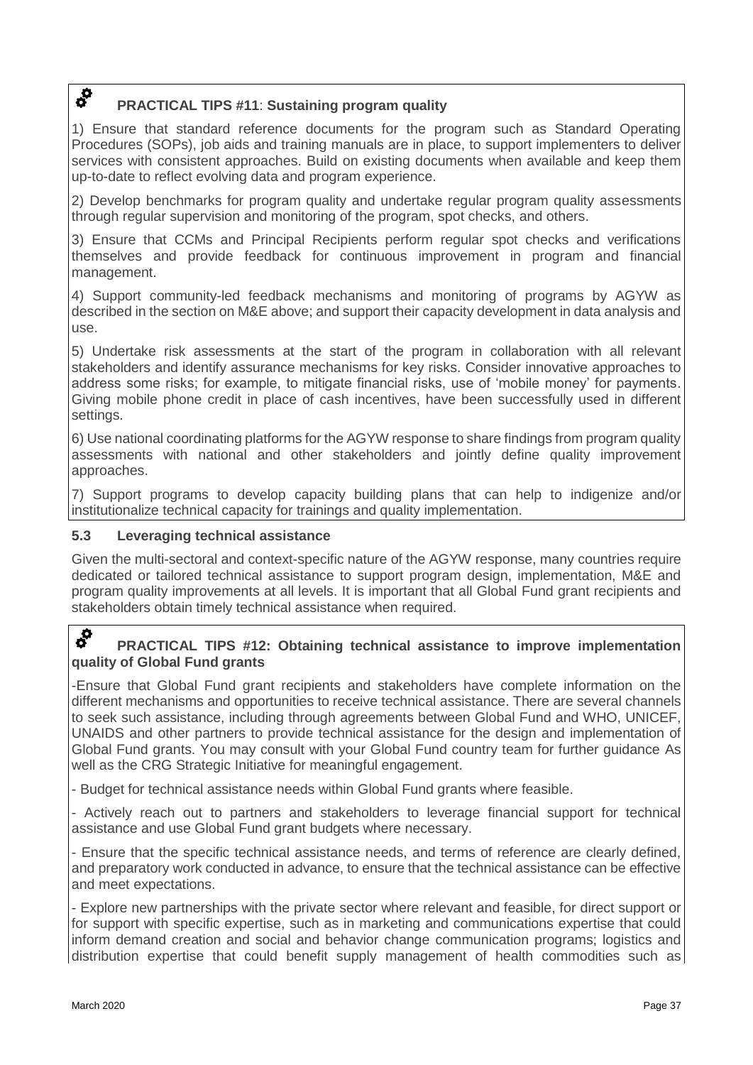### PRACTICAL TIPS #11: Sustaining program quality

1) Ensure that standard reference documents for the program such as Standard Operating Procedures (SOPs), job aids and training manuals are in place, to support implementers to deliver services with consistent approaches. Build on existing documents when available and keep them up-to-date to reflect evolving data and program experience.

2) Develop benchmarks for program quality and undertake regular program quality assessments through regular supervision and monitoring of the program, spot checks, and others.

3) Ensure that CCMs and Principal Recipients perform regular spot checks and verifications themselves and provide feedback for continuous improvement in program and financial management.

4) Support community-led feedback mechanisms and monitoring of programs by AGYW as described in the section on M&E above; and support their capacity development in data analysis and use.

5) Undertake risk assessments at the start of the program in collaboration with all relevant stakeholders and identify assurance mechanisms for key risks. Consider innovative approaches to address some risks; for example, to mitigate financial risks, use of 'mobile money' for payments. Giving mobile phone credit in place of cash incentives, have been successfully used in different settings.

6) Use national coordinating platforms for the AGYW response to share findings from program quality assessments with national and other stakeholders and jointly define quality improvement approaches.

7) Support programs to develop capacity building plans that can help to indigenize and/or institutionalize technical capacity for trainings and quality implementation.

## 5.3 Leveraging technical assistance

Given the multi-sectoral and context-specific nature of the AGYW response, many countries require dedicated or tailored technical assistance to support program design, implementation, M&E and program quality improvements at all levels. It is important that all Global Fund grant recipients and stakeholders obtain timely technical assistance when required.

### PRACTICAL TIPS #12: Obtaining technical assistance to improve implementation quality of Global Fund grants

-Ensure that Global Fund grant recipients and stakeholders have complete information on the different mechanisms and opportunities to receive technical assistance. There are several channels to seek such assistance, including through agreements between Global Fund and WHO, UNICEF, UNAIDS and other partners to provide technical assistance for the design and implementation of Global Fund grants. You may consult with your Global Fund country team for further guidance As well as the CRG Strategic Initiative for meaningful engagement.

- Budget for technical assistance needs within Global Fund grants where feasible.

- Actively reach out to partners and stakeholders to leverage financial support for technical assistance and use Global Fund grant budgets where necessary.

- Ensure that the specific technical assistance needs, and terms of reference are clearly defined, and preparatory work conducted in advance, to ensure that the technical assistance can be effective and meet expectations.

- Explore new partnerships with the private sector where relevant and feasible, for direct support or for support with specific expertise, such as in marketing and communications expertise that could inform demand creation and social and behavior change communication programs; logistics and distribution expertise that could benefit supply management of health commodities such as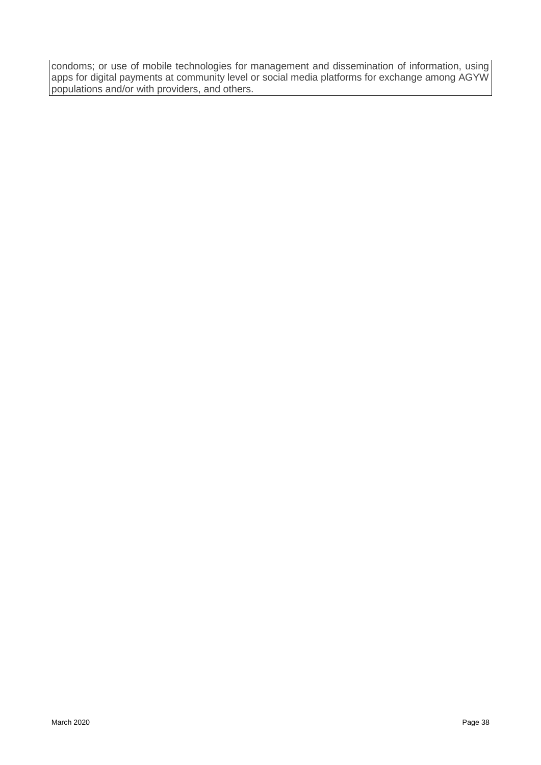condoms; or use of mobile technologies for management and dissemination of information, using apps for digital payments at community level or social media platforms for exchange among AGYW populations and/or with providers, and others.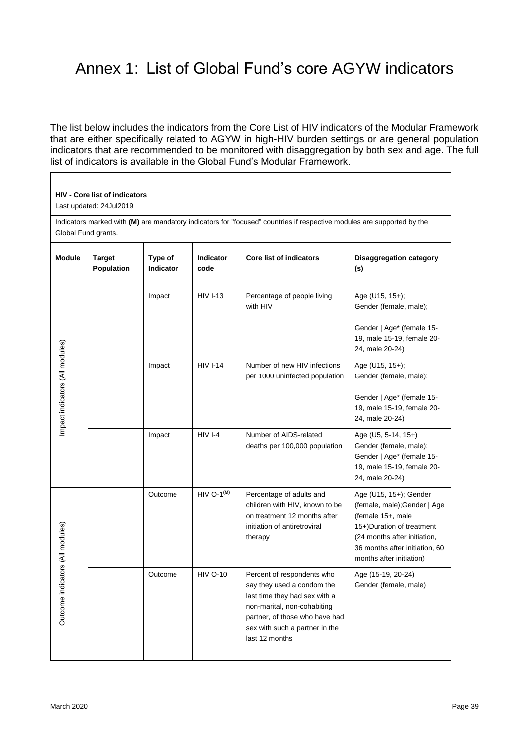# Annex 1: List of Global Fund's core AGYW indicators

The list below includes the indicators from the Core List of HIV indicators of the Modular Framework that are either specifically related to AGYW in high-HIV burden settings or are general population indicators that are recommended to be monitored with disaggregation by both sex and age. The full list of indicators is available in the Global Fund's Modular Framework.

**HIV - Core list of indicators**
Last updated: 24Jul2019

Indicators marked with **(M)** are mandatory indicators for "focused" countries if respective modules are supported by the Global Fund grants.

| Module | Target Population | Type of Indicator | Indicator code | Core list of indicators | Disaggregation category (s) |
|---|---|---|---|---|---|
| Impact indicators (All modules) | | Impact | HIV I-13 | Percentage of people living with HIV | Age (U15, 15+); Gender (female, male); Gender \| Age* (female 15-19, male 15-19, female 20-24, male 20-24) |
| | | Impact | HIV I-14 | Number of new HIV infections per 1000 uninfected population | Age (U15, 15+); Gender (female, male); Gender \| Age* (female 15-19, male 15-19, female 20-24, male 20-24) |
| | | Impact | HIV I-4 | Number of AIDS-related deaths per 100,000 population | Age (U5, 5-14, 15+) Gender (female, male); Gender \| Age* (female 15-19, male 15-19, female 20-24, male 20-24) |
| Outcome indicators (All modules) | | Outcome | HIV O-1 **(M)** | Percentage of adults and children with HIV, known to be on treatment 12 months after initiation of antiretroviral therapy | Age (U15, 15+); Gender (female, male);Gender \| Age (female 15+, male 15+)Duration of treatment (24 months after initiation, 36 months after initiation, 60 months after initiation) |
| | | Outcome | HIV O-10 | Percent of respondents who say they used a condom the last time they had sex with a non-marital, non-cohabiting partner, of those who have had sex with such a partner in the last 12 months | Age (15-19, 20-24) Gender (female, male) |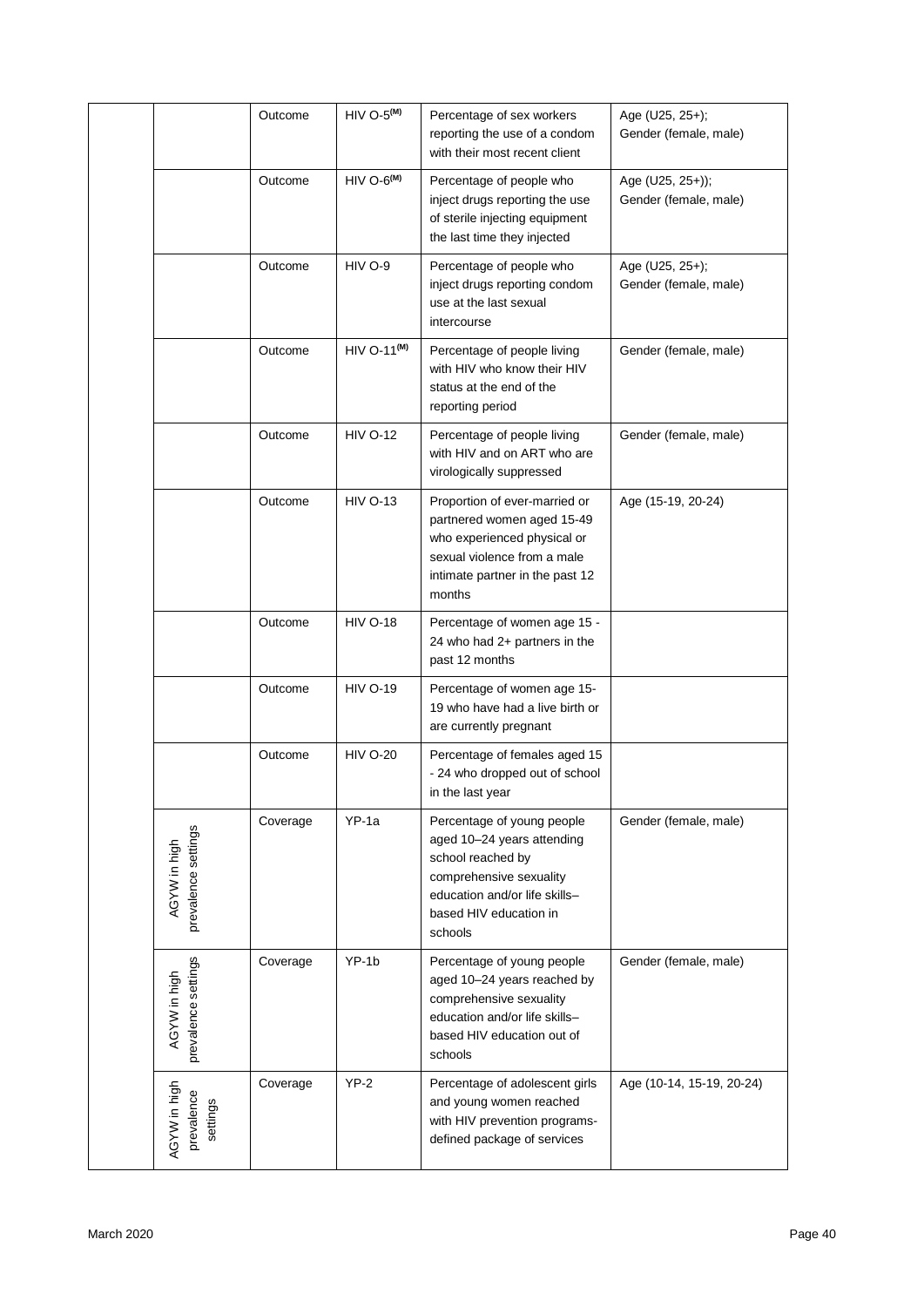| | | | | | |
|---|---|---|---|---|---|
| | | Outcome | HIV O-5[(M)] | Percentage of sex workers reporting the use of a condom with their most recent client | Age (U25, 25+); Gender (female, male) |
| | | Outcome | HIV O-6[(M)] | Percentage of people who inject drugs reporting the use of sterile injecting equipment the last time they injected | Age (U25, 25+)); Gender (female, male) |
| | | Outcome | HIV O-9 | Percentage of people who inject drugs reporting condom use at the last sexual intercourse | Age (U25, 25+); Gender (female, male) |
| | | Outcome | HIV O-11[(M)] | Percentage of people living with HIV who know their HIV status at the end of the reporting period | Gender (female, male) |
| | | Outcome | HIV O-12 | Percentage of people living with HIV and on ART who are virologically suppressed | Gender (female, male) |
| | | Outcome | HIV O-13 | Proportion of ever-married or partnered women aged 15-49 who experienced physical or sexual violence from a male intimate partner in the past 12 months | Age (15-19, 20-24) |
| | | Outcome | HIV O-18 | Percentage of women age 15 - 24 who had 2+ partners in the past 12 months | |
| | | Outcome | HIV O-19 | Percentage of women age 15-19 who have had a live birth or are currently pregnant | |
| | | Outcome | HIV O-20 | Percentage of females aged 15 - 24 who dropped out of school in the last year | |
| | AGYW in high prevalence settings | Coverage | YP-1a | Percentage of young people aged 10–24 years attending school reached by comprehensive sexuality education and/or life skills–based HIV education in schools | Gender (female, male) |
| | AGYW in high prevalence settings | Coverage | YP-1b | Percentage of young people aged 10–24 years reached by comprehensive sexuality education and/or life skills–based HIV education out of schools | Gender (female, male) |
| | AGYW in high prevalence settings | Coverage | YP-2 | Percentage of adolescent girls and young women reached with HIV prevention programs-defined package of services | Age (10-14, 15-19, 20-24) |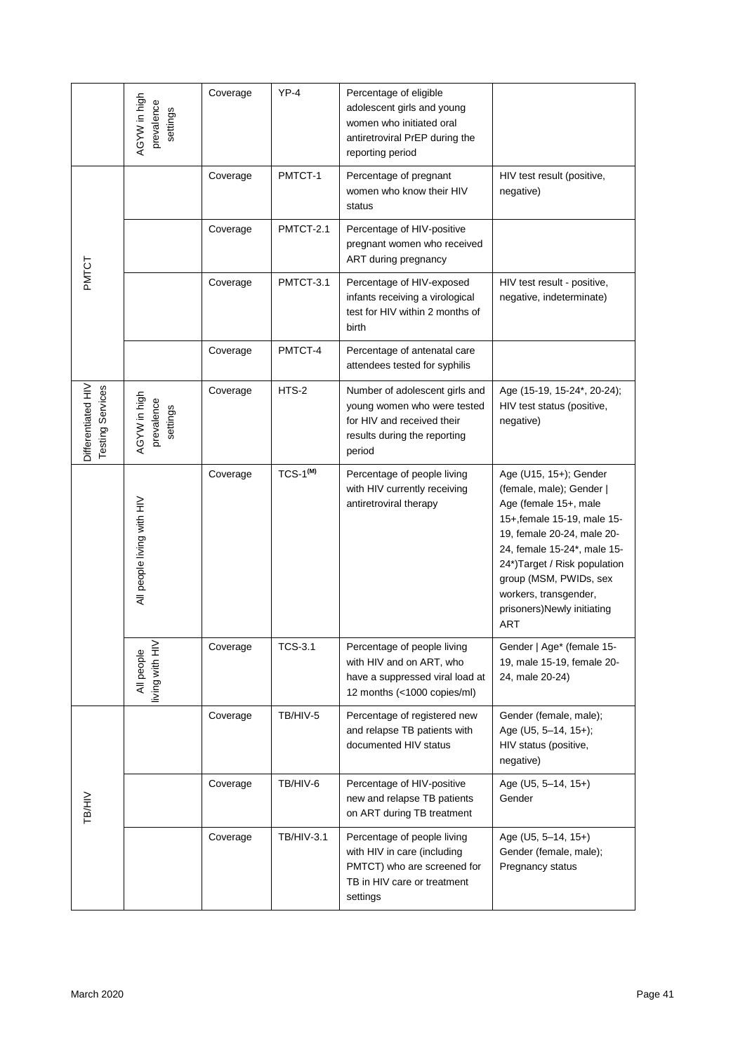| | | | | | |
|---|---|---|---|---|---|
| | AGYW in high prevalence settings | Coverage | YP-4 | Percentage of eligible adolescent girls and young women who initiated oral antiretroviral PrEP during the reporting period | |
| PMTCT | | Coverage | PMTCT-1 | Percentage of pregnant women who know their HIV status | HIV test result (positive, negative) |
| | | Coverage | PMTCT-2.1 | Percentage of HIV-positive pregnant women who received ART during pregnancy | |
| | | Coverage | PMTCT-3.1 | Percentage of HIV-exposed infants receiving a virological test for HIV within 2 months of birth | HIV test result - positive, negative, indeterminate) |
| | | Coverage | PMTCT-4 | Percentage of antenatal care attendees tested for syphilis | |
| Differentiated HIV Testing Services | AGYW in high prevalence settings | Coverage | HTS-2 | Number of adolescent girls and young women who were tested for HIV and received their results during the reporting period | Age (15-19, 15-24*, 20-24); HIV test status (positive, negative) |
| | All people living with HIV | Coverage | TCS-1[(M)] | Percentage of people living with HIV currently receiving antiretroviral therapy | Age (U15, 15+); Gender (female, male); Gender \| Age (female 15+, male 15+,female 15-19, male 15-19, female 20-24, male 20-24, female 15-24*, male 15-24*)Target / Risk population group (MSM, PWIDs, sex workers, transgender, prisoners)Newly initiating ART |
| | All people living with HIV | Coverage | TCS-3.1 | Percentage of people living with HIV and on ART, who have a suppressed viral load at 12 months (<1000 copies/ml) | Gender \| Age* (female 15-19, male 15-19, female 20-24, male 20-24) |
| TB/HIV | | Coverage | TB/HIV-5 | Percentage of registered new and relapse TB patients with documented HIV status | Gender (female, male); Age (U5, 5–14, 15+); HIV status (positive, negative) |
| | | Coverage | TB/HIV-6 | Percentage of HIV-positive new and relapse TB patients on ART during TB treatment | Age (U5, 5–14, 15+) Gender |
| | | Coverage | TB/HIV-3.1 | Percentage of people living with HIV in care (including PMTCT) who are screened for TB in HIV care or treatment settings | Age (U5, 5–14, 15+) Gender (female, male); Pregnancy status |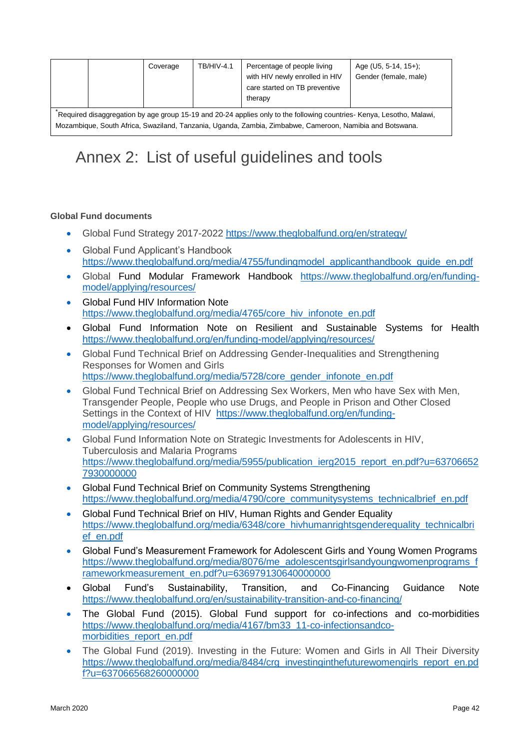|  |  | Coverage | TB/HIV-4.1 | Percentage of people living with HIV newly enrolled in HIV care started on TB preventive therapy | Age (U5, 5-14, 15+); Gender (female, male) |
|---|---|---|---|---|---|
| *Required disaggregation by age group 15-19 and 20-24 applies only to the following countries- Kenya, Lesotho, Malawi, Mozambique, South Africa, Swaziland, Tanzania, Uganda, Zambia, Zimbabwe, Cameroon, Namibia and Botswana. | | | | | |

# Annex 2: List of useful guidelines and tools

**Global Fund documents**

- Global Fund Strategy 2017-2022 https://www.theglobalfund.org/en/strategy/
- Global Fund Applicant's Handbook https://www.theglobalfund.org/media/4755/fundingmodel_applicanthandbook_guide_en.pdf
- Global Fund Modular Framework Handbook https://www.theglobalfund.org/en/funding-model/applying/resources/
- Global Fund HIV Information Note https://www.theglobalfund.org/media/4765/core_hiv_infonote_en.pdf
- Global Fund Information Note on Resilient and Sustainable Systems for Health https://www.theglobalfund.org/en/funding-model/applying/resources/
- Global Fund Technical Brief on Addressing Gender-Inequalities and Strengthening Responses for Women and Girls https://www.theglobalfund.org/media/5728/core_gender_infonote_en.pdf
- Global Fund Technical Brief on Addressing Sex Workers, Men who have Sex with Men, Transgender People, People who use Drugs, and People in Prison and Other Closed Settings in the Context of HIV https://www.theglobalfund.org/en/funding-model/applying/resources/
- Global Fund Information Note on Strategic Investments for Adolescents in HIV, Tuberculosis and Malaria Programs https://www.theglobalfund.org/media/5955/publication_ierg2015_report_en.pdf?u=637066527930000000
- Global Fund Technical Brief on Community Systems Strengthening https://www.theglobalfund.org/media/4790/core_communitysystems_technicalbrief_en.pdf
- Global Fund Technical Brief on HIV, Human Rights and Gender Equality https://www.theglobalfund.org/media/6348/core_hivhumanrightsgenderequality_technicalbrief_en.pdf
- Global Fund's Measurement Framework for Adolescent Girls and Young Women Programs https://www.theglobalfund.org/media/8076/me_adolescentsgirlsandyoungwomenprograms_frameworkmeasurement_en.pdf?u=636979130640000000
- Global Fund's Sustainability, Transition, and Co-Financing Guidance Note https://www.theglobalfund.org/en/sustainability-transition-and-co-financing/
- The Global Fund (2015). Global Fund support for co-infections and co-morbidities https://www.theglobalfund.org/media/4167/bm33_11-co-infectionsandco-morbidities_report_en.pdf
- The Global Fund (2019). Investing in the Future: Women and Girls in All Their Diversity https://www.theglobalfund.org/media/8484/crg_investinginthefuturewomengirls_report_en.pdf?u=637066568260000000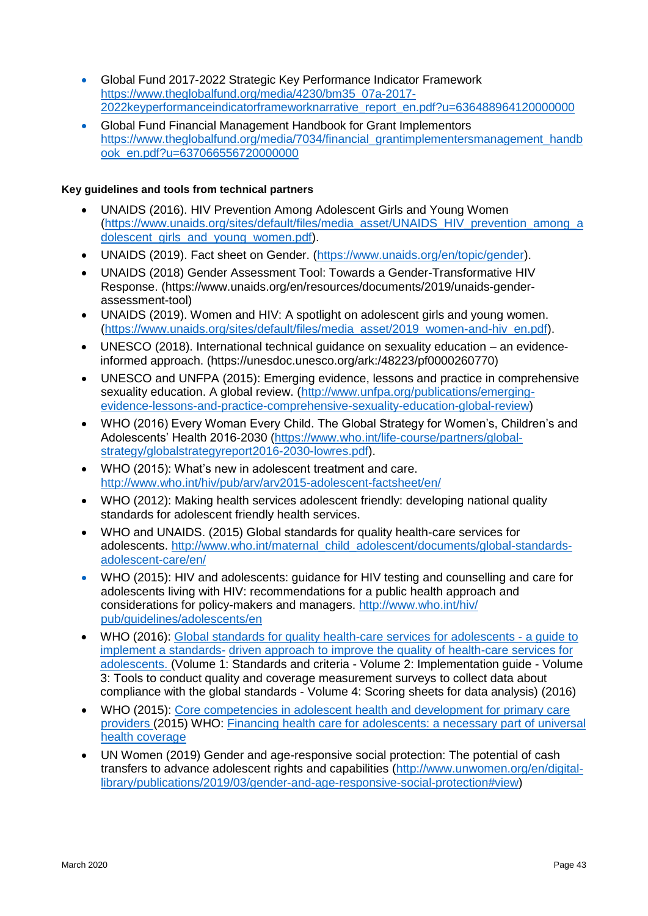- Global Fund 2017-2022 Strategic Key Performance Indicator Framework https://www.theglobalfund.org/media/4230/bm35_07a-2017-2022keyperformanceindicatorframeworknarrative_report_en.pdf?u=636488964120000000
- Global Fund Financial Management Handbook for Grant Implementors https://www.theglobalfund.org/media/7034/financial_grantimplementersmanagement_handbook_en.pdf?u=637066556720000000

**Key guidelines and tools from technical partners**

- UNAIDS (2016). HIV Prevention Among Adolescent Girls and Young Women (https://www.unaids.org/sites/default/files/media_asset/UNAIDS_HIV_prevention_among_adolescent_girls_and_young_women.pdf).
- UNAIDS (2019). Fact sheet on Gender. (https://www.unaids.org/en/topic/gender).
- UNAIDS (2018) Gender Assessment Tool: Towards a Gender-Transformative HIV Response. (https://www.unaids.org/en/resources/documents/2019/unaids-gender-assessment-tool)
- UNAIDS (2019). Women and HIV: A spotlight on adolescent girls and young women. (https://www.unaids.org/sites/default/files/media_asset/2019_women-and-hiv_en.pdf).
- UNESCO (2018). International technical guidance on sexuality education – an evidence-informed approach. (https://unesdoc.unesco.org/ark:/48223/pf0000260770)
- UNESCO and UNFPA (2015): Emerging evidence, lessons and practice in comprehensive sexuality education. A global review. (http://www.unfpa.org/publications/emerging-evidence-lessons-and-practice-comprehensive-sexuality-education-global-review)
- WHO (2016) Every Woman Every Child. The Global Strategy for Women's, Children's and Adolescents' Health 2016-2030 (https://www.who.int/life-course/partners/global-strategy/globalstrategyreport2016-2030-lowres.pdf).
- WHO (2015): What's new in adolescent treatment and care. http://www.who.int/hiv/pub/arv/arv2015-adolescent-factsheet/en/
- WHO (2012): Making health services adolescent friendly: developing national quality standards for adolescent friendly health services.
- WHO and UNAIDS. (2015) Global standards for quality health-care services for adolescents. http://www.who.int/maternal_child_adolescent/documents/global-standards-adolescent-care/en/
- WHO (2015): HIV and adolescents: guidance for HIV testing and counselling and care for adolescents living with HIV: recommendations for a public health approach and considerations for policy-makers and managers. http://www.who.int/hiv/pub/guidelines/adolescents/en
- WHO (2016): Global standards for quality health-care services for adolescents - a guide to implement a standards- driven approach to improve the quality of health-care services for adolescents. (Volume 1: Standards and criteria - Volume 2: Implementation guide - Volume 3: Tools to conduct quality and coverage measurement surveys to collect data about compliance with the global standards - Volume 4: Scoring sheets for data analysis) (2016)
- WHO (2015): Core competencies in adolescent health and development for primary care providers (2015) WHO: Financing health care for adolescents: a necessary part of universal health coverage
- UN Women (2019) Gender and age-responsive social protection: The potential of cash transfers to advance adolescent rights and capabilities (http://www.unwomen.org/en/digital-library/publications/2019/03/gender-and-age-responsive-social-protection#view)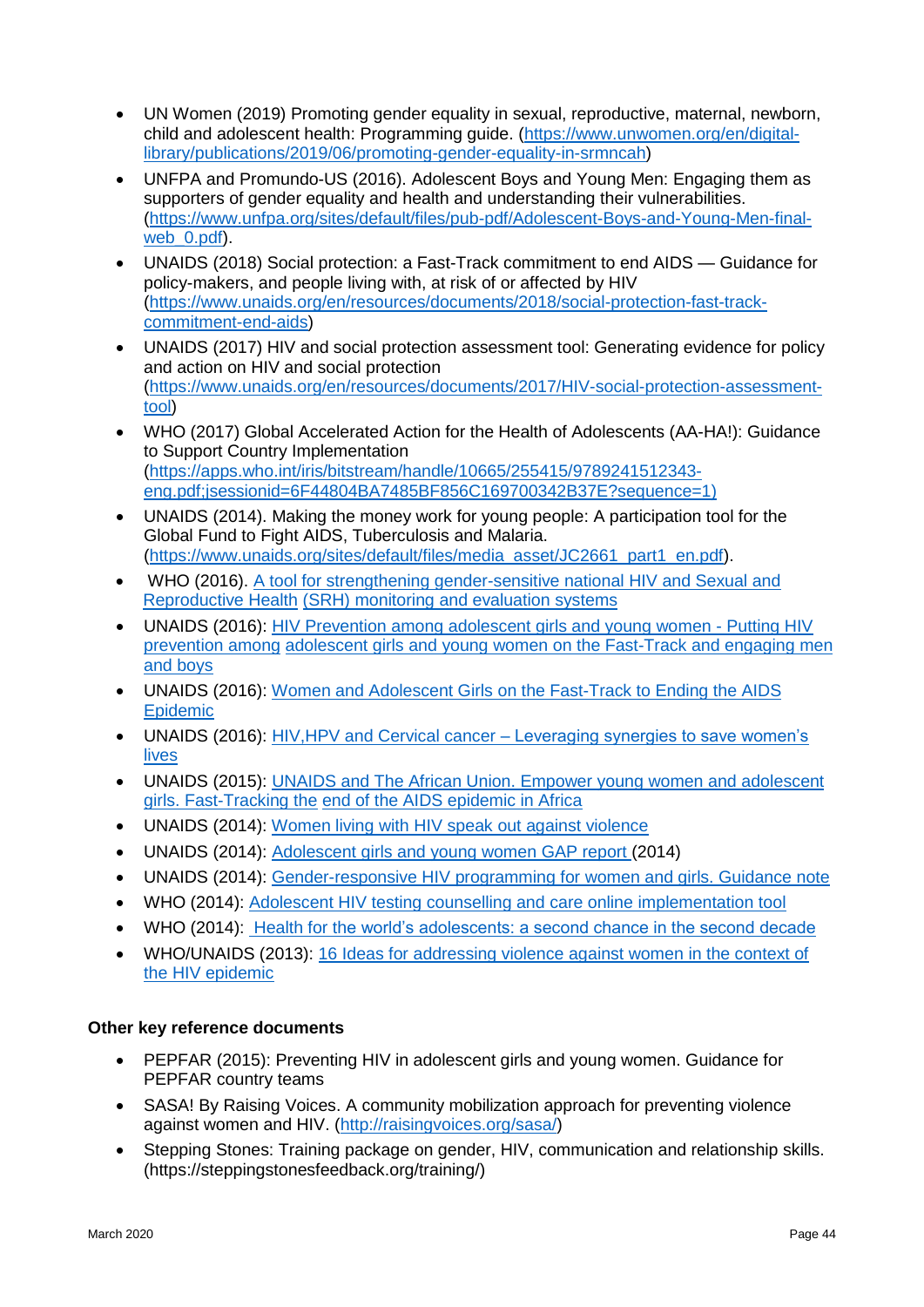- UN Women (2019) Promoting gender equality in sexual, reproductive, maternal, newborn, child and adolescent health: Programming guide. (https://www.unwomen.org/en/digital-library/publications/2019/06/promoting-gender-equality-in-srmncah)
- UNFPA and Promundo-US (2016). Adolescent Boys and Young Men: Engaging them as supporters of gender equality and health and understanding their vulnerabilities. (https://www.unfpa.org/sites/default/files/pub-pdf/Adolescent-Boys-and-Young-Men-final-web_0.pdf).
- UNAIDS (2018) Social protection: a Fast-Track commitment to end AIDS — Guidance for policy-makers, and people living with, at risk of or affected by HIV (https://www.unaids.org/en/resources/documents/2018/social-protection-fast-track-commitment-end-aids)
- UNAIDS (2017) HIV and social protection assessment tool: Generating evidence for policy and action on HIV and social protection (https://www.unaids.org/en/resources/documents/2017/HIV-social-protection-assessment-tool)
- WHO (2017) Global Accelerated Action for the Health of Adolescents (AA-HA!): Guidance to Support Country Implementation (https://apps.who.int/iris/bitstream/handle/10665/255415/9789241512343-eng.pdf;jsessionid=6F44804BA7485BF856C169700342B37E?sequence=1)
- UNAIDS (2014). Making the money work for young people: A participation tool for the Global Fund to Fight AIDS, Tuberculosis and Malaria. (https://www.unaids.org/sites/default/files/media_asset/JC2661_part1_en.pdf).
- WHO (2016). A tool for strengthening gender-sensitive national HIV and Sexual and Reproductive Health (SRH) monitoring and evaluation systems
- UNAIDS (2016): HIV Prevention among adolescent girls and young women - Putting HIV prevention among adolescent girls and young women on the Fast-Track and engaging men and boys
- UNAIDS (2016): Women and Adolescent Girls on the Fast-Track to Ending the AIDS Epidemic
- UNAIDS (2016): HIV,HPV and Cervical cancer – Leveraging synergies to save women's lives
- UNAIDS (2015): UNAIDS and The African Union. Empower young women and adolescent girls. Fast-Tracking the end of the AIDS epidemic in Africa
- UNAIDS (2014): Women living with HIV speak out against violence
- UNAIDS (2014): Adolescent girls and young women GAP report (2014)
- UNAIDS (2014): Gender-responsive HIV programming for women and girls. Guidance note
- WHO (2014): Adolescent HIV testing counselling and care online implementation tool
- WHO (2014): Health for the world's adolescents: a second chance in the second decade
- WHO/UNAIDS (2013): 16 Ideas for addressing violence against women in the context of the HIV epidemic

**Other key reference documents**

- PEPFAR (2015): Preventing HIV in adolescent girls and young women. Guidance for PEPFAR country teams
- SASA! By Raising Voices. A community mobilization approach for preventing violence against women and HIV. (http://raisingvoices.org/sasa/)
- Stepping Stones: Training package on gender, HIV, communication and relationship skills. (https://steppingstonesfeedback.org/training/)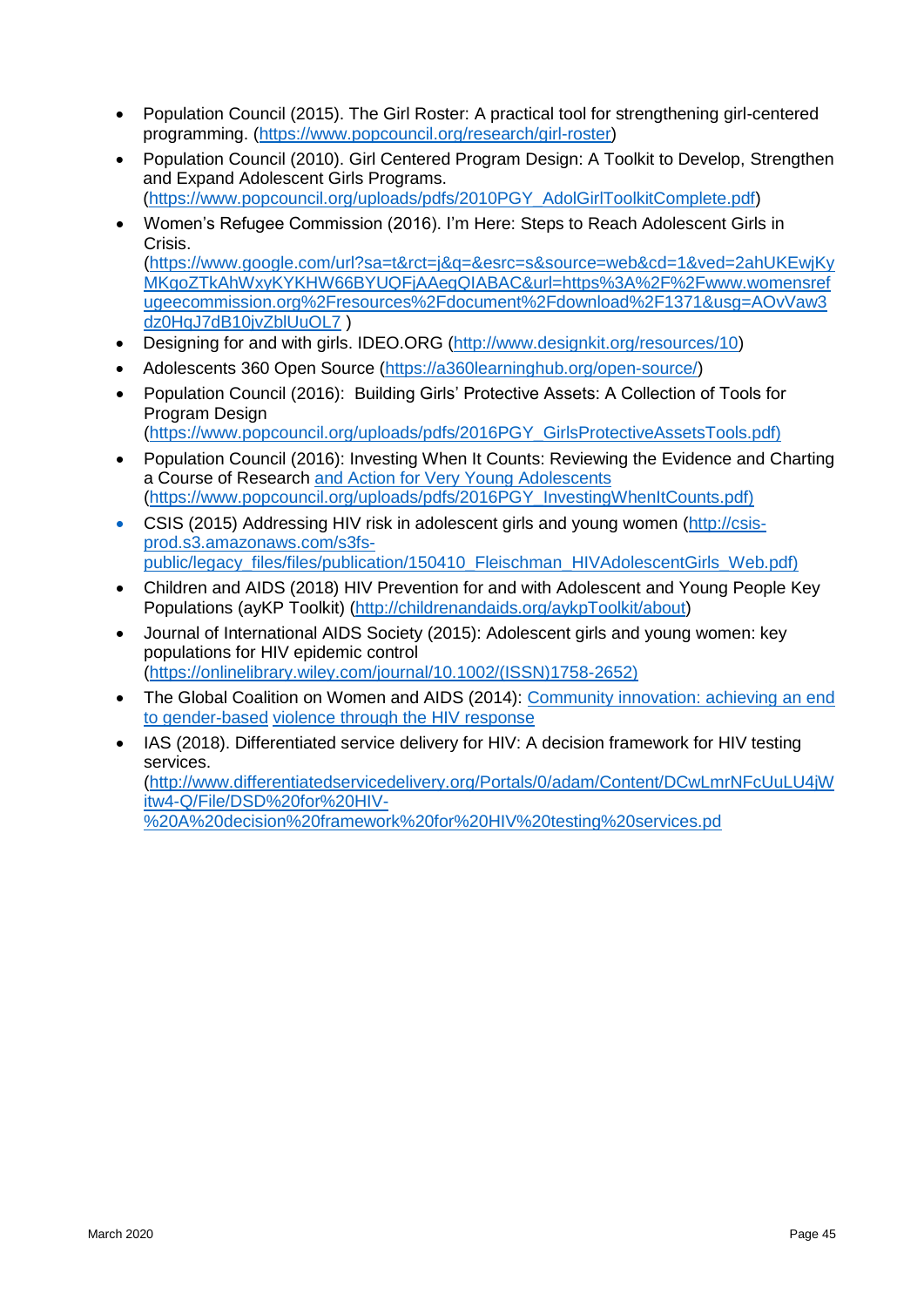- Population Council (2015). The Girl Roster: A practical tool for strengthening girl-centered programming. (https://www.popcouncil.org/research/girl-roster)
- Population Council (2010). Girl Centered Program Design: A Toolkit to Develop, Strengthen and Expand Adolescent Girls Programs. (https://www.popcouncil.org/uploads/pdfs/2010PGY_AdolGirlToolkitComplete.pdf)
- Women's Refugee Commission (2016). I'm Here: Steps to Reach Adolescent Girls in Crisis. (https://www.google.com/url?sa=t&rct=j&q=&esrc=s&source=web&cd=1&ved=2ahUKEwjKyMKgoZTkAhWxyKYKHW66BYUQFjAAegQIABAC&url=https%3A%2F%2Fwww.womensrefugeecommission.org%2Fresources%2Fdocument%2Fdownload%2F1371&usg=AOvVaw3dz0HqJ7dB10jvZblUuOL7 )
- Designing for and with girls. IDEO.ORG (http://www.designkit.org/resources/10)
- Adolescents 360 Open Source (https://a360learninghub.org/open-source/)
- Population Council (2016): Building Girls' Protective Assets: A Collection of Tools for Program Design (https://www.popcouncil.org/uploads/pdfs/2016PGY_GirlsProtectiveAssetsTools.pdf)
- Population Council (2016): Investing When It Counts: Reviewing the Evidence and Charting a Course of Research and Action for Very Young Adolescents (https://www.popcouncil.org/uploads/pdfs/2016PGY_InvestingWhenItCounts.pdf)
- CSIS (2015) Addressing HIV risk in adolescent girls and young women (http://csis-prod.s3.amazonaws.com/s3fs-public/legacy_files/files/publication/150410_Fleischman_HIVAdolescentGirls_Web.pdf)
- Children and AIDS (2018) HIV Prevention for and with Adolescent and Young People Key Populations (ayKP Toolkit) (http://childrenandaids.org/aykpToolkit/about)
- Journal of International AIDS Society (2015): Adolescent girls and young women: key populations for HIV epidemic control (https://onlinelibrary.wiley.com/journal/10.1002/(ISSN)1758-2652)
- The Global Coalition on Women and AIDS (2014): Community innovation: achieving an end to gender-based violence through the HIV response
- IAS (2018). Differentiated service delivery for HIV: A decision framework for HIV testing services. (http://www.differentiatedservicedelivery.org/Portals/0/adam/Content/DCwLmrNFcUuLU4jWitw4-Q/File/DSD%20for%20HIV-%20A%20decision%20framework%20for%20HIV%20testing%20services.pd